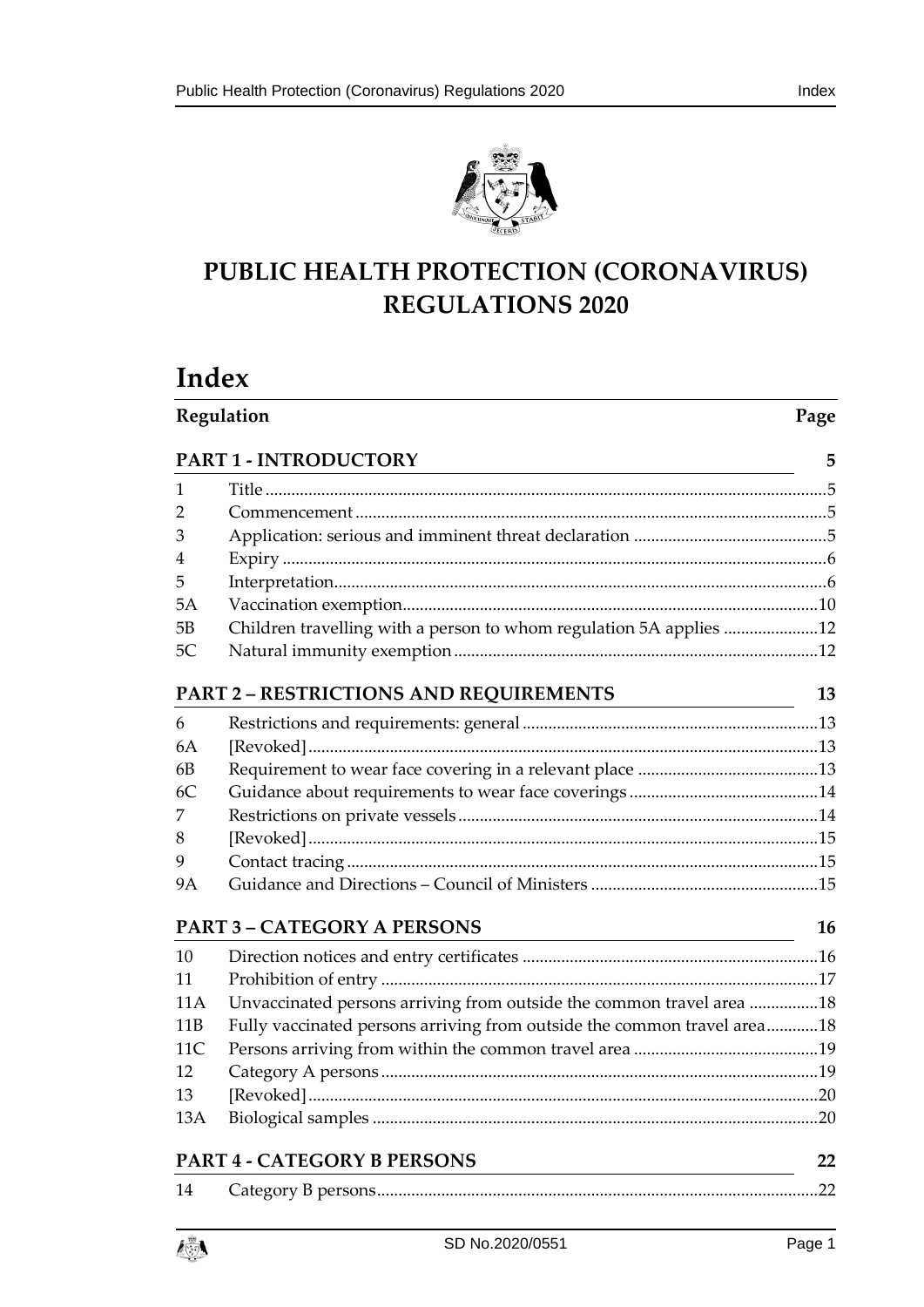# PUBLIC HEALTH PROTECTION (CORONAVIRUS) REGULATIONS 2020

## Index

| Regulation | | Page |
|---|---|---|
| **PART 1 - INTRODUCTORY** | | **5** |
| 1 | Title | 5 |
| 2 | Commencement | 5 |
| 3 | Application: serious and imminent threat declaration | 5 |
| 4 | Expiry | 6 |
| 5 | Interpretation | 6 |
| 5A | Vaccination exemption | 10 |
| 5B | Children travelling with a person to whom regulation 5A applies | 12 |
| 5C | Natural immunity exemption | 12 |
| **PART 2 – RESTRICTIONS AND REQUIREMENTS** | | **13** |
| 6 | Restrictions and requirements: general | 13 |
| 6A | [Revoked] | 13 |
| 6B | Requirement to wear face covering in a relevant place | 13 |
| 6C | Guidance about requirements to wear face coverings | 14 |
| 7 | Restrictions on private vessels | 14 |
| 8 | [Revoked] | 15 |
| 9 | Contact tracing | 15 |
| 9A | Guidance and Directions – Council of Ministers | 15 |
| **PART 3 – CATEGORY A PERSONS** | | **16** |
| 10 | Direction notices and entry certificates | 16 |
| 11 | Prohibition of entry | 17 |
| 11A | Unvaccinated persons arriving from outside the common travel area | 18 |
| 11B | Fully vaccinated persons arriving from outside the common travel area | 18 |
| 11C | Persons arriving from within the common travel area | 19 |
| 12 | Category A persons | 19 |
| 13 | [Revoked] | 20 |
| 13A | Biological samples | 20 |
| **PART 4 - CATEGORY B PERSONS** | | **22** |
| 14 | Category B persons | 22 |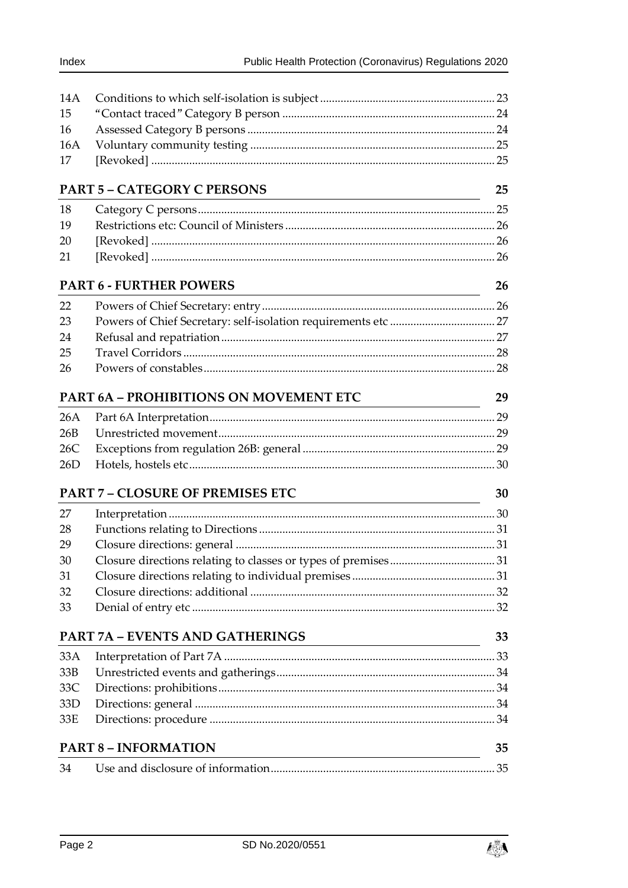| | | |
|---|---|---|
| 14A | Conditions to which self-isolation is subject | 23 |
| 15 | "Contact traced" Category B person | 24 |
| 16 | Assessed Category B persons | 24 |
| 16A | Voluntary community testing | 25 |
| 17 | [Revoked] | 25 |

**PART 5 – CATEGORY C PERSONS** 25

| | | |
|---|---|---|
| 18 | Category C persons | 25 |
| 19 | Restrictions etc: Council of Ministers | 26 |
| 20 | [Revoked] | 26 |
| 21 | [Revoked] | 26 |

**PART 6 - FURTHER POWERS** 26

| | | |
|---|---|---|
| 22 | Powers of Chief Secretary: entry | 26 |
| 23 | Powers of Chief Secretary: self-isolation requirements etc | 27 |
| 24 | Refusal and repatriation | 27 |
| 25 | Travel Corridors | 28 |
| 26 | Powers of constables | 28 |

**PART 6A – PROHIBITIONS ON MOVEMENT ETC** 29

| | | |
|---|---|---|
| 26A | Part 6A Interpretation | 29 |
| 26B | Unrestricted movement | 29 |
| 26C | Exceptions from regulation 26B: general | 29 |
| 26D | Hotels, hostels etc | 30 |

**PART 7 – CLOSURE OF PREMISES ETC** 30

| | | |
|---|---|---|
| 27 | Interpretation | 30 |
| 28 | Functions relating to Directions | 31 |
| 29 | Closure directions: general | 31 |
| 30 | Closure directions relating to classes or types of premises | 31 |
| 31 | Closure directions relating to individual premises | 31 |
| 32 | Closure directions: additional | 32 |
| 33 | Denial of entry etc | 32 |

**PART 7A – EVENTS AND GATHERINGS** 33

| | | |
|---|---|---|
| 33A | Interpretation of Part 7A | 33 |
| 33B | Unrestricted events and gatherings | 34 |
| 33C | Directions: prohibitions | 34 |
| 33D | Directions: general | 34 |
| 33E | Directions: procedure | 34 |

**PART 8 – INFORMATION** 35

| | | |
|---|---|---|
| 34 | Use and disclosure of information | 35 |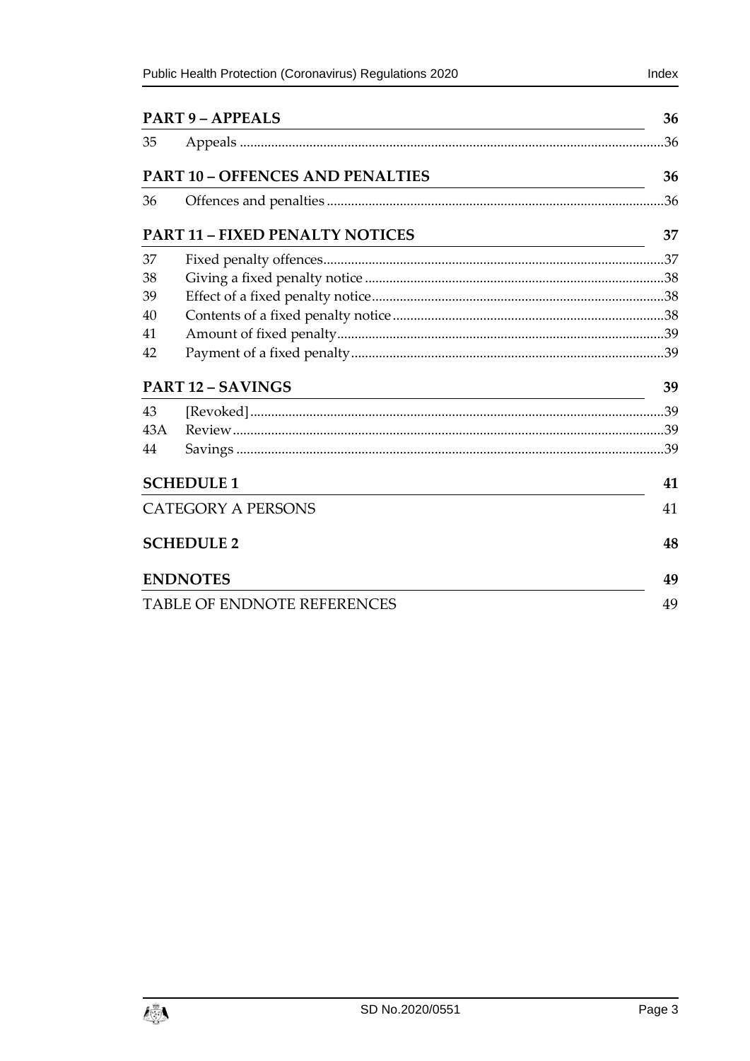**PART 9 – APPEALS** 36

35 Appeals .......................................................................................................................36

**PART 10 – OFFENCES AND PENALTIES** 36

36 Offences and penalties ...............................................................................................36

**PART 11 – FIXED PENALTY NOTICES** 37

37 Fixed penalty offences.................................................................................................37
38 Giving a fixed penalty notice .....................................................................................38
39 Effect of a fixed penalty notice...................................................................................38
40 Contents of a fixed penalty notice .............................................................................38
41 Amount of fixed penalty.............................................................................................39
42 Payment of a fixed penalty.........................................................................................39

**PART 12 – SAVINGS** 39

43 [Revoked]......................................................................................................................39
43A Review...........................................................................................................................39
44 Savings ..........................................................................................................................39

**SCHEDULE 1** 41

CATEGORY A PERSONS 41

**SCHEDULE 2** 48

**ENDNOTES** 49

TABLE OF ENDNOTE REFERENCES 49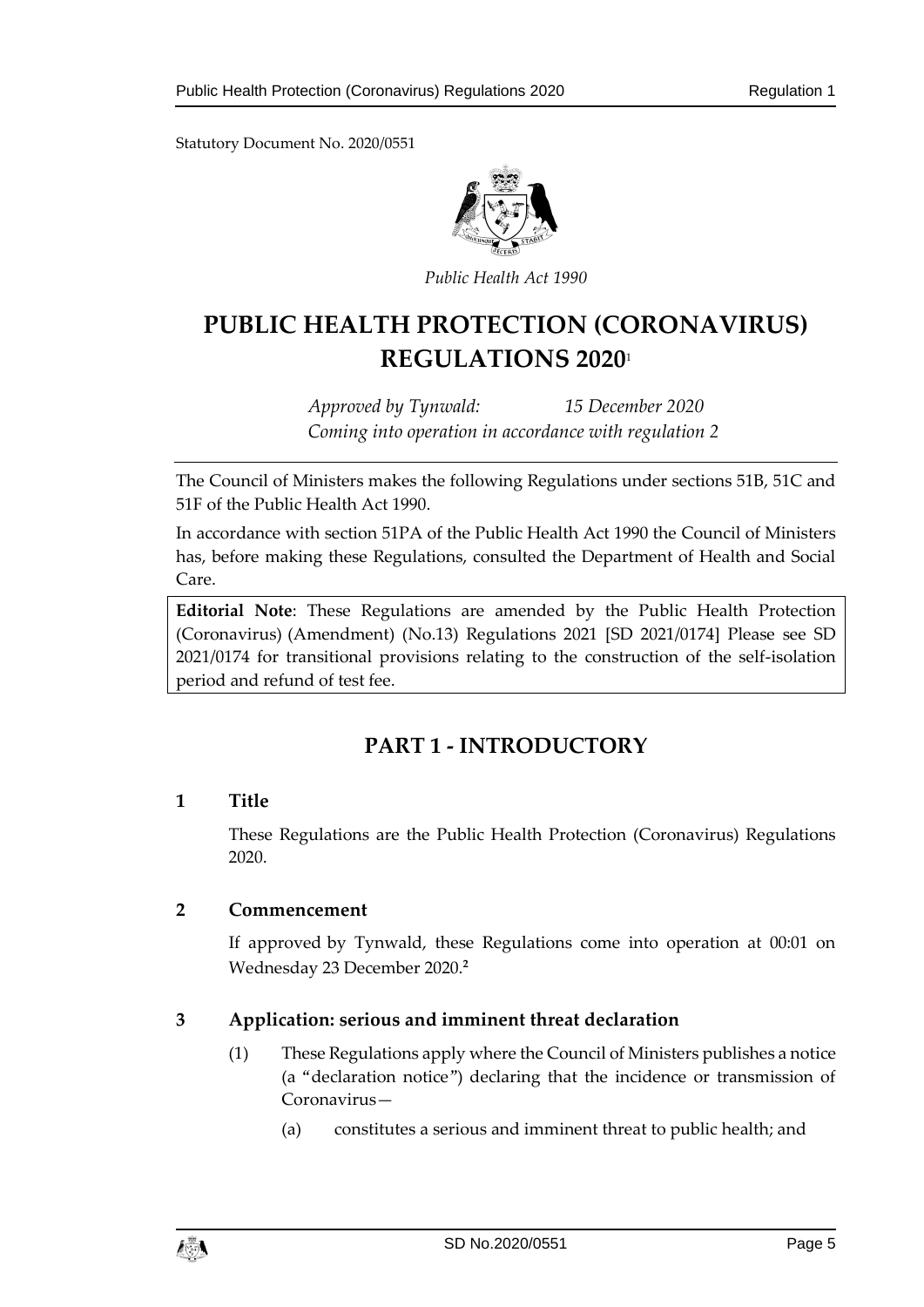Statutory Document No. 2020/0551

*Public Health Act 1990*

# PUBLIC HEALTH PROTECTION (CORONAVIRUS) REGULATIONS 2020[1]

*Approved by Tynwald: 15 December 2020*
*Coming into operation in accordance with regulation 2*

The Council of Ministers makes the following Regulations under sections 51B, 51C and 51F of the Public Health Act 1990.

In accordance with section 51PA of the Public Health Act 1990 the Council of Ministers has, before making these Regulations, consulted the Department of Health and Social Care.

**Editorial Note**: These Regulations are amended by the Public Health Protection (Coronavirus) (Amendment) (No.13) Regulations 2021 [SD 2021/0174] Please see SD 2021/0174 for transitional provisions relating to the construction of the self-isolation period and refund of test fee.

## PART 1 - INTRODUCTORY

### 1 Title

These Regulations are the Public Health Protection (Coronavirus) Regulations 2020.

### 2 Commencement

If approved by Tynwald, these Regulations come into operation at 00:01 on Wednesday 23 December 2020.[2]

### 3 Application: serious and imminent threat declaration

(1) These Regulations apply where the Council of Ministers publishes a notice (a "declaration notice") declaring that the incidence or transmission of Coronavirus—

(a) constitutes a serious and imminent threat to public health; and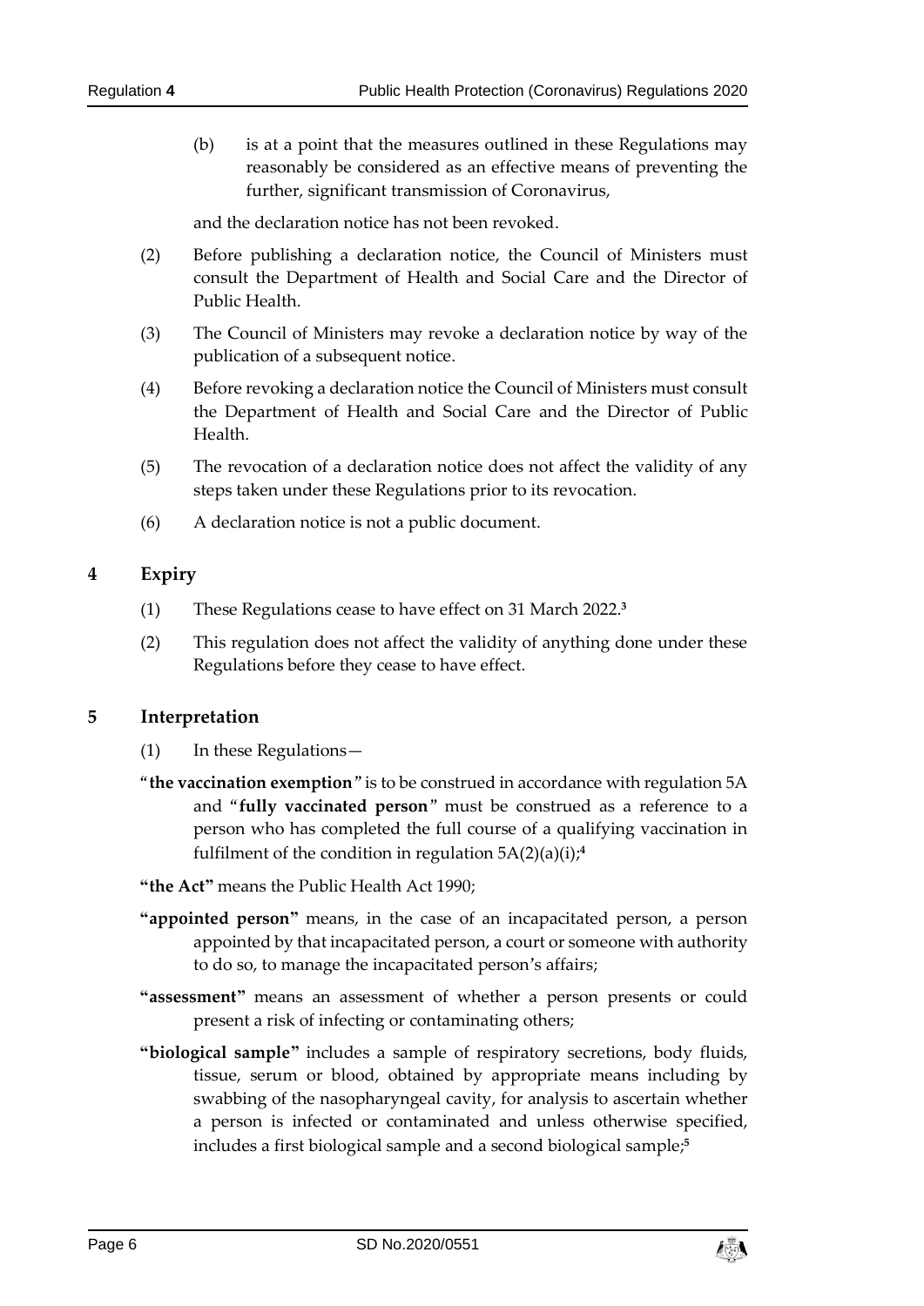(b) is at a point that the measures outlined in these Regulations may reasonably be considered as an effective means of preventing the further, significant transmission of Coronavirus,

and the declaration notice has not been revoked.

(2) Before publishing a declaration notice, the Council of Ministers must consult the Department of Health and Social Care and the Director of Public Health.

(3) The Council of Ministers may revoke a declaration notice by way of the publication of a subsequent notice.

(4) Before revoking a declaration notice the Council of Ministers must consult the Department of Health and Social Care and the Director of Public Health.

(5) The revocation of a declaration notice does not affect the validity of any steps taken under these Regulations prior to its revocation.

(6) A declaration notice is not a public document.

## 4 Expiry

(1) These Regulations cease to have effect on 31 March 2022.[3]

(2) This regulation does not affect the validity of anything done under these Regulations before they cease to have effect.

## 5 Interpretation

(1) In these Regulations—

"**the vaccination exemption**" is to be construed in accordance with regulation 5A and "**fully vaccinated person**" must be construed as a reference to a person who has completed the full course of a qualifying vaccination in fulfilment of the condition in regulation 5A(2)(a)(i);[4]

**"the Act"** means the Public Health Act 1990;

**"appointed person"** means, in the case of an incapacitated person, a person appointed by that incapacitated person, a court or someone with authority to do so, to manage the incapacitated person's affairs;

**"assessment"** means an assessment of whether a person presents or could present a risk of infecting or contaminating others;

**"biological sample"** includes a sample of respiratory secretions, body fluids, tissue, serum or blood, obtained by appropriate means including by swabbing of the nasopharyngeal cavity, for analysis to ascertain whether a person is infected or contaminated and unless otherwise specified, includes a first biological sample and a second biological sample;[5]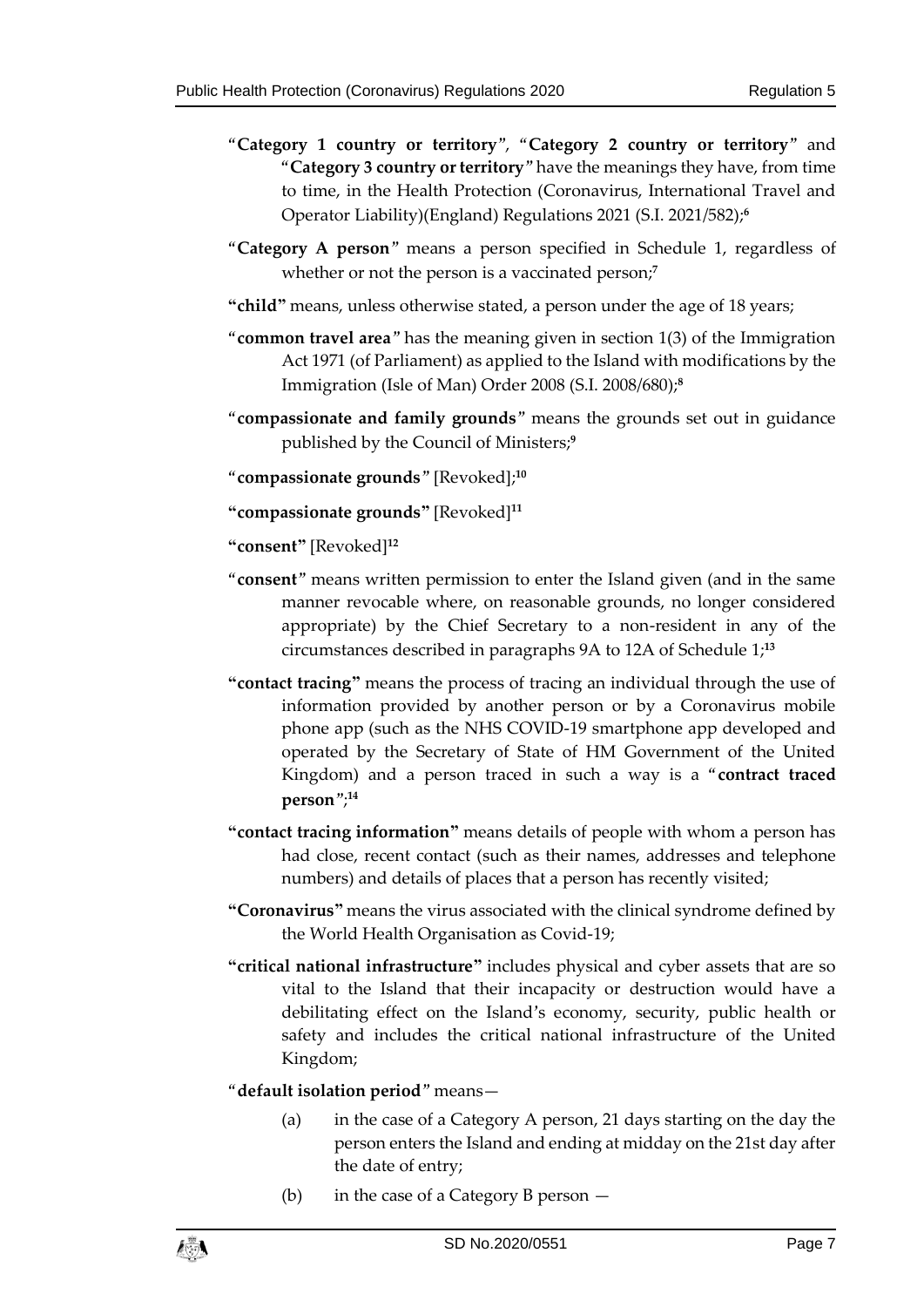"**Category 1 country or territory**", "**Category 2 country or territory**" and "**Category 3 country or territory**" have the meanings they have, from time to time, in the Health Protection (Coronavirus, International Travel and Operator Liability)(England) Regulations 2021 (S.I. 2021/582);[6]

"**Category A person**" means a person specified in Schedule 1, regardless of whether or not the person is a vaccinated person;[7]

"**child**" means, unless otherwise stated, a person under the age of 18 years;

"**common travel area**" has the meaning given in section 1(3) of the Immigration Act 1971 (of Parliament) as applied to the Island with modifications by the Immigration (Isle of Man) Order 2008 (S.I. 2008/680);[8]

"**compassionate and family grounds**" means the grounds set out in guidance published by the Council of Ministers;[9]

"**compassionate grounds**" [Revoked];[10]

"**compassionate grounds**" [Revoked][11]

"**consent**" [Revoked][12]

"**consent**" means written permission to enter the Island given (and in the same manner revocable where, on reasonable grounds, no longer considered appropriate) by the Chief Secretary to a non-resident in any of the circumstances described in paragraphs 9A to 12A of Schedule 1;[13]

"**contact tracing**" means the process of tracing an individual through the use of information provided by another person or by a Coronavirus mobile phone app (such as the NHS COVID-19 smartphone app developed and operated by the Secretary of State of HM Government of the United Kingdom) and a person traced in such a way is a "**contract traced person**";[14]

"**contact tracing information**" means details of people with whom a person has had close, recent contact (such as their names, addresses and telephone numbers) and details of places that a person has recently visited;

"**Coronavirus**" means the virus associated with the clinical syndrome defined by the World Health Organisation as Covid-19;

"**critical national infrastructure**" includes physical and cyber assets that are so vital to the Island that their incapacity or destruction would have a debilitating effect on the Island's economy, security, public health or safety and includes the critical national infrastructure of the United Kingdom;

"**default isolation period**" means—

(a) in the case of a Category A person, 21 days starting on the day the person enters the Island and ending at midday on the 21st day after the date of entry;

(b) in the case of a Category B person —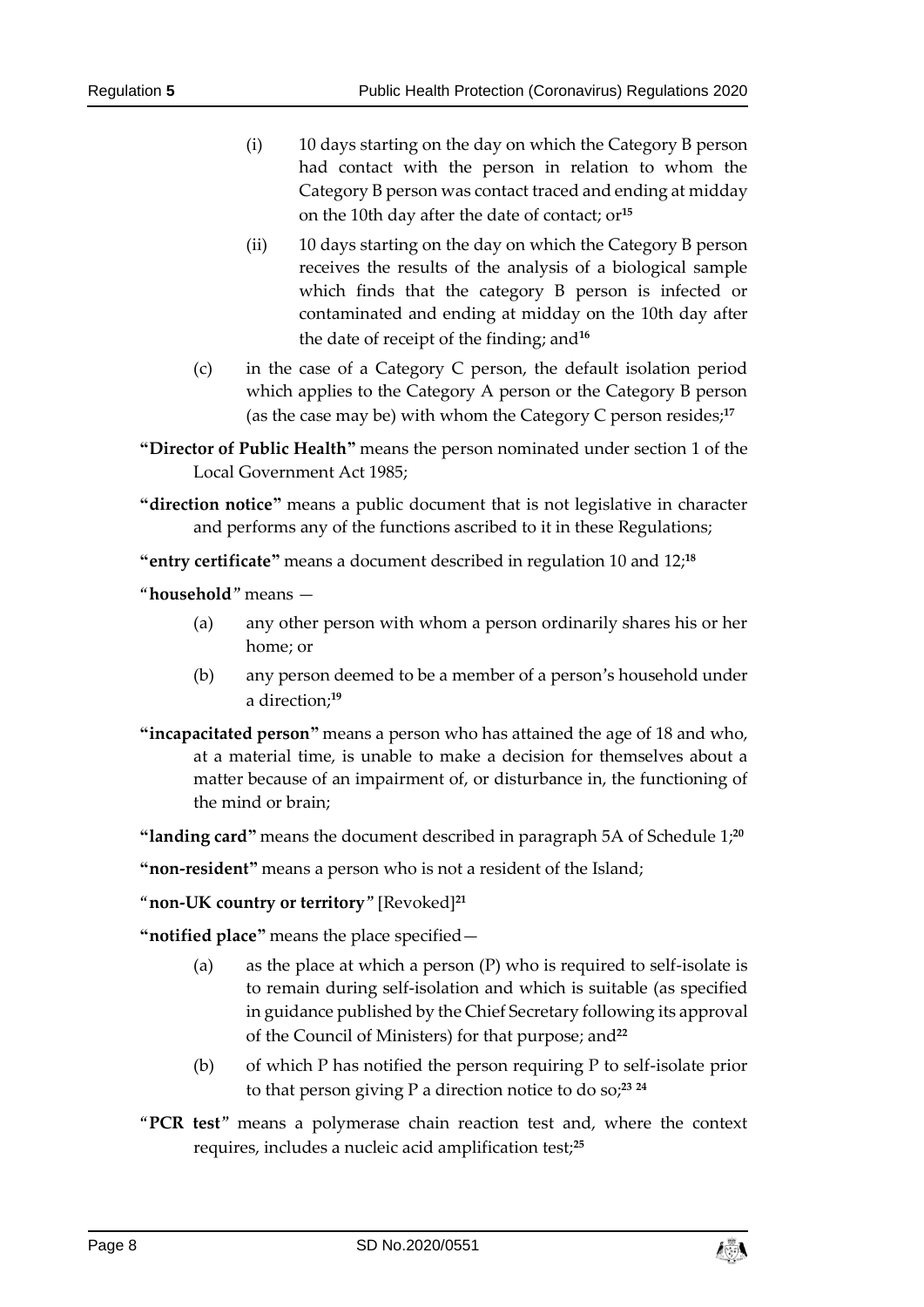(i) 10 days starting on the day on which the Category B person had contact with the person in relation to whom the Category B person was contact traced and ending at midday on the 10th day after the date of contact; or[15]

(ii) 10 days starting on the day on which the Category B person receives the results of the analysis of a biological sample which finds that the category B person is infected or contaminated and ending at midday on the 10th day after the date of receipt of the finding; and[16]

(c) in the case of a Category C person, the default isolation period which applies to the Category A person or the Category B person (as the case may be) with whom the Category C person resides;[17]

**"Director of Public Health"** means the person nominated under section 1 of the Local Government Act 1985;

**"direction notice"** means a public document that is not legislative in character and performs any of the functions ascribed to it in these Regulations;

**"entry certificate"** means a document described in regulation 10 and 12;[18]

"**household**" means —

(a) any other person with whom a person ordinarily shares his or her home; or

(b) any person deemed to be a member of a person's household under a direction;[19]

**"incapacitated person"** means a person who has attained the age of 18 and who, at a material time, is unable to make a decision for themselves about a matter because of an impairment of, or disturbance in, the functioning of the mind or brain;

**"landing card"** means the document described in paragraph 5A of Schedule 1;[20]

**"non-resident"** means a person who is not a resident of the Island;

"**non-UK country or territory**" [Revoked][21]

**"notified place"** means the place specified—

(a) as the place at which a person (P) who is required to self-isolate is to remain during self-isolation and which is suitable (as specified in guidance published by the Chief Secretary following its approval of the Council of Ministers) for that purpose; and[22]

(b) of which P has notified the person requiring P to self-isolate prior to that person giving P a direction notice to do so;[23] [24]

"**PCR test**" means a polymerase chain reaction test and, where the context requires, includes a nucleic acid amplification test;[25]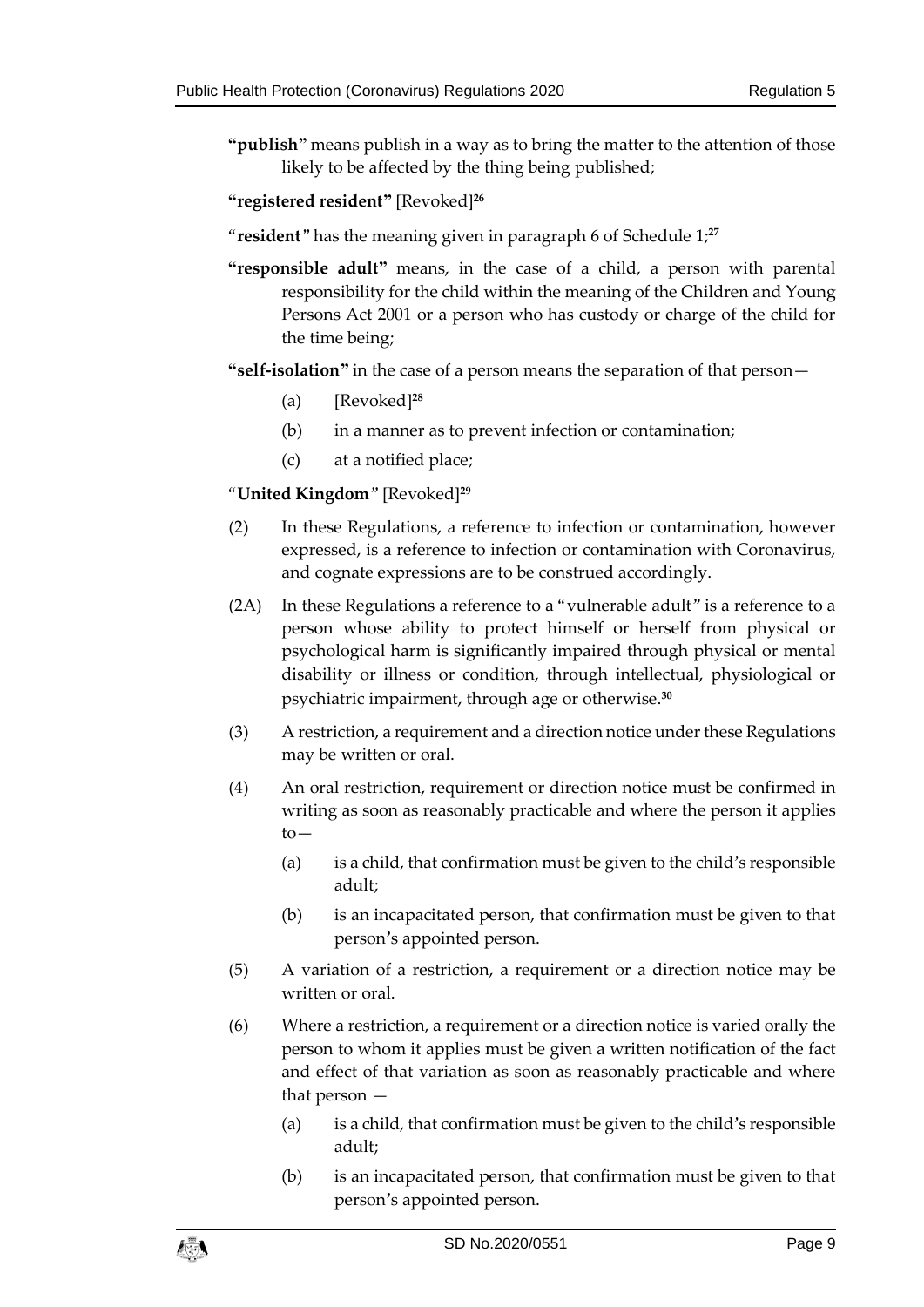**"publish"** means publish in a way as to bring the matter to the attention of those likely to be affected by the thing being published;

**"registered resident"** [Revoked][26]

"**resident**" has the meaning given in paragraph 6 of Schedule 1;[27]

**"responsible adult"** means, in the case of a child, a person with parental responsibility for the child within the meaning of the Children and Young Persons Act 2001 or a person who has custody or charge of the child for the time being;

**"self-isolation"** in the case of a person means the separation of that person—

(a) [Revoked][28]

(b) in a manner as to prevent infection or contamination;

(c) at a notified place;

"**United Kingdom**" [Revoked][29]

(2) In these Regulations, a reference to infection or contamination, however expressed, is a reference to infection or contamination with Coronavirus, and cognate expressions are to be construed accordingly.

(2A) In these Regulations a reference to a "vulnerable adult" is a reference to a person whose ability to protect himself or herself from physical or psychological harm is significantly impaired through physical or mental disability or illness or condition, through intellectual, physiological or psychiatric impairment, through age or otherwise.[30]

(3) A restriction, a requirement and a direction notice under these Regulations may be written or oral.

(4) An oral restriction, requirement or direction notice must be confirmed in writing as soon as reasonably practicable and where the person it applies to—

(a) is a child, that confirmation must be given to the child's responsible adult;

(b) is an incapacitated person, that confirmation must be given to that person's appointed person.

(5) A variation of a restriction, a requirement or a direction notice may be written or oral.

(6) Where a restriction, a requirement or a direction notice is varied orally the person to whom it applies must be given a written notification of the fact and effect of that variation as soon as reasonably practicable and where that person —

(a) is a child, that confirmation must be given to the child's responsible adult;

(b) is an incapacitated person, that confirmation must be given to that person's appointed person.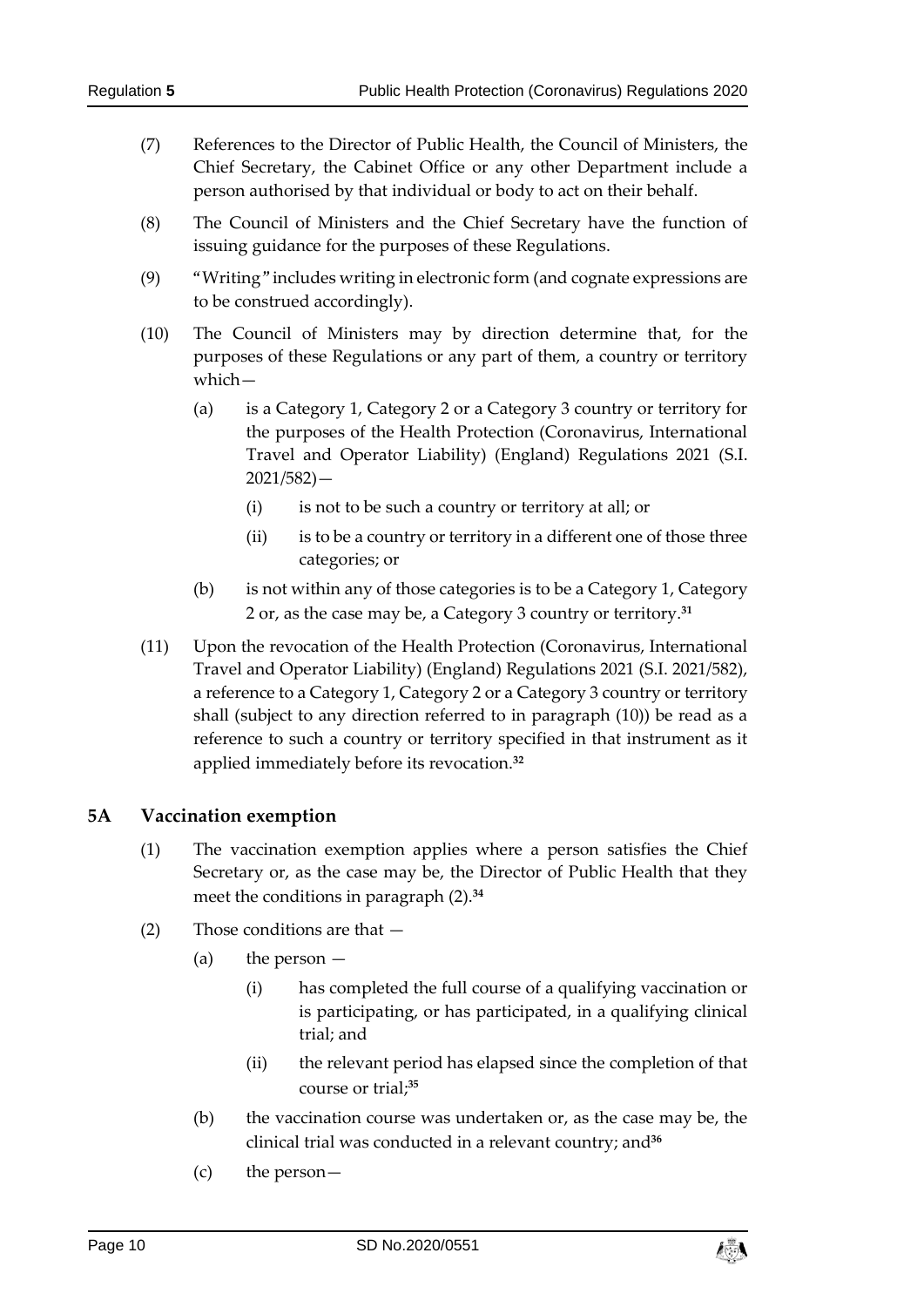(7) References to the Director of Public Health, the Council of Ministers, the Chief Secretary, the Cabinet Office or any other Department include a person authorised by that individual or body to act on their behalf.

(8) The Council of Ministers and the Chief Secretary have the function of issuing guidance for the purposes of these Regulations.

(9) "Writing" includes writing in electronic form (and cognate expressions are to be construed accordingly).

(10) The Council of Ministers may by direction determine that, for the purposes of these Regulations or any part of them, a country or territory which—

- (a) is a Category 1, Category 2 or a Category 3 country or territory for the purposes of the Health Protection (Coronavirus, International Travel and Operator Liability) (England) Regulations 2021 (S.I. 2021/582)—
  - (i) is not to be such a country or territory at all; or
  - (ii) is to be a country or territory in a different one of those three categories; or
- (b) is not within any of those categories is to be a Category 1, Category 2 or, as the case may be, a Category 3 country or territory.[31]

(11) Upon the revocation of the Health Protection (Coronavirus, International Travel and Operator Liability) (England) Regulations 2021 (S.I. 2021/582), a reference to a Category 1, Category 2 or a Category 3 country or territory shall (subject to any direction referred to in paragraph (10)) be read as a reference to such a country or territory specified in that instrument as it applied immediately before its revocation.[32]

## 5A Vaccination exemption

(1) The vaccination exemption applies where a person satisfies the Chief Secretary or, as the case may be, the Director of Public Health that they meet the conditions in paragraph (2).[34]

(2) Those conditions are that —

- (a) the person —
  - (i) has completed the full course of a qualifying vaccination or is participating, or has participated, in a qualifying clinical trial; and
  - (ii) the relevant period has elapsed since the completion of that course or trial;[35]
- (b) the vaccination course was undertaken or, as the case may be, the clinical trial was conducted in a relevant country; and[36]
- (c) the person—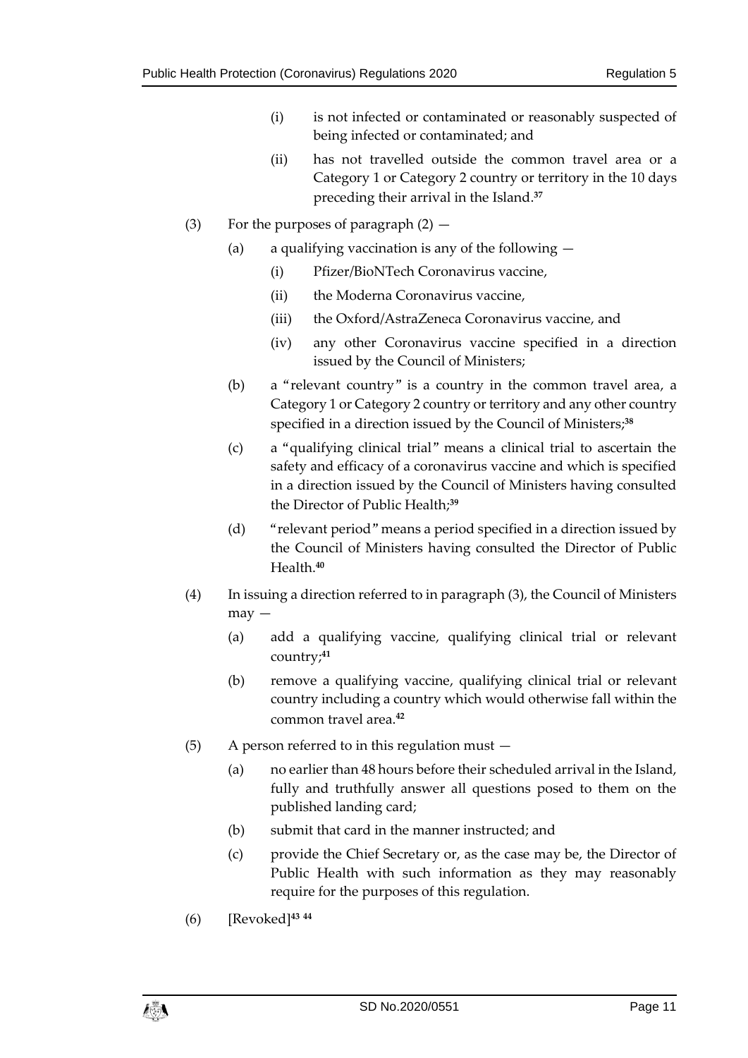(i) is not infected or contaminated or reasonably suspected of being infected or contaminated; and

(ii) has not travelled outside the common travel area or a Category 1 or Category 2 country or territory in the 10 days preceding their arrival in the Island.[37]

(3) For the purposes of paragraph (2) —

(a) a qualifying vaccination is any of the following —

(i) Pfizer/BioNTech Coronavirus vaccine,

(ii) the Moderna Coronavirus vaccine,

(iii) the Oxford/AstraZeneca Coronavirus vaccine, and

(iv) any other Coronavirus vaccine specified in a direction issued by the Council of Ministers;

(b) a "relevant country" is a country in the common travel area, a Category 1 or Category 2 country or territory and any other country specified in a direction issued by the Council of Ministers;[38]

(c) a "qualifying clinical trial" means a clinical trial to ascertain the safety and efficacy of a coronavirus vaccine and which is specified in a direction issued by the Council of Ministers having consulted the Director of Public Health;[39]

(d) "relevant period" means a period specified in a direction issued by the Council of Ministers having consulted the Director of Public Health.[40]

(4) In issuing a direction referred to in paragraph (3), the Council of Ministers may —

(a) add a qualifying vaccine, qualifying clinical trial or relevant country;[41]

(b) remove a qualifying vaccine, qualifying clinical trial or relevant country including a country which would otherwise fall within the common travel area.[42]

(5) A person referred to in this regulation must —

(a) no earlier than 48 hours before their scheduled arrival in the Island, fully and truthfully answer all questions posed to them on the published landing card;

(b) submit that card in the manner instructed; and

(c) provide the Chief Secretary or, as the case may be, the Director of Public Health with such information as they may reasonably require for the purposes of this regulation.

(6) [Revoked][43] [44]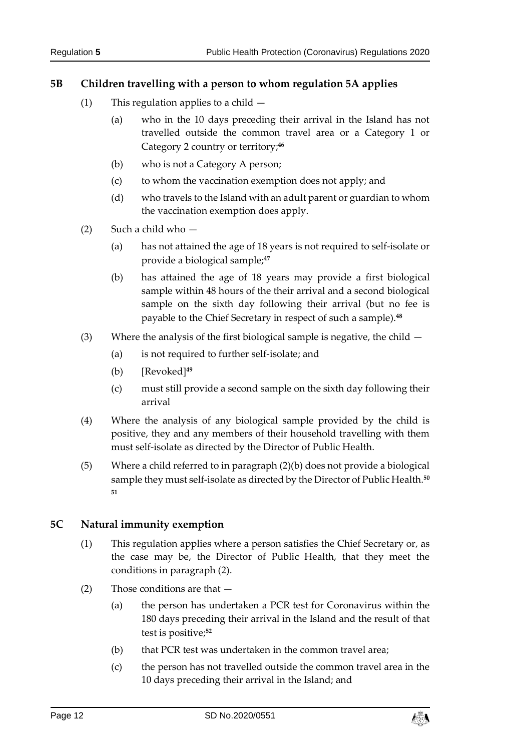## 5B Children travelling with a person to whom regulation 5A applies

(1) This regulation applies to a child —

(a) who in the 10 days preceding their arrival in the Island has not travelled outside the common travel area or a Category 1 or Category 2 country or territory;[46]

(b) who is not a Category A person;

(c) to whom the vaccination exemption does not apply; and

(d) who travels to the Island with an adult parent or guardian to whom the vaccination exemption does apply.

(2) Such a child who —

(a) has not attained the age of 18 years is not required to self-isolate or provide a biological sample;[47]

(b) has attained the age of 18 years may provide a first biological sample within 48 hours of the their arrival and a second biological sample on the sixth day following their arrival (but no fee is payable to the Chief Secretary in respect of such a sample).[48]

(3) Where the analysis of the first biological sample is negative, the child —

(a) is not required to further self-isolate; and

(b) [Revoked][49]

(c) must still provide a second sample on the sixth day following their arrival

(4) Where the analysis of any biological sample provided by the child is positive, they and any members of their household travelling with them must self-isolate as directed by the Director of Public Health.

(5) Where a child referred to in paragraph (2)(b) does not provide a biological sample they must self-isolate as directed by the Director of Public Health.[50] [51]

## 5C Natural immunity exemption

(1) This regulation applies where a person satisfies the Chief Secretary or, as the case may be, the Director of Public Health, that they meet the conditions in paragraph (2).

(2) Those conditions are that —

(a) the person has undertaken a PCR test for Coronavirus within the 180 days preceding their arrival in the Island and the result of that test is positive;[52]

(b) that PCR test was undertaken in the common travel area;

(c) the person has not travelled outside the common travel area in the 10 days preceding their arrival in the Island; and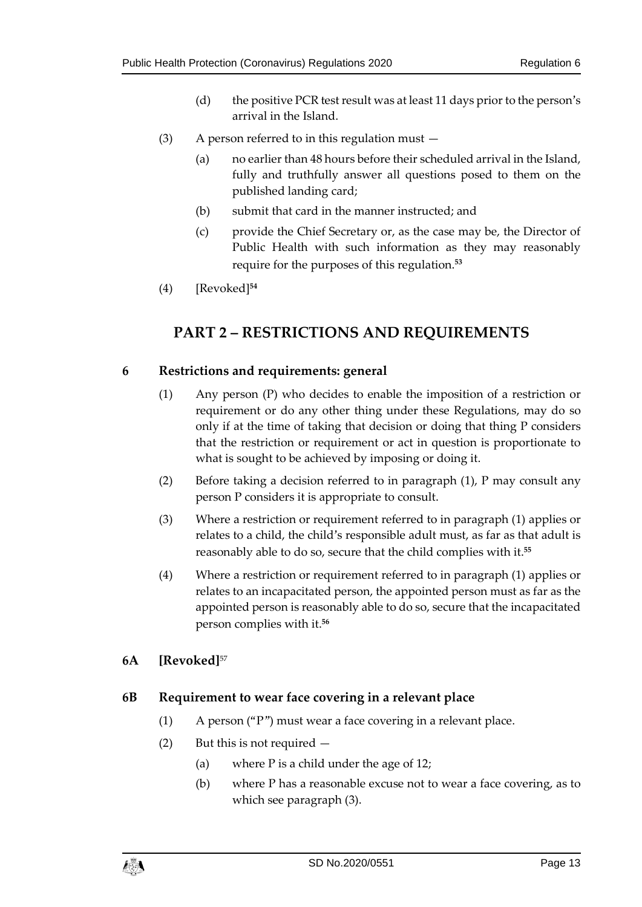(d) the positive PCR test result was at least 11 days prior to the person's arrival in the Island.

(3) A person referred to in this regulation must —

(a) no earlier than 48 hours before their scheduled arrival in the Island, fully and truthfully answer all questions posed to them on the published landing card;

(b) submit that card in the manner instructed; and

(c) provide the Chief Secretary or, as the case may be, the Director of Public Health with such information as they may reasonably require for the purposes of this regulation.[53]

(4) [Revoked][54]

## PART 2 – RESTRICTIONS AND REQUIREMENTS

### 6 Restrictions and requirements: general

(1) Any person (P) who decides to enable the imposition of a restriction or requirement or do any other thing under these Regulations, may do so only if at the time of taking that decision or doing that thing P considers that the restriction or requirement or act in question is proportionate to what is sought to be achieved by imposing or doing it.

(2) Before taking a decision referred to in paragraph (1), P may consult any person P considers it is appropriate to consult.

(3) Where a restriction or requirement referred to in paragraph (1) applies or relates to a child, the child's responsible adult must, as far as that adult is reasonably able to do so, secure that the child complies with it.[55]

(4) Where a restriction or requirement referred to in paragraph (1) applies or relates to an incapacitated person, the appointed person must as far as the appointed person is reasonably able to do so, secure that the incapacitated person complies with it.[56]

### 6A [Revoked][57]

### 6B Requirement to wear face covering in a relevant place

(1) A person ("P") must wear a face covering in a relevant place.

(2) But this is not required —

(a) where P is a child under the age of 12;

(b) where P has a reasonable excuse not to wear a face covering, as to which see paragraph (3).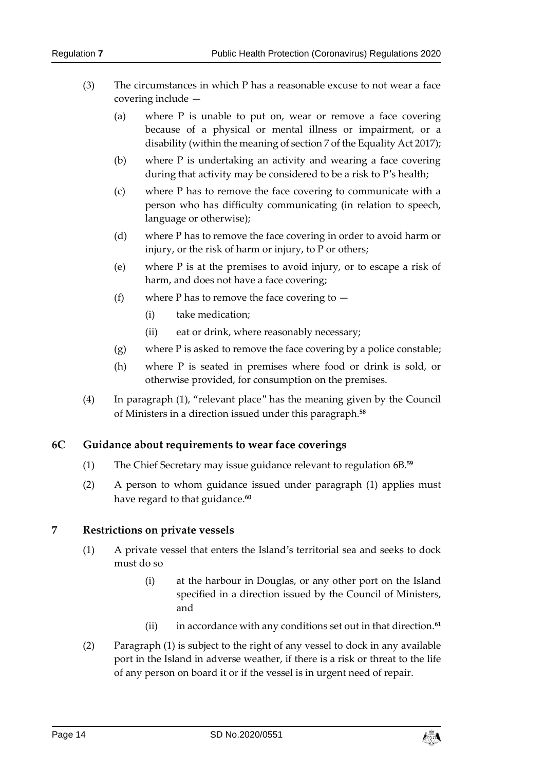(3) The circumstances in which P has a reasonable excuse to not wear a face covering include —

  (a) where P is unable to put on, wear or remove a face covering because of a physical or mental illness or impairment, or a disability (within the meaning of section 7 of the Equality Act 2017);

  (b) where P is undertaking an activity and wearing a face covering during that activity may be considered to be a risk to P's health;

  (c) where P has to remove the face covering to communicate with a person who has difficulty communicating (in relation to speech, language or otherwise);

  (d) where P has to remove the face covering in order to avoid harm or injury, or the risk of harm or injury, to P or others;

  (e) where P is at the premises to avoid injury, or to escape a risk of harm, and does not have a face covering;

  (f) where P has to remove the face covering to —

    (i) take medication;

    (ii) eat or drink, where reasonably necessary;

  (g) where P is asked to remove the face covering by a police constable;

  (h) where P is seated in premises where food or drink is sold, or otherwise provided, for consumption on the premises.

(4) In paragraph (1), "relevant place" has the meaning given by the Council of Ministers in a direction issued under this paragraph.[58]

## 6C Guidance about requirements to wear face coverings

(1) The Chief Secretary may issue guidance relevant to regulation 6B.[59]

(2) A person to whom guidance issued under paragraph (1) applies must have regard to that guidance.[60]

## 7 Restrictions on private vessels

(1) A private vessel that enters the Island's territorial sea and seeks to dock must do so

    (i) at the harbour in Douglas, or any other port on the Island specified in a direction issued by the Council of Ministers, and

    (ii) in accordance with any conditions set out in that direction.[61]

(2) Paragraph (1) is subject to the right of any vessel to dock in any available port in the Island in adverse weather, if there is a risk or threat to the life of any person on board it or if the vessel is in urgent need of repair.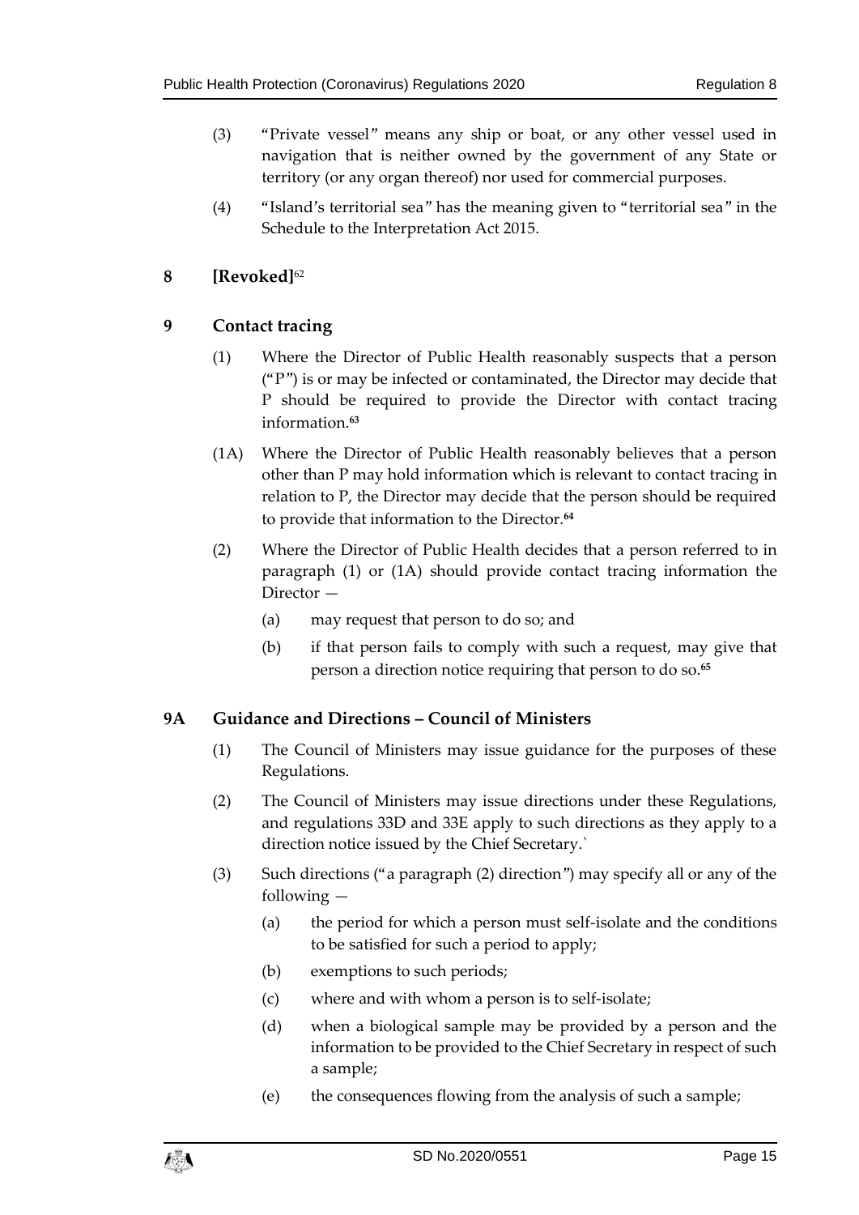(3) "Private vessel" means any ship or boat, or any other vessel used in navigation that is neither owned by the government of any State or territory (or any organ thereof) nor used for commercial purposes.

(4) "Island's territorial sea" has the meaning given to "territorial sea" in the Schedule to the Interpretation Act 2015.

## 8 [Revoked][62]

## 9 Contact tracing

(1) Where the Director of Public Health reasonably suspects that a person ("P") is or may be infected or contaminated, the Director may decide that P should be required to provide the Director with contact tracing information.[63]

(1A) Where the Director of Public Health reasonably believes that a person other than P may hold information which is relevant to contact tracing in relation to P, the Director may decide that the person should be required to provide that information to the Director.[64]

(2) Where the Director of Public Health decides that a person referred to in paragraph (1) or (1A) should provide contact tracing information the Director —

- (a) may request that person to do so; and
- (b) if that person fails to comply with such a request, may give that person a direction notice requiring that person to do so.[65]

## 9A Guidance and Directions – Council of Ministers

(1) The Council of Ministers may issue guidance for the purposes of these Regulations.

(2) The Council of Ministers may issue directions under these Regulations, and regulations 33D and 33E apply to such directions as they apply to a direction notice issued by the Chief Secretary.`

(3) Such directions ("a paragraph (2) direction") may specify all or any of the following —

- (a) the period for which a person must self-isolate and the conditions to be satisfied for such a period to apply;
- (b) exemptions to such periods;
- (c) where and with whom a person is to self-isolate;
- (d) when a biological sample may be provided by a person and the information to be provided to the Chief Secretary in respect of such a sample;
- (e) the consequences flowing from the analysis of such a sample;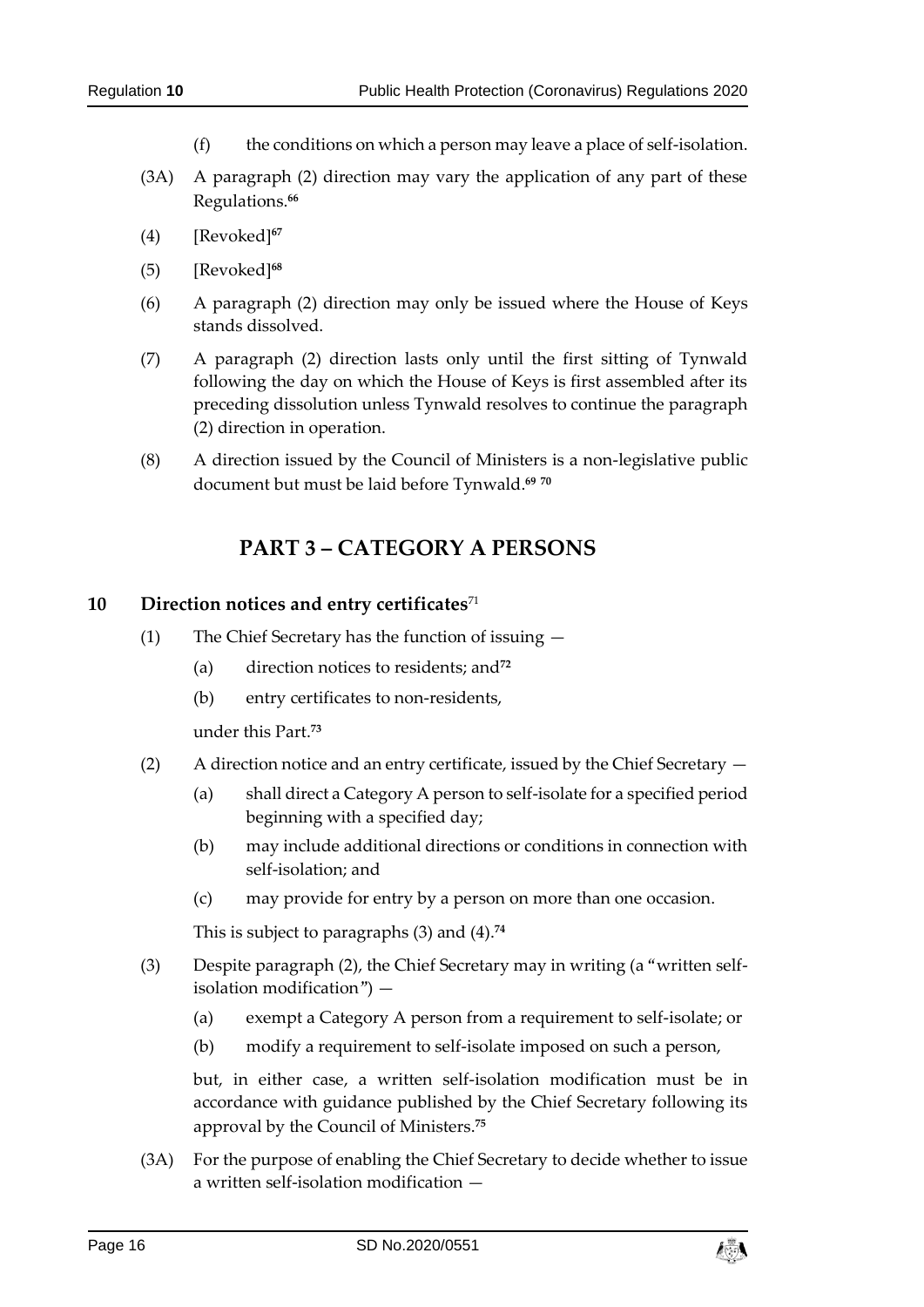(f) the conditions on which a person may leave a place of self-isolation.

(3A) A paragraph (2) direction may vary the application of any part of these Regulations.[66]

(4) [Revoked][67]

(5) [Revoked][68]

(6) A paragraph (2) direction may only be issued where the House of Keys stands dissolved.

(7) A paragraph (2) direction lasts only until the first sitting of Tynwald following the day on which the House of Keys is first assembled after its preceding dissolution unless Tynwald resolves to continue the paragraph (2) direction in operation.

(8) A direction issued by the Council of Ministers is a non-legislative public document but must be laid before Tynwald.[69] [70]

## PART 3 – CATEGORY A PERSONS

### 10 Direction notices and entry certificates[71]

(1) The Chief Secretary has the function of issuing —

(a) direction notices to residents; and[72]

(b) entry certificates to non-residents,

under this Part.[73]

(2) A direction notice and an entry certificate, issued by the Chief Secretary —

(a) shall direct a Category A person to self-isolate for a specified period beginning with a specified day;

(b) may include additional directions or conditions in connection with self-isolation; and

(c) may provide for entry by a person on more than one occasion.

This is subject to paragraphs (3) and (4).[74]

(3) Despite paragraph (2), the Chief Secretary may in writing (a "written self-isolation modification") —

(a) exempt a Category A person from a requirement to self-isolate; or

(b) modify a requirement to self-isolate imposed on such a person,

but, in either case, a written self-isolation modification must be in accordance with guidance published by the Chief Secretary following its approval by the Council of Ministers.[75]

(3A) For the purpose of enabling the Chief Secretary to decide whether to issue a written self-isolation modification —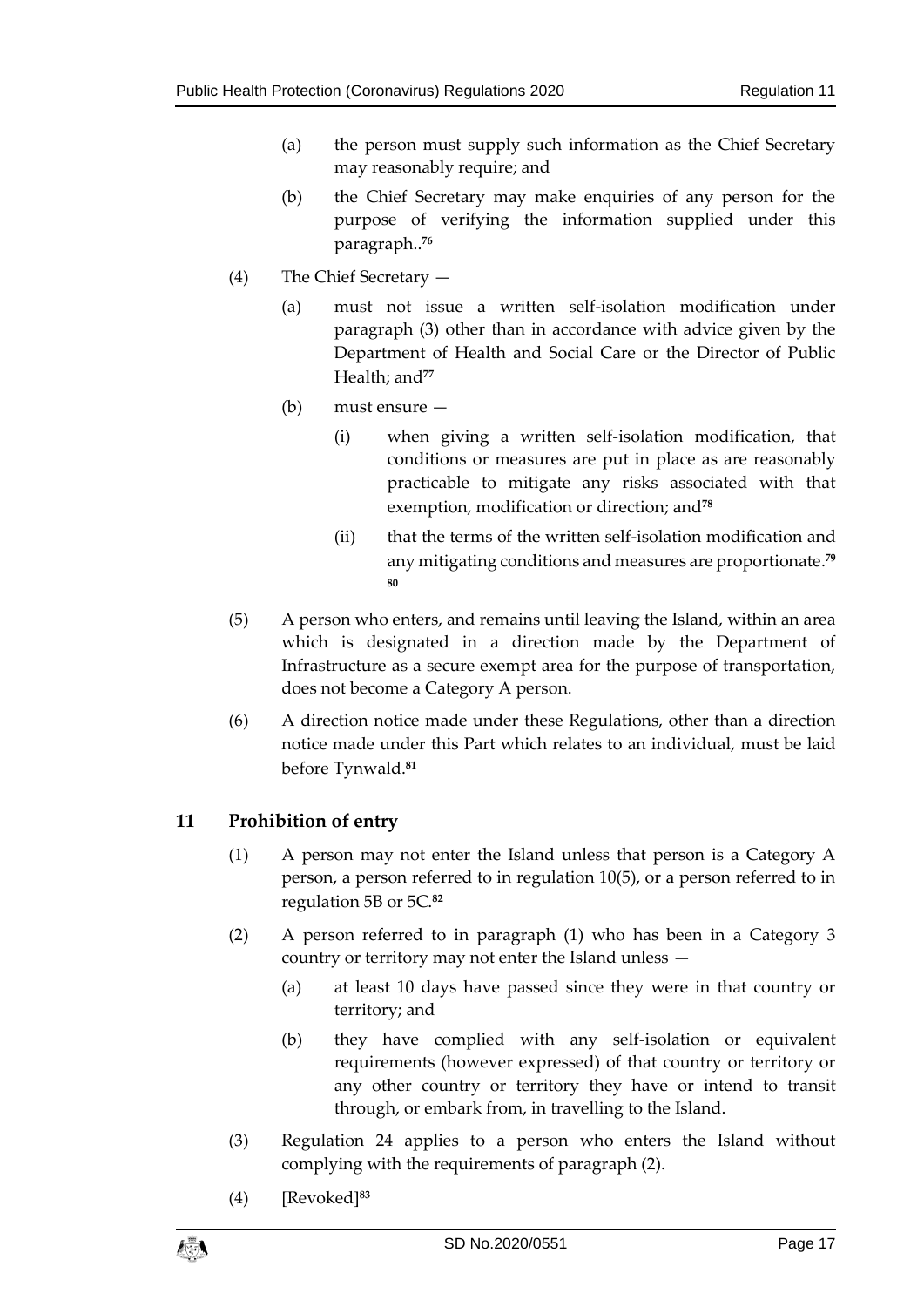(a) the person must supply such information as the Chief Secretary may reasonably require; and

(b) the Chief Secretary may make enquiries of any person for the purpose of verifying the information supplied under this paragraph..[76]

(4) The Chief Secretary —

(a) must not issue a written self-isolation modification under paragraph (3) other than in accordance with advice given by the Department of Health and Social Care or the Director of Public Health; and[77]

(b) must ensure —

(i) when giving a written self-isolation modification, that conditions or measures are put in place as are reasonably practicable to mitigate any risks associated with that exemption, modification or direction; and[78]

(ii) that the terms of the written self-isolation modification and any mitigating conditions and measures are proportionate.[79] [80]

(5) A person who enters, and remains until leaving the Island, within an area which is designated in a direction made by the Department of Infrastructure as a secure exempt area for the purpose of transportation, does not become a Category A person.

(6) A direction notice made under these Regulations, other than a direction notice made under this Part which relates to an individual, must be laid before Tynwald.[81]

## 11 Prohibition of entry

(1) A person may not enter the Island unless that person is a Category A person, a person referred to in regulation 10(5), or a person referred to in regulation 5B or 5C.[82]

(2) A person referred to in paragraph (1) who has been in a Category 3 country or territory may not enter the Island unless —

(a) at least 10 days have passed since they were in that country or territory; and

(b) they have complied with any self-isolation or equivalent requirements (however expressed) of that country or territory or any other country or territory they have or intend to transit through, or embark from, in travelling to the Island.

(3) Regulation 24 applies to a person who enters the Island without complying with the requirements of paragraph (2).

(4) [Revoked][83]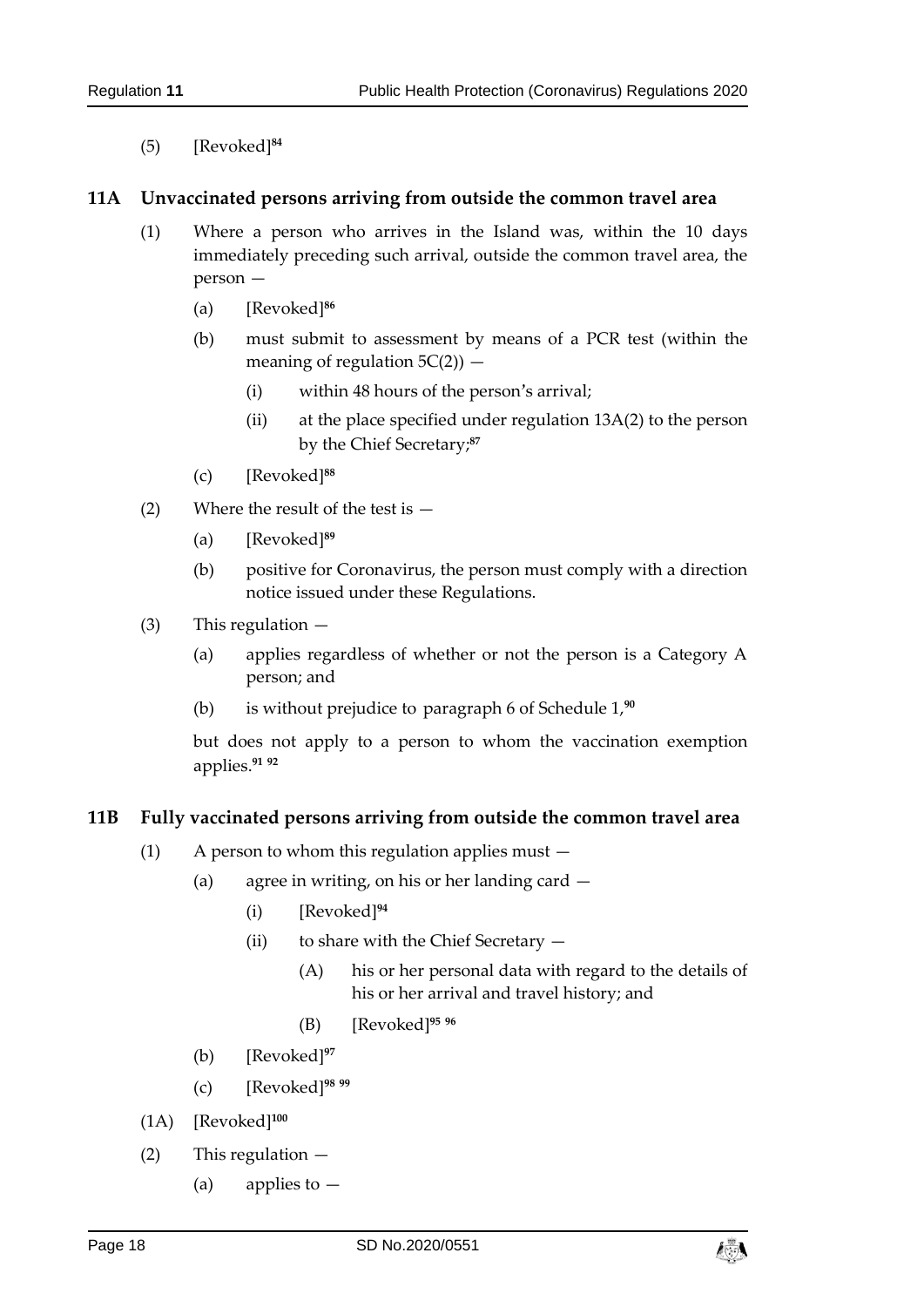(5) [Revoked][84]

## 11A Unvaccinated persons arriving from outside the common travel area

(1) Where a person who arrives in the Island was, within the 10 days immediately preceding such arrival, outside the common travel area, the person —

(a) [Revoked][86]

(b) must submit to assessment by means of a PCR test (within the meaning of regulation 5C(2)) —

(i) within 48 hours of the person's arrival;

(ii) at the place specified under regulation 13A(2) to the person by the Chief Secretary;[87]

(c) [Revoked][88]

(2) Where the result of the test is —

(a) [Revoked][89]

(b) positive for Coronavirus, the person must comply with a direction notice issued under these Regulations.

(3) This regulation —

(a) applies regardless of whether or not the person is a Category A person; and

(b) is without prejudice to paragraph 6 of Schedule 1,[90]

but does not apply to a person to whom the vaccination exemption applies.[91] [92]

## 11B Fully vaccinated persons arriving from outside the common travel area

(1) A person to whom this regulation applies must —

(a) agree in writing, on his or her landing card —

(i) [Revoked][94]

(ii) to share with the Chief Secretary —

(A) his or her personal data with regard to the details of his or her arrival and travel history; and

(B) [Revoked][95] [96]

(b) [Revoked][97]

(c) [Revoked][98] [99]

(1A) [Revoked][100]

(2) This regulation —

(a) applies to —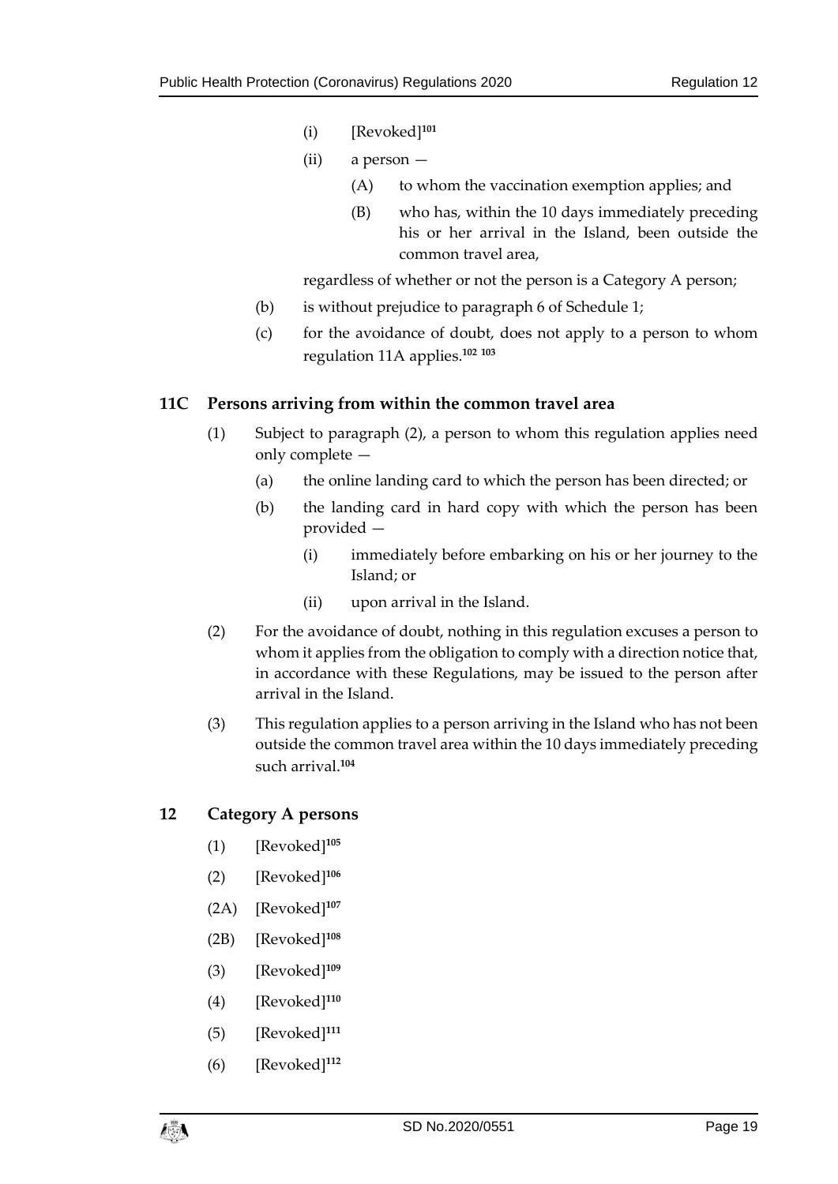(i) [Revoked][101]

(ii) a person —

(A) to whom the vaccination exemption applies; and

(B) who has, within the 10 days immediately preceding his or her arrival in the Island, been outside the common travel area,

regardless of whether or not the person is a Category A person;

(b) is without prejudice to paragraph 6 of Schedule 1;

(c) for the avoidance of doubt, does not apply to a person to whom regulation 11A applies.[102] [103]

### 11C Persons arriving from within the common travel area

(1) Subject to paragraph (2), a person to whom this regulation applies need only complete —

(a) the online landing card to which the person has been directed; or

(b) the landing card in hard copy with which the person has been provided —

(i) immediately before embarking on his or her journey to the Island; or

(ii) upon arrival in the Island.

(2) For the avoidance of doubt, nothing in this regulation excuses a person to whom it applies from the obligation to comply with a direction notice that, in accordance with these Regulations, may be issued to the person after arrival in the Island.

(3) This regulation applies to a person arriving in the Island who has not been outside the common travel area within the 10 days immediately preceding such arrival.[104]

### 12 Category A persons

(1) [Revoked][105]

(2) [Revoked][106]

(2A) [Revoked][107]

(2B) [Revoked][108]

(3) [Revoked][109]

(4) [Revoked][110]

(5) [Revoked][111]

(6) [Revoked][112]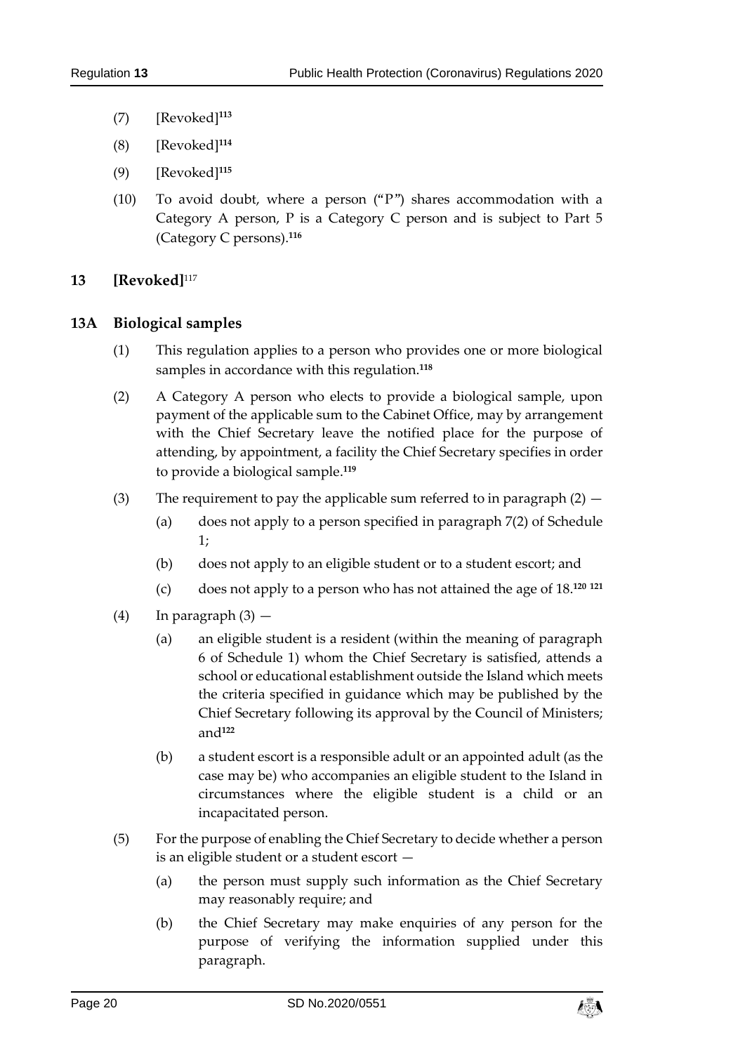(7) [Revoked][113]

(8) [Revoked][114]

(9) [Revoked][115]

(10) To avoid doubt, where a person ("P") shares accommodation with a Category A person, P is a Category C person and is subject to Part 5 (Category C persons).[116]

## 13 [Revoked][117]

## 13A Biological samples

(1) This regulation applies to a person who provides one or more biological samples in accordance with this regulation.[118]

(2) A Category A person who elects to provide a biological sample, upon payment of the applicable sum to the Cabinet Office, may by arrangement with the Chief Secretary leave the notified place for the purpose of attending, by appointment, a facility the Chief Secretary specifies in order to provide a biological sample.[119]

(3) The requirement to pay the applicable sum referred to in paragraph (2) —

- (a) does not apply to a person specified in paragraph 7(2) of Schedule 1;
- (b) does not apply to an eligible student or to a student escort; and
- (c) does not apply to a person who has not attained the age of 18.[120] [121]

(4) In paragraph (3) —

- (a) an eligible student is a resident (within the meaning of paragraph 6 of Schedule 1) whom the Chief Secretary is satisfied, attends a school or educational establishment outside the Island which meets the criteria specified in guidance which may be published by the Chief Secretary following its approval by the Council of Ministers; and[122]
- (b) a student escort is a responsible adult or an appointed adult (as the case may be) who accompanies an eligible student to the Island in circumstances where the eligible student is a child or an incapacitated person.

(5) For the purpose of enabling the Chief Secretary to decide whether a person is an eligible student or a student escort —

- (a) the person must supply such information as the Chief Secretary may reasonably require; and
- (b) the Chief Secretary may make enquiries of any person for the purpose of verifying the information supplied under this paragraph.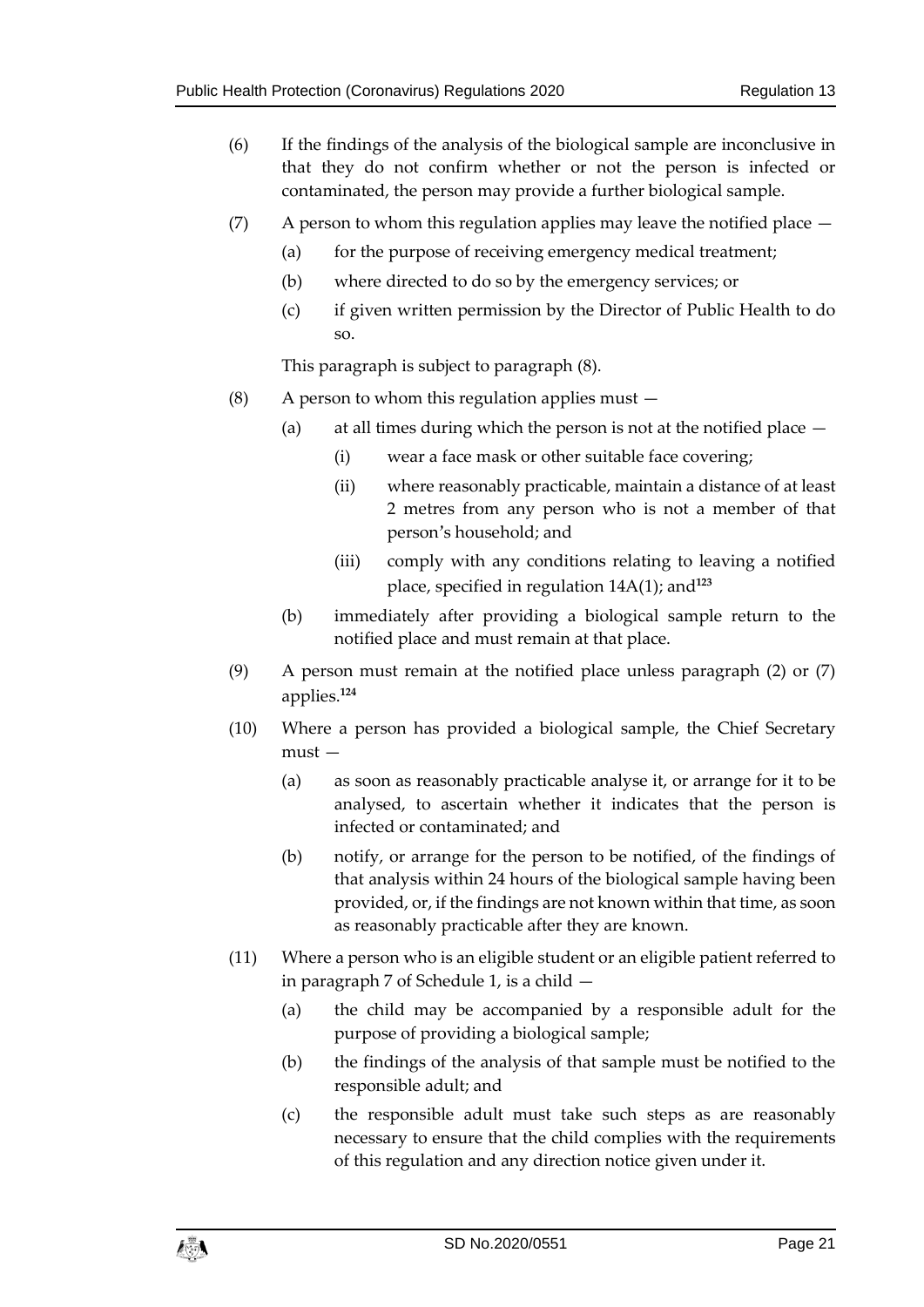(6) If the findings of the analysis of the biological sample are inconclusive in that they do not confirm whether or not the person is infected or contaminated, the person may provide a further biological sample.

(7) A person to whom this regulation applies may leave the notified place —

(a) for the purpose of receiving emergency medical treatment;

(b) where directed to do so by the emergency services; or

(c) if given written permission by the Director of Public Health to do so.

This paragraph is subject to paragraph (8).

(8) A person to whom this regulation applies must —

(a) at all times during which the person is not at the notified place —

(i) wear a face mask or other suitable face covering;

(ii) where reasonably practicable, maintain a distance of at least 2 metres from any person who is not a member of that person's household; and

(iii) comply with any conditions relating to leaving a notified place, specified in regulation 14A(1); and[123]

(b) immediately after providing a biological sample return to the notified place and must remain at that place.

(9) A person must remain at the notified place unless paragraph (2) or (7) applies.[124]

(10) Where a person has provided a biological sample, the Chief Secretary must —

(a) as soon as reasonably practicable analyse it, or arrange for it to be analysed, to ascertain whether it indicates that the person is infected or contaminated; and

(b) notify, or arrange for the person to be notified, of the findings of that analysis within 24 hours of the biological sample having been provided, or, if the findings are not known within that time, as soon as reasonably practicable after they are known.

(11) Where a person who is an eligible student or an eligible patient referred to in paragraph 7 of Schedule 1, is a child —

(a) the child may be accompanied by a responsible adult for the purpose of providing a biological sample;

(b) the findings of the analysis of that sample must be notified to the responsible adult; and

(c) the responsible adult must take such steps as are reasonably necessary to ensure that the child complies with the requirements of this regulation and any direction notice given under it.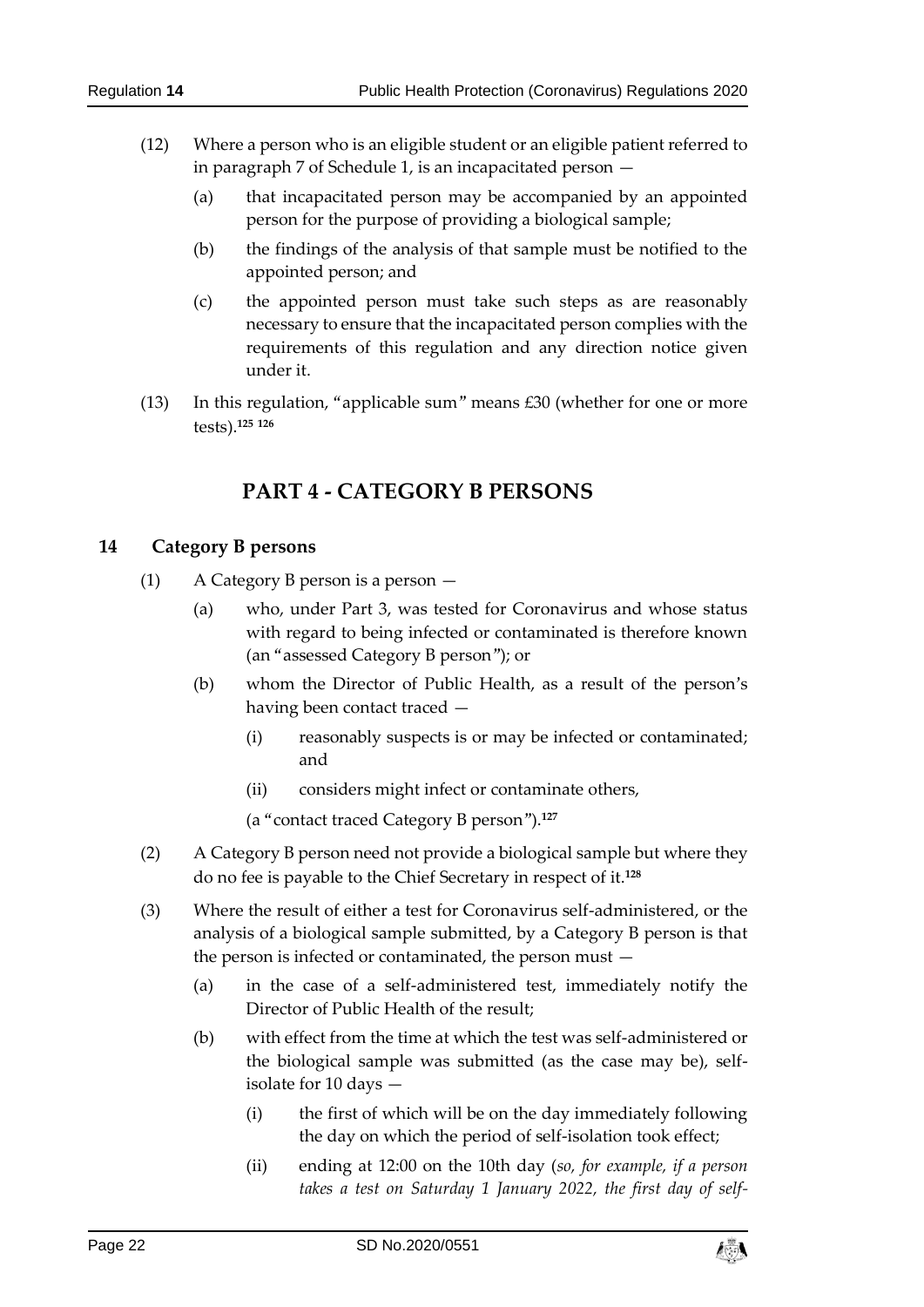(12) Where a person who is an eligible student or an eligible patient referred to in paragraph 7 of Schedule 1, is an incapacitated person —

(a) that incapacitated person may be accompanied by an appointed person for the purpose of providing a biological sample;

(b) the findings of the analysis of that sample must be notified to the appointed person; and

(c) the appointed person must take such steps as are reasonably necessary to ensure that the incapacitated person complies with the requirements of this regulation and any direction notice given under it.

(13) In this regulation, "applicable sum" means £30 (whether for one or more tests).[125] [126]

# PART 4 - CATEGORY B PERSONS

## 14 Category B persons

(1) A Category B person is a person —

(a) who, under Part 3, was tested for Coronavirus and whose status with regard to being infected or contaminated is therefore known (an "assessed Category B person"); or

(b) whom the Director of Public Health, as a result of the person's having been contact traced —

(i) reasonably suspects is or may be infected or contaminated; and

(ii) considers might infect or contaminate others,

(a "contact traced Category B person").[127]

(2) A Category B person need not provide a biological sample but where they do no fee is payable to the Chief Secretary in respect of it.[128]

(3) Where the result of either a test for Coronavirus self-administered, or the analysis of a biological sample submitted, by a Category B person is that the person is infected or contaminated, the person must —

(a) in the case of a self-administered test, immediately notify the Director of Public Health of the result;

(b) with effect from the time at which the test was self-administered or the biological sample was submitted (as the case may be), self-isolate for 10 days —

(i) the first of which will be on the day immediately following the day on which the period of self-isolation took effect;

(ii) ending at 12:00 on the 10th day (*so, for example, if a person takes a test on Saturday 1 January 2022, the first day of self-*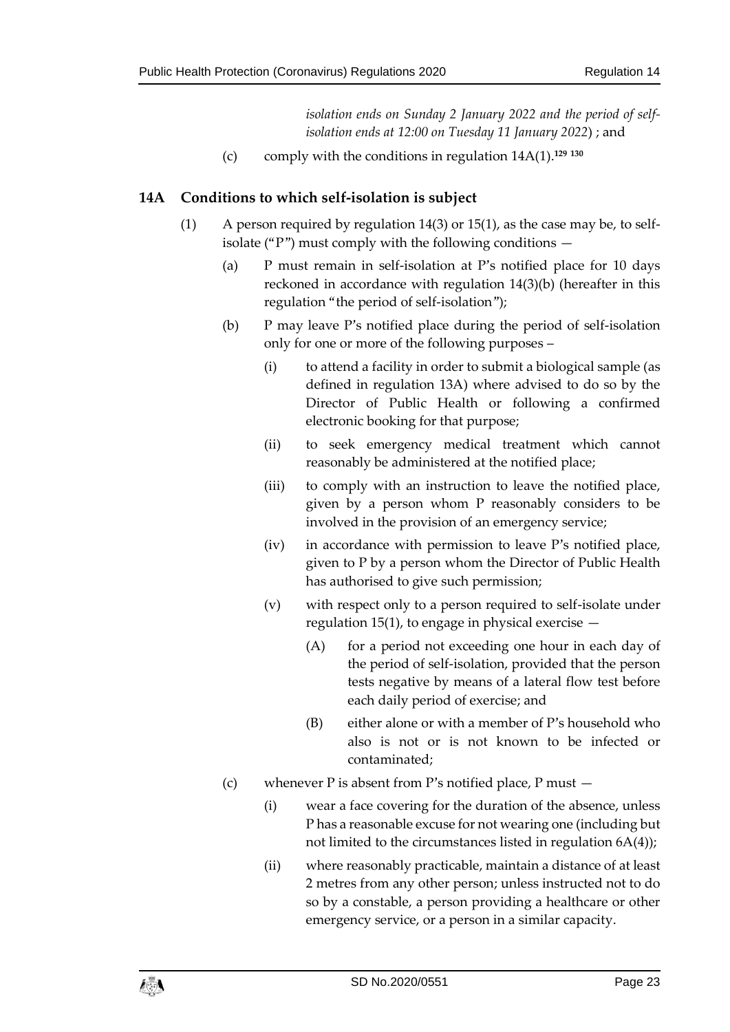*isolation ends on Sunday 2 January 2022 and the period of self-isolation ends at 12:00 on Tuesday 11 January 2022*) ; and

(c) comply with the conditions in regulation 14A(1).[129] [130]

## 14A Conditions to which self-isolation is subject

(1) A person required by regulation 14(3) or 15(1), as the case may be, to self-isolate ("P") must comply with the following conditions —

(a) P must remain in self-isolation at P's notified place for 10 days reckoned in accordance with regulation 14(3)(b) (hereafter in this regulation "the period of self-isolation");

(b) P may leave P's notified place during the period of self-isolation only for one or more of the following purposes –

(i) to attend a facility in order to submit a biological sample (as defined in regulation 13A) where advised to do so by the Director of Public Health or following a confirmed electronic booking for that purpose;

(ii) to seek emergency medical treatment which cannot reasonably be administered at the notified place;

(iii) to comply with an instruction to leave the notified place, given by a person whom P reasonably considers to be involved in the provision of an emergency service;

(iv) in accordance with permission to leave P's notified place, given to P by a person whom the Director of Public Health has authorised to give such permission;

(v) with respect only to a person required to self-isolate under regulation 15(1), to engage in physical exercise —

(A) for a period not exceeding one hour in each day of the period of self-isolation, provided that the person tests negative by means of a lateral flow test before each daily period of exercise; and

(B) either alone or with a member of P's household who also is not or is not known to be infected or contaminated;

(c) whenever P is absent from P's notified place, P must —

(i) wear a face covering for the duration of the absence, unless P has a reasonable excuse for not wearing one (including but not limited to the circumstances listed in regulation 6A(4));

(ii) where reasonably practicable, maintain a distance of at least 2 metres from any other person; unless instructed not to do so by a constable, a person providing a healthcare or other emergency service, or a person in a similar capacity.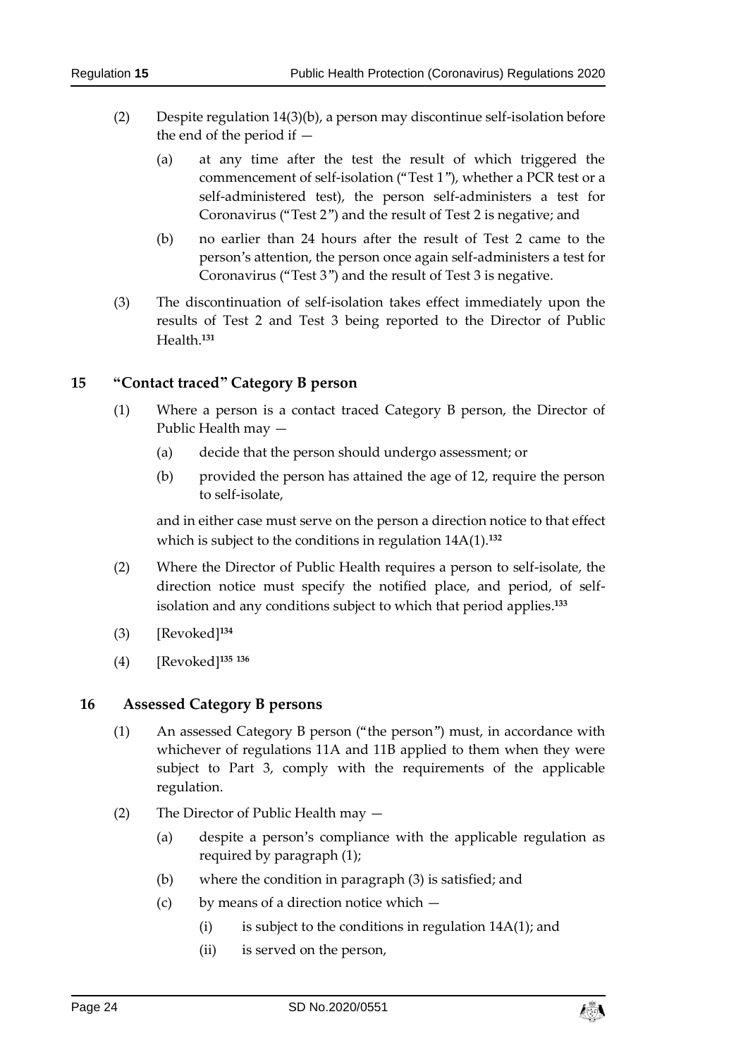(2) Despite regulation 14(3)(b), a person may discontinue self-isolation before the end of the period if —

(a) at any time after the test the result of which triggered the commencement of self-isolation ("Test 1"), whether a PCR test or a self-administered test), the person self-administers a test for Coronavirus ("Test 2") and the result of Test 2 is negative; and

(b) no earlier than 24 hours after the result of Test 2 came to the person's attention, the person once again self-administers a test for Coronavirus ("Test 3") and the result of Test 3 is negative.

(3) The discontinuation of self-isolation takes effect immediately upon the results of Test 2 and Test 3 being reported to the Director of Public Health.[131]

## 15 "Contact traced" Category B person

(1) Where a person is a contact traced Category B person, the Director of Public Health may —

(a) decide that the person should undergo assessment; or

(b) provided the person has attained the age of 12, require the person to self-isolate,

and in either case must serve on the person a direction notice to that effect which is subject to the conditions in regulation 14A(1).[132]

(2) Where the Director of Public Health requires a person to self-isolate, the direction notice must specify the notified place, and period, of self-isolation and any conditions subject to which that period applies.[133]

(3) [Revoked][134]

(4) [Revoked][135] [136]

## 16 Assessed Category B persons

(1) An assessed Category B person ("the person") must, in accordance with whichever of regulations 11A and 11B applied to them when they were subject to Part 3, comply with the requirements of the applicable regulation.

(2) The Director of Public Health may —

(a) despite a person's compliance with the applicable regulation as required by paragraph (1);

(b) where the condition in paragraph (3) is satisfied; and

(c) by means of a direction notice which —

(i) is subject to the conditions in regulation 14A(1); and

(ii) is served on the person,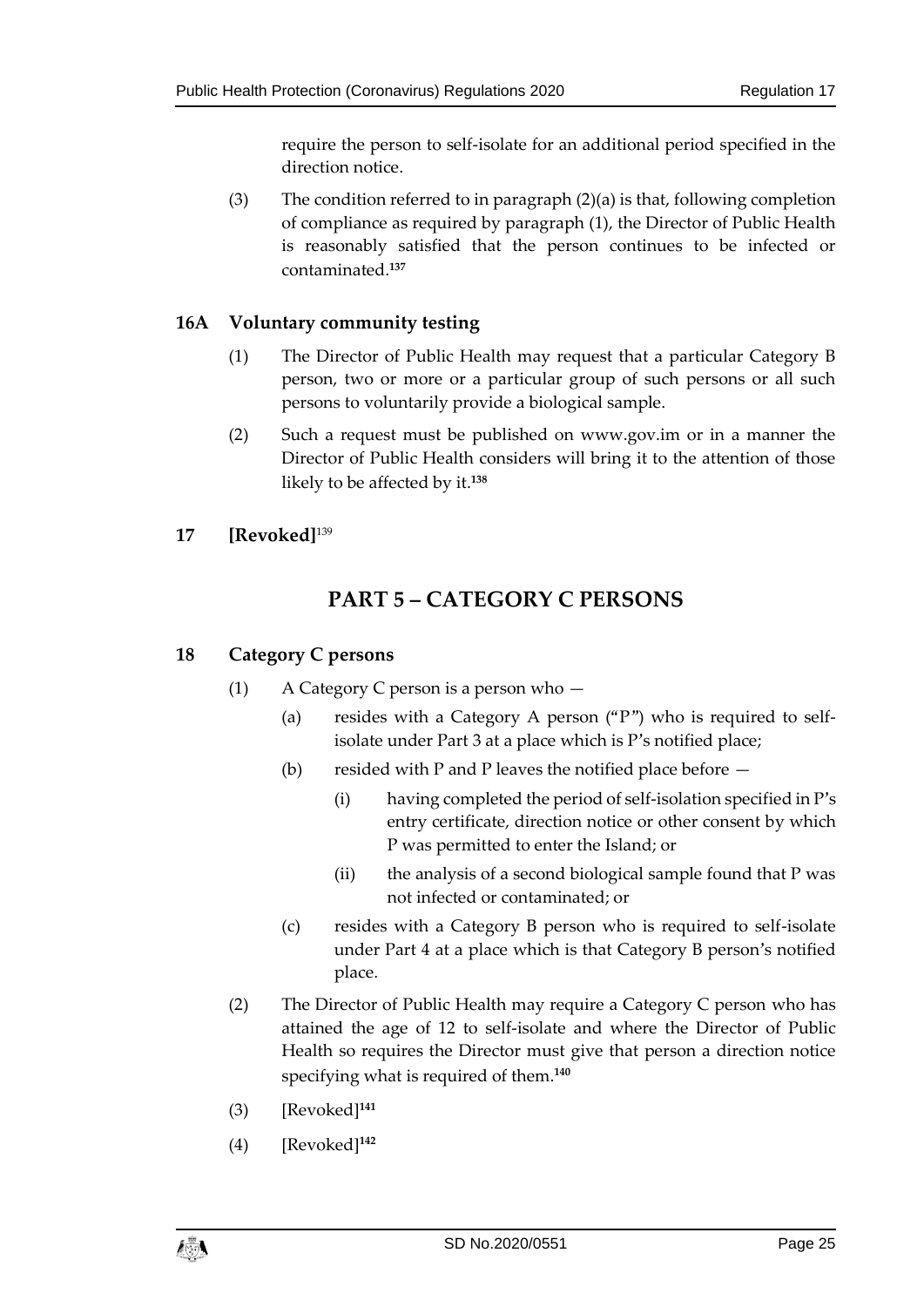require the person to self-isolate for an additional period specified in the direction notice.

(3) The condition referred to in paragraph (2)(a) is that, following completion of compliance as required by paragraph (1), the Director of Public Health is reasonably satisfied that the person continues to be infected or contaminated.[137]

### 16A Voluntary community testing

(1) The Director of Public Health may request that a particular Category B person, two or more or a particular group of such persons or all such persons to voluntarily provide a biological sample.

(2) Such a request must be published on www.gov.im or in a manner the Director of Public Health considers will bring it to the attention of those likely to be affected by it.[138]

### 17 [Revoked][139]

## PART 5 – CATEGORY C PERSONS

### 18 Category C persons

(1) A Category C person is a person who —

(a) resides with a Category A person ("P") who is required to self-isolate under Part 3 at a place which is P's notified place;

(b) resided with P and P leaves the notified place before —

(i) having completed the period of self-isolation specified in P's entry certificate, direction notice or other consent by which P was permitted to enter the Island; or

(ii) the analysis of a second biological sample found that P was not infected or contaminated; or

(c) resides with a Category B person who is required to self-isolate under Part 4 at a place which is that Category B person's notified place.

(2) The Director of Public Health may require a Category C person who has attained the age of 12 to self-isolate and where the Director of Public Health so requires the Director must give that person a direction notice specifying what is required of them.[140]

(3) [Revoked][141]

(4) [Revoked][142]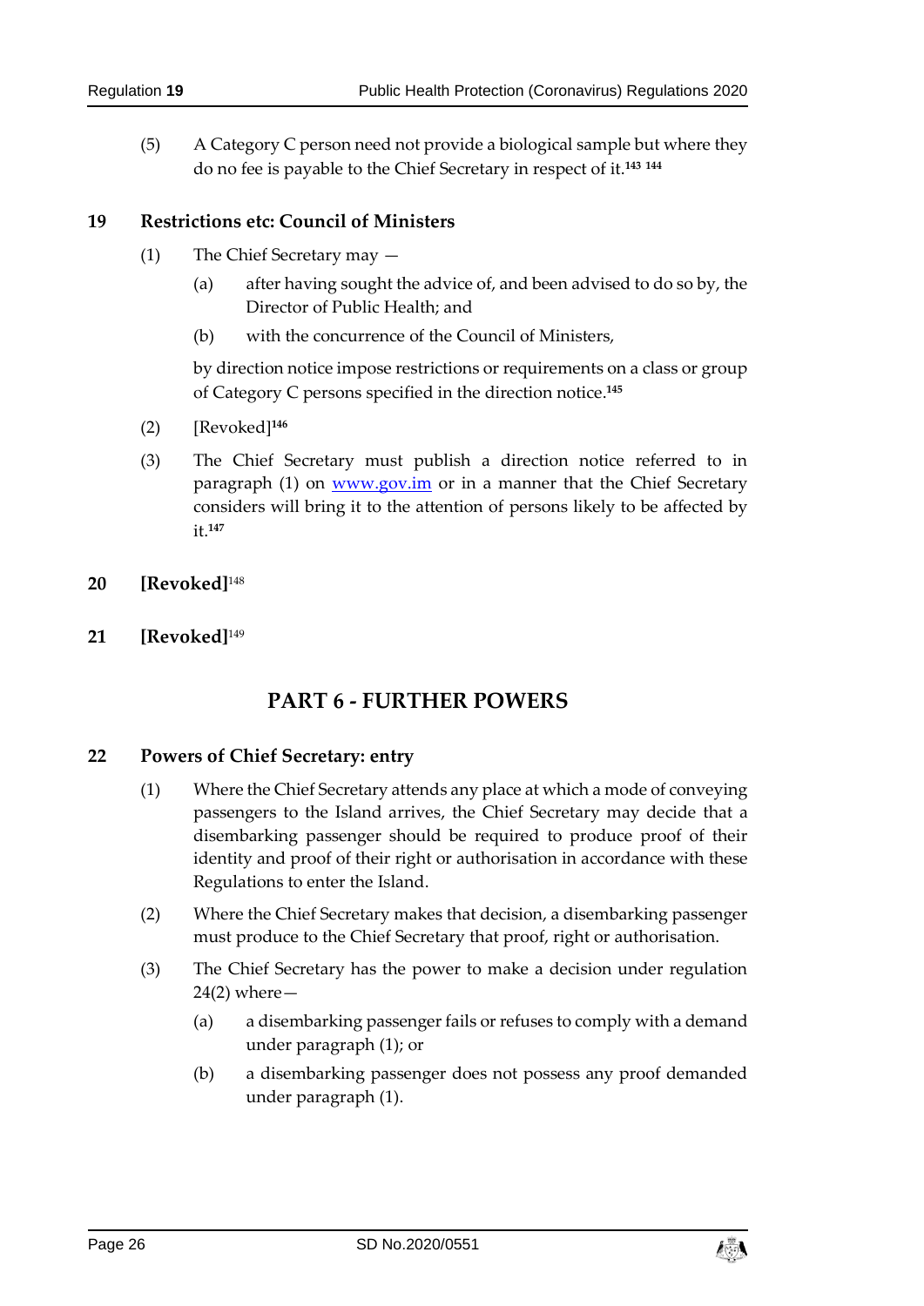(5) A Category C person need not provide a biological sample but where they do no fee is payable to the Chief Secretary in respect of it.[143] [144]

## 19 Restrictions etc: Council of Ministers

(1) The Chief Secretary may —

(a) after having sought the advice of, and been advised to do so by, the Director of Public Health; and

(b) with the concurrence of the Council of Ministers,

by direction notice impose restrictions or requirements on a class or group of Category C persons specified in the direction notice.[145]

(2) [Revoked][146]

(3) The Chief Secretary must publish a direction notice referred to in paragraph (1) on www.gov.im or in a manner that the Chief Secretary considers will bring it to the attention of persons likely to be affected by it.[147]

## 20 [Revoked][148]

## 21 [Revoked][149]

# PART 6 - FURTHER POWERS

## 22 Powers of Chief Secretary: entry

(1) Where the Chief Secretary attends any place at which a mode of conveying passengers to the Island arrives, the Chief Secretary may decide that a disembarking passenger should be required to produce proof of their identity and proof of their right or authorisation in accordance with these Regulations to enter the Island.

(2) Where the Chief Secretary makes that decision, a disembarking passenger must produce to the Chief Secretary that proof, right or authorisation.

(3) The Chief Secretary has the power to make a decision under regulation 24(2) where—

(a) a disembarking passenger fails or refuses to comply with a demand under paragraph (1); or

(b) a disembarking passenger does not possess any proof demanded under paragraph (1).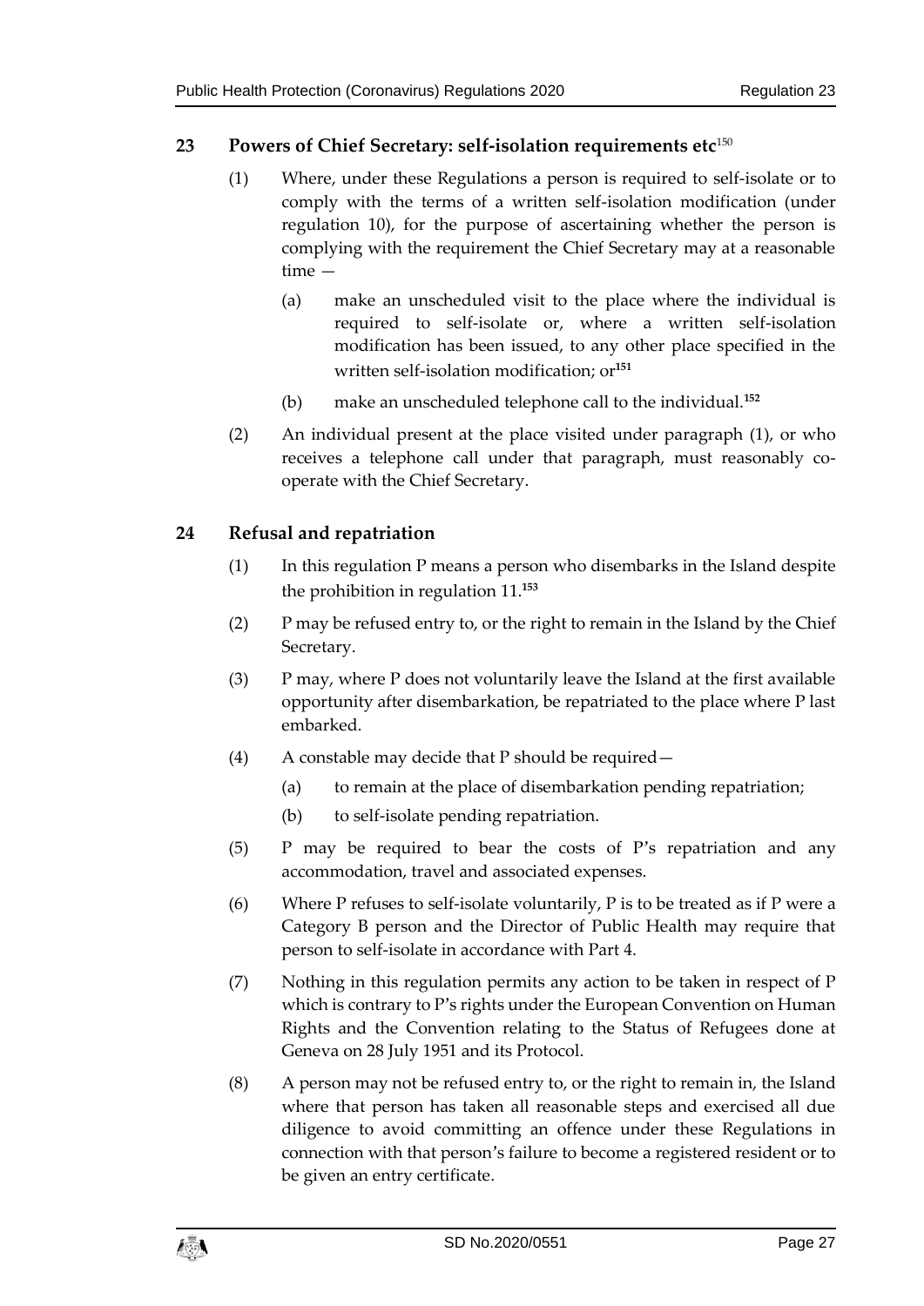## 23 Powers of Chief Secretary: self-isolation requirements etc[150]

(1) Where, under these Regulations a person is required to self-isolate or to comply with the terms of a written self-isolation modification (under regulation 10), for the purpose of ascertaining whether the person is complying with the requirement the Chief Secretary may at a reasonable time —

(a) make an unscheduled visit to the place where the individual is required to self-isolate or, where a written self-isolation modification has been issued, to any other place specified in the written self-isolation modification; or[151]

(b) make an unscheduled telephone call to the individual.[152]

(2) An individual present at the place visited under paragraph (1), or who receives a telephone call under that paragraph, must reasonably co-operate with the Chief Secretary.

## 24 Refusal and repatriation

(1) In this regulation P means a person who disembarks in the Island despite the prohibition in regulation 11.[153]

(2) P may be refused entry to, or the right to remain in the Island by the Chief Secretary.

(3) P may, where P does not voluntarily leave the Island at the first available opportunity after disembarkation, be repatriated to the place where P last embarked.

(4) A constable may decide that P should be required—

(a) to remain at the place of disembarkation pending repatriation;

(b) to self-isolate pending repatriation.

(5) P may be required to bear the costs of P's repatriation and any accommodation, travel and associated expenses.

(6) Where P refuses to self-isolate voluntarily, P is to be treated as if P were a Category B person and the Director of Public Health may require that person to self-isolate in accordance with Part 4.

(7) Nothing in this regulation permits any action to be taken in respect of P which is contrary to P's rights under the European Convention on Human Rights and the Convention relating to the Status of Refugees done at Geneva on 28 July 1951 and its Protocol.

(8) A person may not be refused entry to, or the right to remain in, the Island where that person has taken all reasonable steps and exercised all due diligence to avoid committing an offence under these Regulations in connection with that person's failure to become a registered resident or to be given an entry certificate.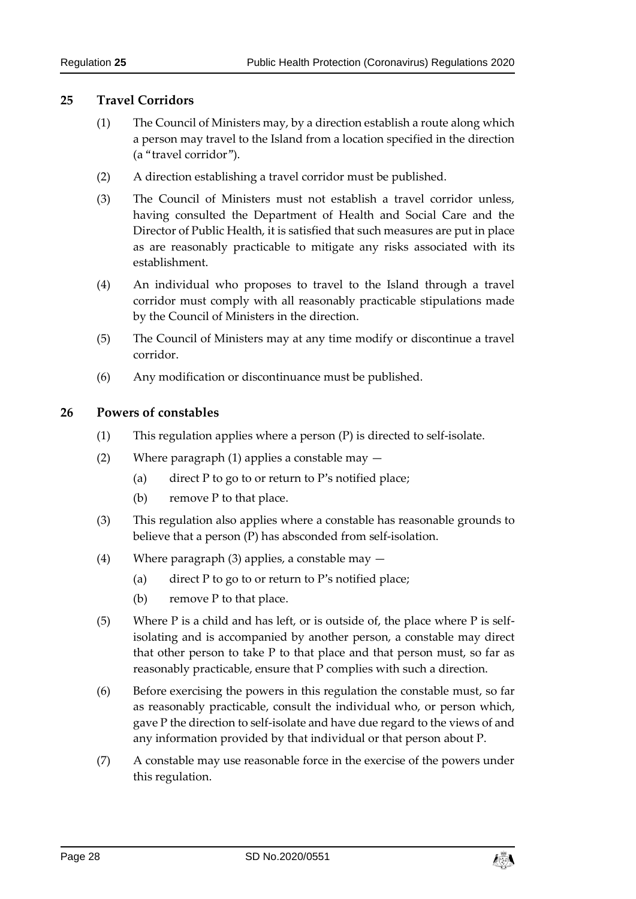## 25 Travel Corridors

(1) The Council of Ministers may, by a direction establish a route along which a person may travel to the Island from a location specified in the direction (a "travel corridor").

(2) A direction establishing a travel corridor must be published.

(3) The Council of Ministers must not establish a travel corridor unless, having consulted the Department of Health and Social Care and the Director of Public Health, it is satisfied that such measures are put in place as are reasonably practicable to mitigate any risks associated with its establishment.

(4) An individual who proposes to travel to the Island through a travel corridor must comply with all reasonably practicable stipulations made by the Council of Ministers in the direction.

(5) The Council of Ministers may at any time modify or discontinue a travel corridor.

(6) Any modification or discontinuance must be published.

## 26 Powers of constables

(1) This regulation applies where a person (P) is directed to self-isolate.

(2) Where paragraph (1) applies a constable may —

(a) direct P to go to or return to P's notified place;

(b) remove P to that place.

(3) This regulation also applies where a constable has reasonable grounds to believe that a person (P) has absconded from self-isolation.

(4) Where paragraph (3) applies, a constable may —

(a) direct P to go to or return to P's notified place;

(b) remove P to that place.

(5) Where P is a child and has left, or is outside of, the place where P is self-isolating and is accompanied by another person, a constable may direct that other person to take P to that place and that person must, so far as reasonably practicable, ensure that P complies with such a direction.

(6) Before exercising the powers in this regulation the constable must, so far as reasonably practicable, consult the individual who, or person which, gave P the direction to self-isolate and have due regard to the views of and any information provided by that individual or that person about P.

(7) A constable may use reasonable force in the exercise of the powers under this regulation.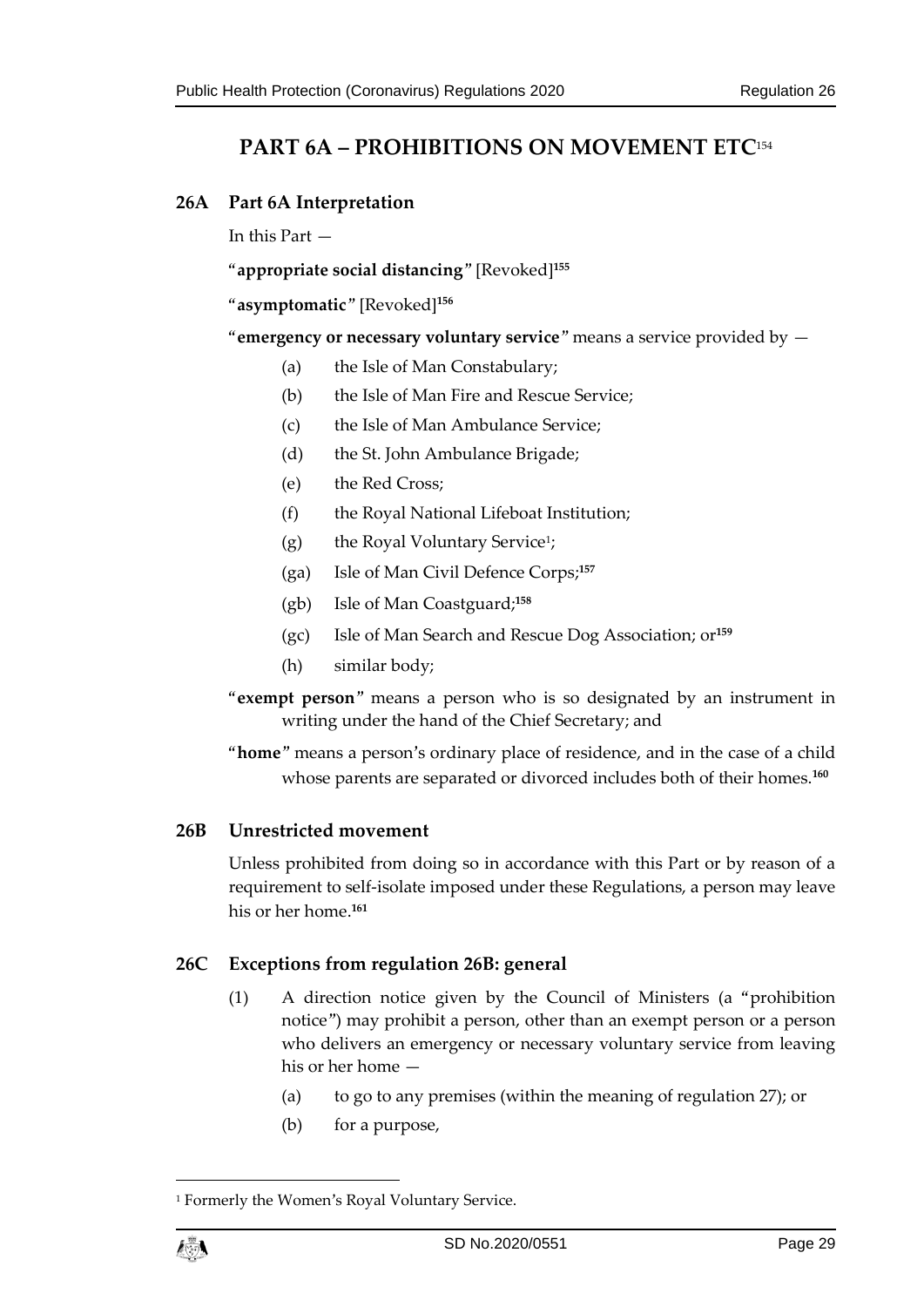## PART 6A – PROHIBITIONS ON MOVEMENT ETC[154]

### 26A Part 6A Interpretation

In this Part —

"**appropriate social distancing**" [Revoked][155]

"**asymptomatic**" [Revoked][156]

"**emergency or necessary voluntary service**" means a service provided by —

(a) the Isle of Man Constabulary;

(b) the Isle of Man Fire and Rescue Service;

(c) the Isle of Man Ambulance Service;

(d) the St. John Ambulance Brigade;

(e) the Red Cross;

(f) the Royal National Lifeboat Institution;

(g) the Royal Voluntary Service[1];

(ga) Isle of Man Civil Defence Corps;[157]

(gb) Isle of Man Coastguard;[158]

(gc) Isle of Man Search and Rescue Dog Association; or[159]

(h) similar body;

"**exempt person**" means a person who is so designated by an instrument in writing under the hand of the Chief Secretary; and

"**home**" means a person's ordinary place of residence, and in the case of a child whose parents are separated or divorced includes both of their homes.[160]

### 26B Unrestricted movement

Unless prohibited from doing so in accordance with this Part or by reason of a requirement to self-isolate imposed under these Regulations, a person may leave his or her home.[161]

### 26C Exceptions from regulation 26B: general

(1) A direction notice given by the Council of Ministers (a "prohibition notice") may prohibit a person, other than an exempt person or a person who delivers an emergency or necessary voluntary service from leaving his or her home —

(a) to go to any premises (within the meaning of regulation 27); or

(b) for a purpose,

[1] Formerly the Women's Royal Voluntary Service.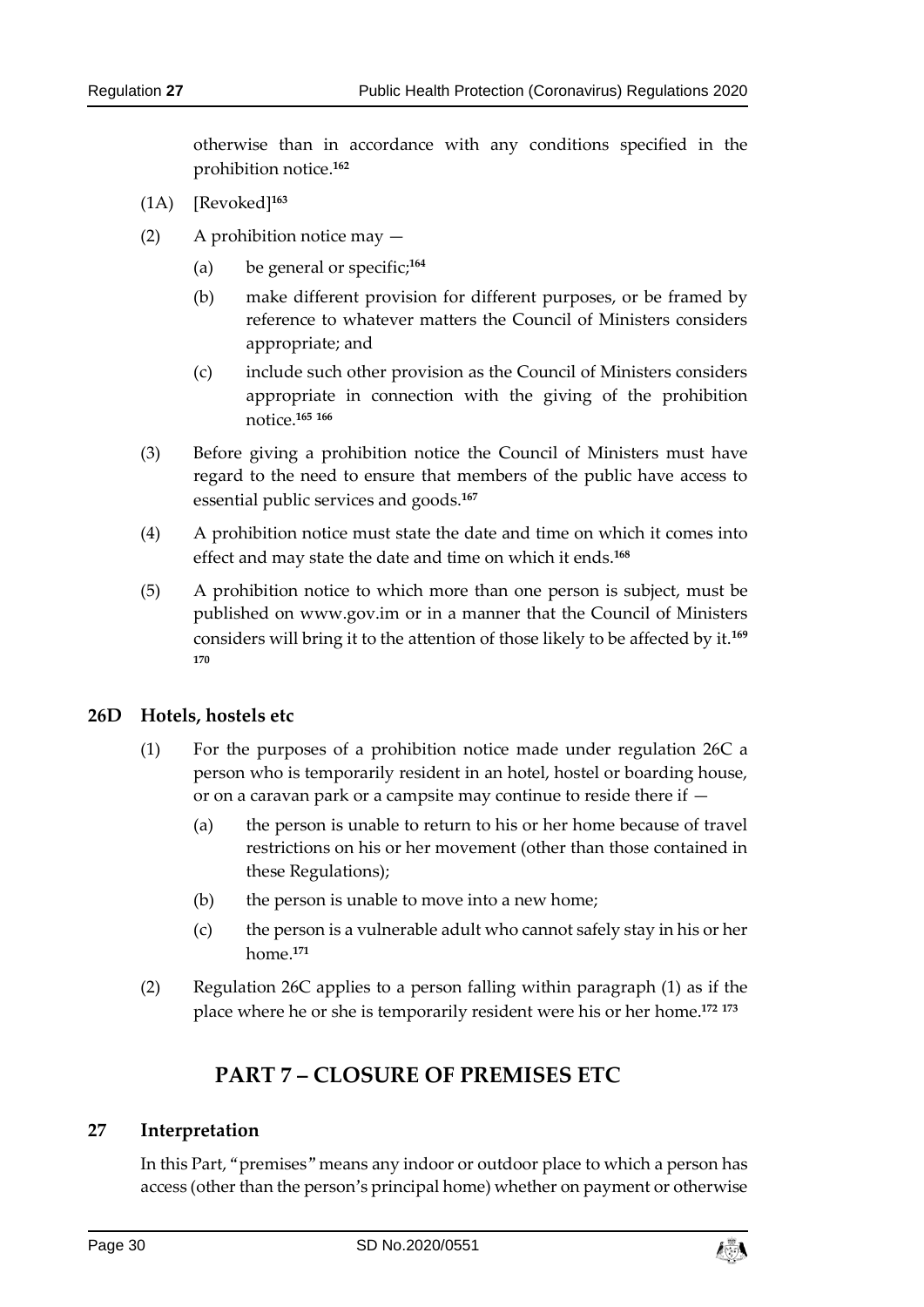otherwise than in accordance with any conditions specified in the prohibition notice.[162]

(1A) [Revoked][163]

(2) A prohibition notice may —

(a) be general or specific;[164]

(b) make different provision for different purposes, or be framed by reference to whatever matters the Council of Ministers considers appropriate; and

(c) include such other provision as the Council of Ministers considers appropriate in connection with the giving of the prohibition notice.[165] [166]

(3) Before giving a prohibition notice the Council of Ministers must have regard to the need to ensure that members of the public have access to essential public services and goods.[167]

(4) A prohibition notice must state the date and time on which it comes into effect and may state the date and time on which it ends.[168]

(5) A prohibition notice to which more than one person is subject, must be published on www.gov.im or in a manner that the Council of Ministers considers will bring it to the attention of those likely to be affected by it.[169] [170]

### 26D Hotels, hostels etc

(1) For the purposes of a prohibition notice made under regulation 26C a person who is temporarily resident in an hotel, hostel or boarding house, or on a caravan park or a campsite may continue to reside there if —

(a) the person is unable to return to his or her home because of travel restrictions on his or her movement (other than those contained in these Regulations);

(b) the person is unable to move into a new home;

(c) the person is a vulnerable adult who cannot safely stay in his or her home.[171]

(2) Regulation 26C applies to a person falling within paragraph (1) as if the place where he or she is temporarily resident were his or her home.[172] [173]

## PART 7 – CLOSURE OF PREMISES ETC

### 27 Interpretation

In this Part, "premises" means any indoor or outdoor place to which a person has access (other than the person's principal home) whether on payment or otherwise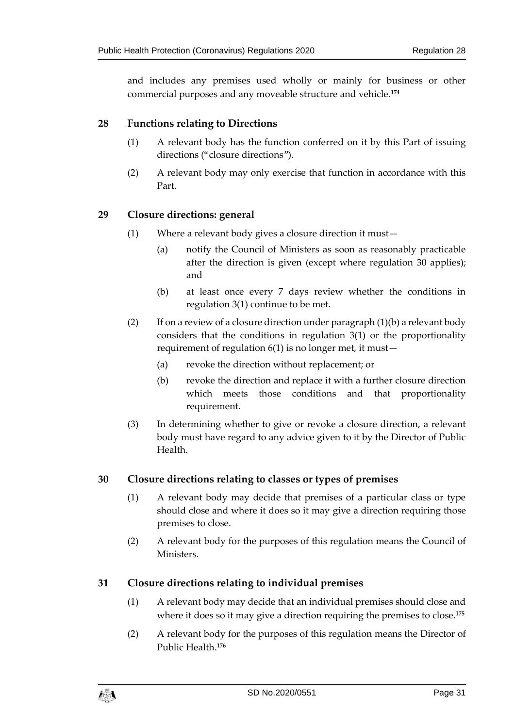and includes any premises used wholly or mainly for business or other commercial purposes and any moveable structure and vehicle.[174]

## 28 Functions relating to Directions

(1) A relevant body has the function conferred on it by this Part of issuing directions ("closure directions").

(2) A relevant body may only exercise that function in accordance with this Part.

## 29 Closure directions: general

(1) Where a relevant body gives a closure direction it must—

(a) notify the Council of Ministers as soon as reasonably practicable after the direction is given (except where regulation 30 applies); and

(b) at least once every 7 days review whether the conditions in regulation 3(1) continue to be met.

(2) If on a review of a closure direction under paragraph (1)(b) a relevant body considers that the conditions in regulation 3(1) or the proportionality requirement of regulation 6(1) is no longer met, it must—

(a) revoke the direction without replacement; or

(b) revoke the direction and replace it with a further closure direction which meets those conditions and that proportionality requirement.

(3) In determining whether to give or revoke a closure direction, a relevant body must have regard to any advice given to it by the Director of Public Health.

## 30 Closure directions relating to classes or types of premises

(1) A relevant body may decide that premises of a particular class or type should close and where it does so it may give a direction requiring those premises to close.

(2) A relevant body for the purposes of this regulation means the Council of Ministers.

## 31 Closure directions relating to individual premises

(1) A relevant body may decide that an individual premises should close and where it does so it may give a direction requiring the premises to close.[175]

(2) A relevant body for the purposes of this regulation means the Director of Public Health.[176]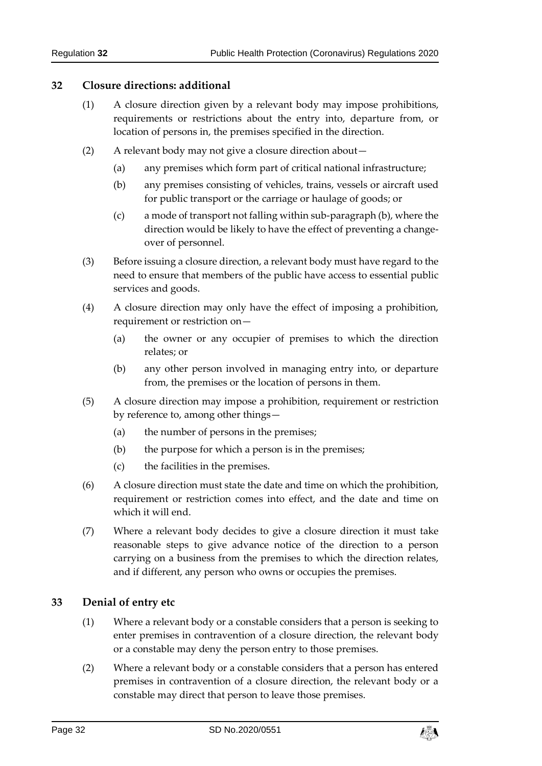## 32 Closure directions: additional

(1) A closure direction given by a relevant body may impose prohibitions, requirements or restrictions about the entry into, departure from, or location of persons in, the premises specified in the direction.

(2) A relevant body may not give a closure direction about—

(a) any premises which form part of critical national infrastructure;

(b) any premises consisting of vehicles, trains, vessels or aircraft used for public transport or the carriage or haulage of goods; or

(c) a mode of transport not falling within sub-paragraph (b), where the direction would be likely to have the effect of preventing a change-over of personnel.

(3) Before issuing a closure direction, a relevant body must have regard to the need to ensure that members of the public have access to essential public services and goods.

(4) A closure direction may only have the effect of imposing a prohibition, requirement or restriction on—

(a) the owner or any occupier of premises to which the direction relates; or

(b) any other person involved in managing entry into, or departure from, the premises or the location of persons in them.

(5) A closure direction may impose a prohibition, requirement or restriction by reference to, among other things—

(a) the number of persons in the premises;

(b) the purpose for which a person is in the premises;

(c) the facilities in the premises.

(6) A closure direction must state the date and time on which the prohibition, requirement or restriction comes into effect, and the date and time on which it will end.

(7) Where a relevant body decides to give a closure direction it must take reasonable steps to give advance notice of the direction to a person carrying on a business from the premises to which the direction relates, and if different, any person who owns or occupies the premises.

## 33 Denial of entry etc

(1) Where a relevant body or a constable considers that a person is seeking to enter premises in contravention of a closure direction, the relevant body or a constable may deny the person entry to those premises.

(2) Where a relevant body or a constable considers that a person has entered premises in contravention of a closure direction, the relevant body or a constable may direct that person to leave those premises.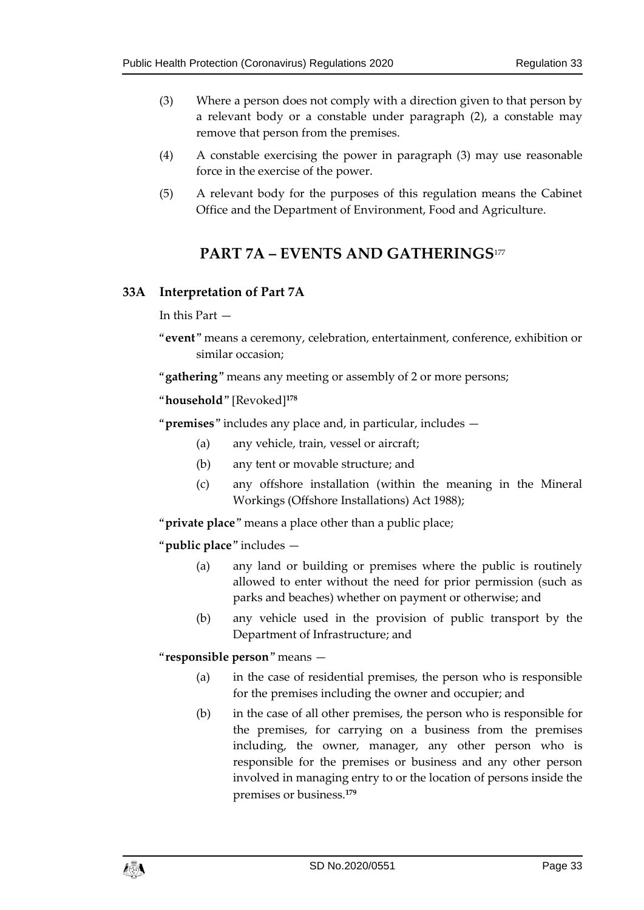(3) Where a person does not comply with a direction given to that person by a relevant body or a constable under paragraph (2), a constable may remove that person from the premises.

(4) A constable exercising the power in paragraph (3) may use reasonable force in the exercise of the power.

(5) A relevant body for the purposes of this regulation means the Cabinet Office and the Department of Environment, Food and Agriculture.

# PART 7A – EVENTS AND GATHERINGS[177]

## 33A Interpretation of Part 7A

In this Part —

"**event**" means a ceremony, celebration, entertainment, conference, exhibition or similar occasion;

"**gathering**" means any meeting or assembly of 2 or more persons;

"**household**" [Revoked][178]

"**premises**" includes any place and, in particular, includes —

- (a) any vehicle, train, vessel or aircraft;
- (b) any tent or movable structure; and
- (c) any offshore installation (within the meaning in the Mineral Workings (Offshore Installations) Act 1988);

"**private place**" means a place other than a public place;

"**public place**" includes —

- (a) any land or building or premises where the public is routinely allowed to enter without the need for prior permission (such as parks and beaches) whether on payment or otherwise; and
- (b) any vehicle used in the provision of public transport by the Department of Infrastructure; and

"**responsible person**" means —

- (a) in the case of residential premises, the person who is responsible for the premises including the owner and occupier; and
- (b) in the case of all other premises, the person who is responsible for the premises, for carrying on a business from the premises including, the owner, manager, any other person who is responsible for the premises or business and any other person involved in managing entry to or the location of persons inside the premises or business.[179]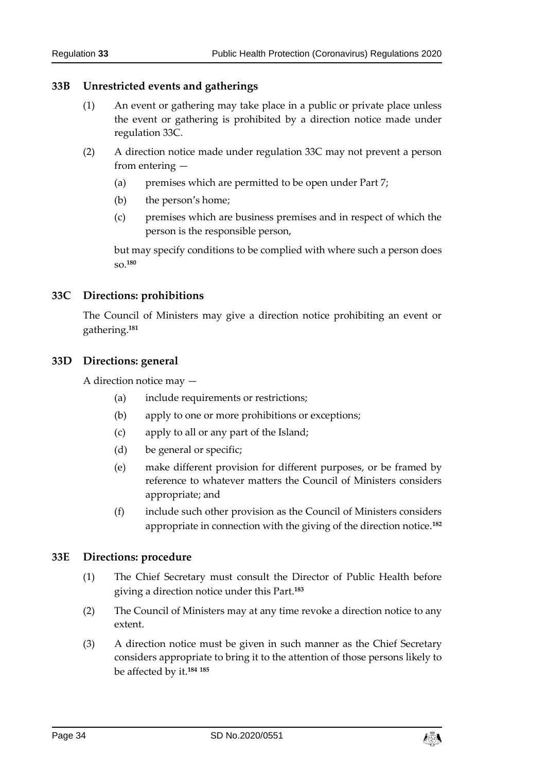### 33B Unrestricted events and gatherings

(1) An event or gathering may take place in a public or private place unless the event or gathering is prohibited by a direction notice made under regulation 33C.

(2) A direction notice made under regulation 33C may not prevent a person from entering —

(a) premises which are permitted to be open under Part 7;

(b) the person's home;

(c) premises which are business premises and in respect of which the person is the responsible person,

but may specify conditions to be complied with where such a person does so.[180]

### 33C Directions: prohibitions

The Council of Ministers may give a direction notice prohibiting an event or gathering.[181]

### 33D Directions: general

A direction notice may —

(a) include requirements or restrictions;

(b) apply to one or more prohibitions or exceptions;

(c) apply to all or any part of the Island;

(d) be general or specific;

(e) make different provision for different purposes, or be framed by reference to whatever matters the Council of Ministers considers appropriate; and

(f) include such other provision as the Council of Ministers considers appropriate in connection with the giving of the direction notice.[182]

### 33E Directions: procedure

(1) The Chief Secretary must consult the Director of Public Health before giving a direction notice under this Part.[183]

(2) The Council of Ministers may at any time revoke a direction notice to any extent.

(3) A direction notice must be given in such manner as the Chief Secretary considers appropriate to bring it to the attention of those persons likely to be affected by it.[184] [185]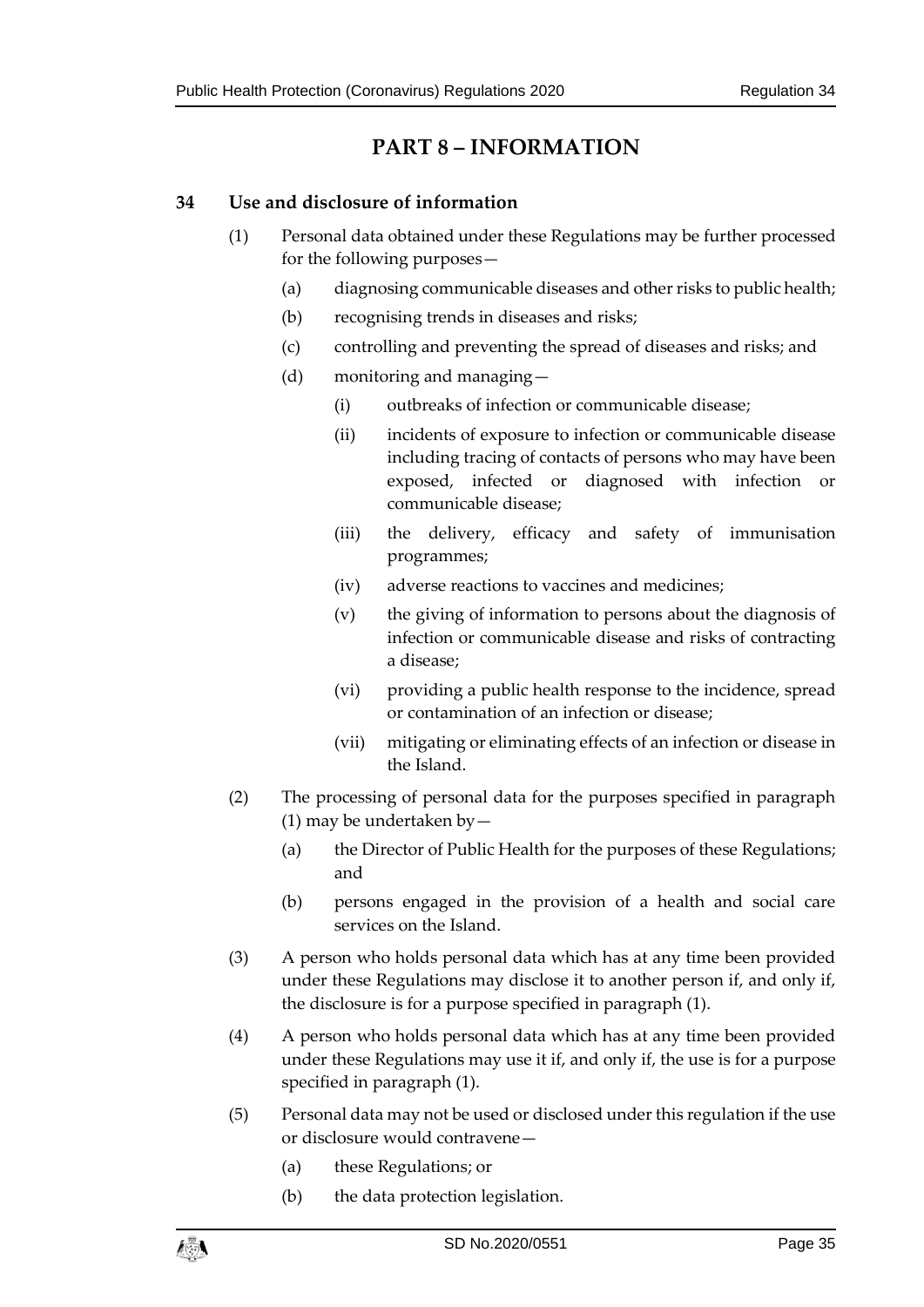# PART 8 – INFORMATION

## 34 Use and disclosure of information

(1) Personal data obtained under these Regulations may be further processed for the following purposes—

- (a) diagnosing communicable diseases and other risks to public health;
- (b) recognising trends in diseases and risks;
- (c) controlling and preventing the spread of diseases and risks; and
- (d) monitoring and managing—
  - (i) outbreaks of infection or communicable disease;
  - (ii) incidents of exposure to infection or communicable disease including tracing of contacts of persons who may have been exposed, infected or diagnosed with infection or communicable disease;
  - (iii) the delivery, efficacy and safety of immunisation programmes;
  - (iv) adverse reactions to vaccines and medicines;
  - (v) the giving of information to persons about the diagnosis of infection or communicable disease and risks of contracting a disease;
  - (vi) providing a public health response to the incidence, spread or contamination of an infection or disease;
  - (vii) mitigating or eliminating effects of an infection or disease in the Island.

(2) The processing of personal data for the purposes specified in paragraph (1) may be undertaken by—

- (a) the Director of Public Health for the purposes of these Regulations; and
- (b) persons engaged in the provision of a health and social care services on the Island.

(3) A person who holds personal data which has at any time been provided under these Regulations may disclose it to another person if, and only if, the disclosure is for a purpose specified in paragraph (1).

(4) A person who holds personal data which has at any time been provided under these Regulations may use it if, and only if, the use is for a purpose specified in paragraph (1).

(5) Personal data may not be used or disclosed under this regulation if the use or disclosure would contravene—

- (a) these Regulations; or
- (b) the data protection legislation.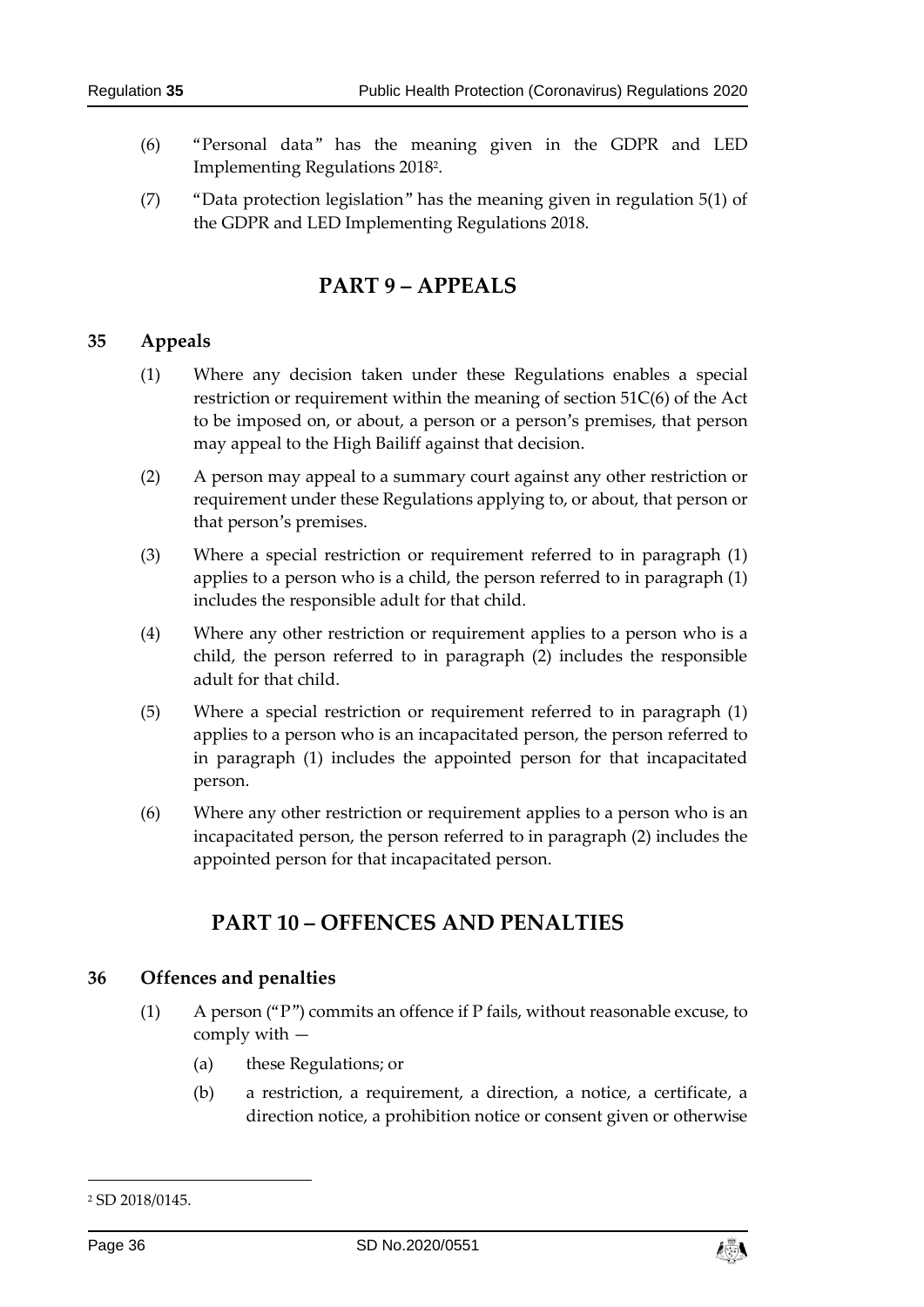(6) "Personal data" has the meaning given in the GDPR and LED Implementing Regulations 2018[2].

(7) "Data protection legislation" has the meaning given in regulation 5(1) of the GDPR and LED Implementing Regulations 2018.

## PART 9 – APPEALS

### 35 Appeals

(1) Where any decision taken under these Regulations enables a special restriction or requirement within the meaning of section 51C(6) of the Act to be imposed on, or about, a person or a person's premises, that person may appeal to the High Bailiff against that decision.

(2) A person may appeal to a summary court against any other restriction or requirement under these Regulations applying to, or about, that person or that person's premises.

(3) Where a special restriction or requirement referred to in paragraph (1) applies to a person who is a child, the person referred to in paragraph (1) includes the responsible adult for that child.

(4) Where any other restriction or requirement applies to a person who is a child, the person referred to in paragraph (2) includes the responsible adult for that child.

(5) Where a special restriction or requirement referred to in paragraph (1) applies to a person who is an incapacitated person, the person referred to in paragraph (1) includes the appointed person for that incapacitated person.

(6) Where any other restriction or requirement applies to a person who is an incapacitated person, the person referred to in paragraph (2) includes the appointed person for that incapacitated person.

## PART 10 – OFFENCES AND PENALTIES

### 36 Offences and penalties

(1) A person ("P") commits an offence if P fails, without reasonable excuse, to comply with —

(a) these Regulations; or

(b) a restriction, a requirement, a direction, a notice, a certificate, a direction notice, a prohibition notice or consent given or otherwise

[2] SD 2018/0145.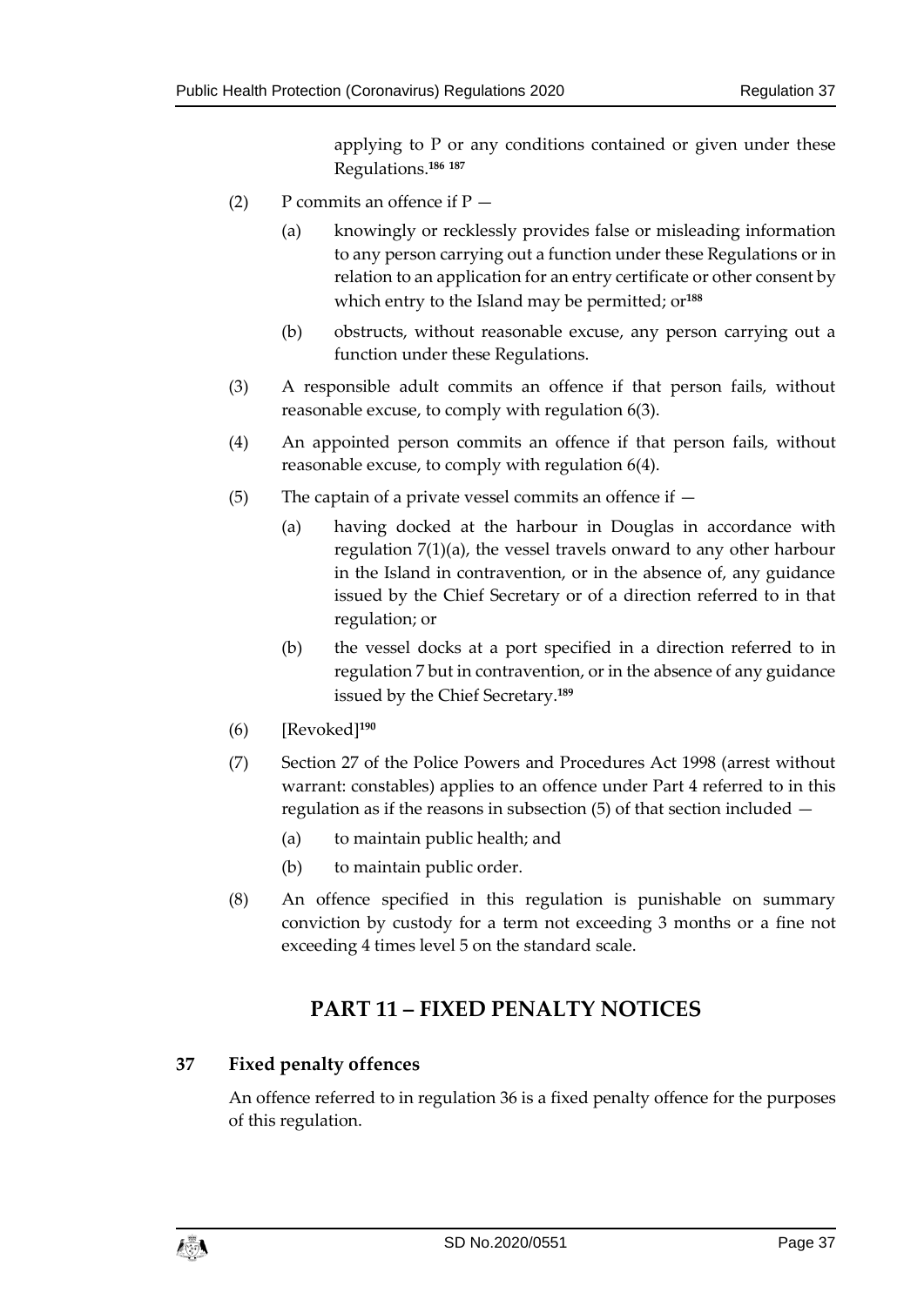applying to P or any conditions contained or given under these Regulations.[186] [187]

(2) P commits an offence if P —

(a) knowingly or recklessly provides false or misleading information to any person carrying out a function under these Regulations or in relation to an application for an entry certificate or other consent by which entry to the Island may be permitted; or[188]

(b) obstructs, without reasonable excuse, any person carrying out a function under these Regulations.

(3) A responsible adult commits an offence if that person fails, without reasonable excuse, to comply with regulation 6(3).

(4) An appointed person commits an offence if that person fails, without reasonable excuse, to comply with regulation 6(4).

(5) The captain of a private vessel commits an offence if —

(a) having docked at the harbour in Douglas in accordance with regulation 7(1)(a), the vessel travels onward to any other harbour in the Island in contravention, or in the absence of, any guidance issued by the Chief Secretary or of a direction referred to in that regulation; or

(b) the vessel docks at a port specified in a direction referred to in regulation 7 but in contravention, or in the absence of any guidance issued by the Chief Secretary.[189]

(6) [Revoked][190]

(7) Section 27 of the Police Powers and Procedures Act 1998 (arrest without warrant: constables) applies to an offence under Part 4 referred to in this regulation as if the reasons in subsection (5) of that section included —

(a) to maintain public health; and

(b) to maintain public order.

(8) An offence specified in this regulation is punishable on summary conviction by custody for a term not exceeding 3 months or a fine not exceeding 4 times level 5 on the standard scale.

## PART 11 – FIXED PENALTY NOTICES

### 37 Fixed penalty offences

An offence referred to in regulation 36 is a fixed penalty offence for the purposes of this regulation.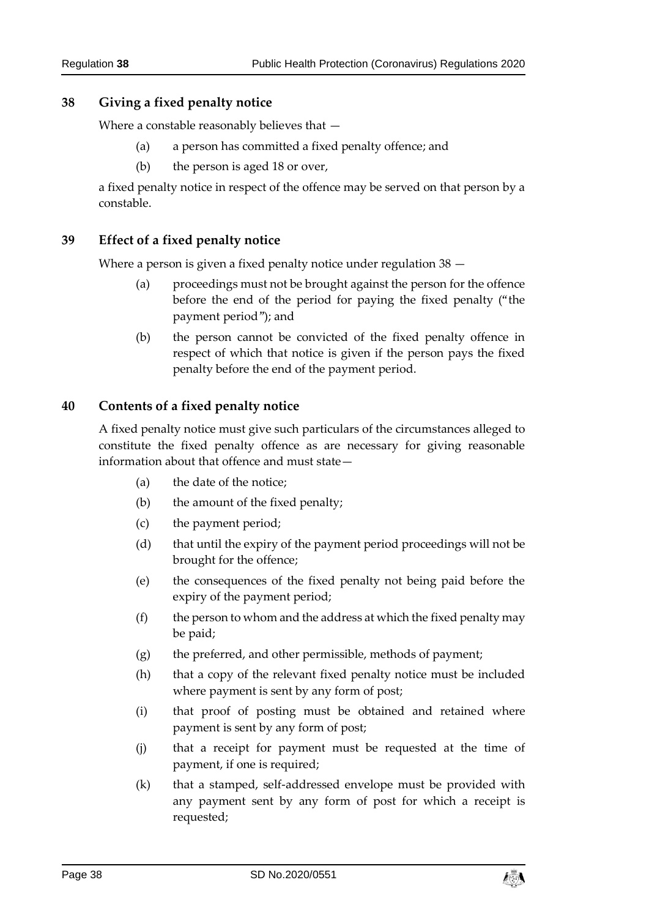## 38 Giving a fixed penalty notice

Where a constable reasonably believes that —

(a) a person has committed a fixed penalty offence; and

(b) the person is aged 18 or over,

a fixed penalty notice in respect of the offence may be served on that person by a constable.

## 39 Effect of a fixed penalty notice

Where a person is given a fixed penalty notice under regulation 38 —

(a) proceedings must not be brought against the person for the offence before the end of the period for paying the fixed penalty ("the payment period"); and

(b) the person cannot be convicted of the fixed penalty offence in respect of which that notice is given if the person pays the fixed penalty before the end of the payment period.

## 40 Contents of a fixed penalty notice

A fixed penalty notice must give such particulars of the circumstances alleged to constitute the fixed penalty offence as are necessary for giving reasonable information about that offence and must state—

(a) the date of the notice;

(b) the amount of the fixed penalty;

(c) the payment period;

(d) that until the expiry of the payment period proceedings will not be brought for the offence;

(e) the consequences of the fixed penalty not being paid before the expiry of the payment period;

(f) the person to whom and the address at which the fixed penalty may be paid;

(g) the preferred, and other permissible, methods of payment;

(h) that a copy of the relevant fixed penalty notice must be included where payment is sent by any form of post;

(i) that proof of posting must be obtained and retained where payment is sent by any form of post;

(j) that a receipt for payment must be requested at the time of payment, if one is required;

(k) that a stamped, self-addressed envelope must be provided with any payment sent by any form of post for which a receipt is requested;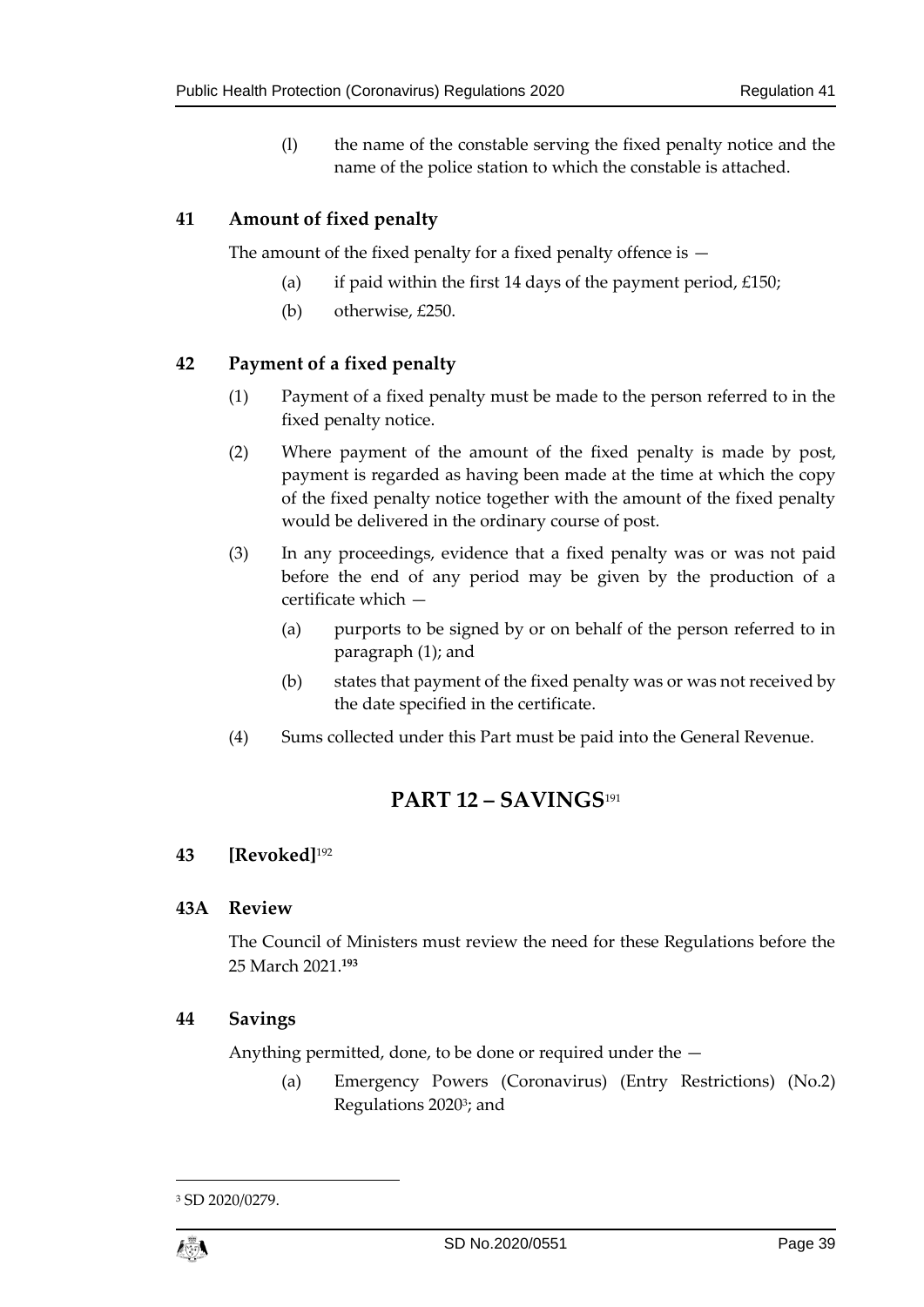(l) the name of the constable serving the fixed penalty notice and the name of the police station to which the constable is attached.

## 41 Amount of fixed penalty

The amount of the fixed penalty for a fixed penalty offence is —

(a) if paid within the first 14 days of the payment period, £150;

(b) otherwise, £250.

## 42 Payment of a fixed penalty

(1) Payment of a fixed penalty must be made to the person referred to in the fixed penalty notice.

(2) Where payment of the amount of the fixed penalty is made by post, payment is regarded as having been made at the time at which the copy of the fixed penalty notice together with the amount of the fixed penalty would be delivered in the ordinary course of post.

(3) In any proceedings, evidence that a fixed penalty was or was not paid before the end of any period may be given by the production of a certificate which —

(a) purports to be signed by or on behalf of the person referred to in paragraph (1); and

(b) states that payment of the fixed penalty was or was not received by the date specified in the certificate.

(4) Sums collected under this Part must be paid into the General Revenue.

# PART 12 – SAVINGS[191]

## 43 [Revoked][192]

## 43A Review

The Council of Ministers must review the need for these Regulations before the 25 March 2021.[193]

## 44 Savings

Anything permitted, done, to be done or required under the —

(a) Emergency Powers (Coronavirus) (Entry Restrictions) (No.2) Regulations 2020[3]; and

---

[3] SD 2020/0279.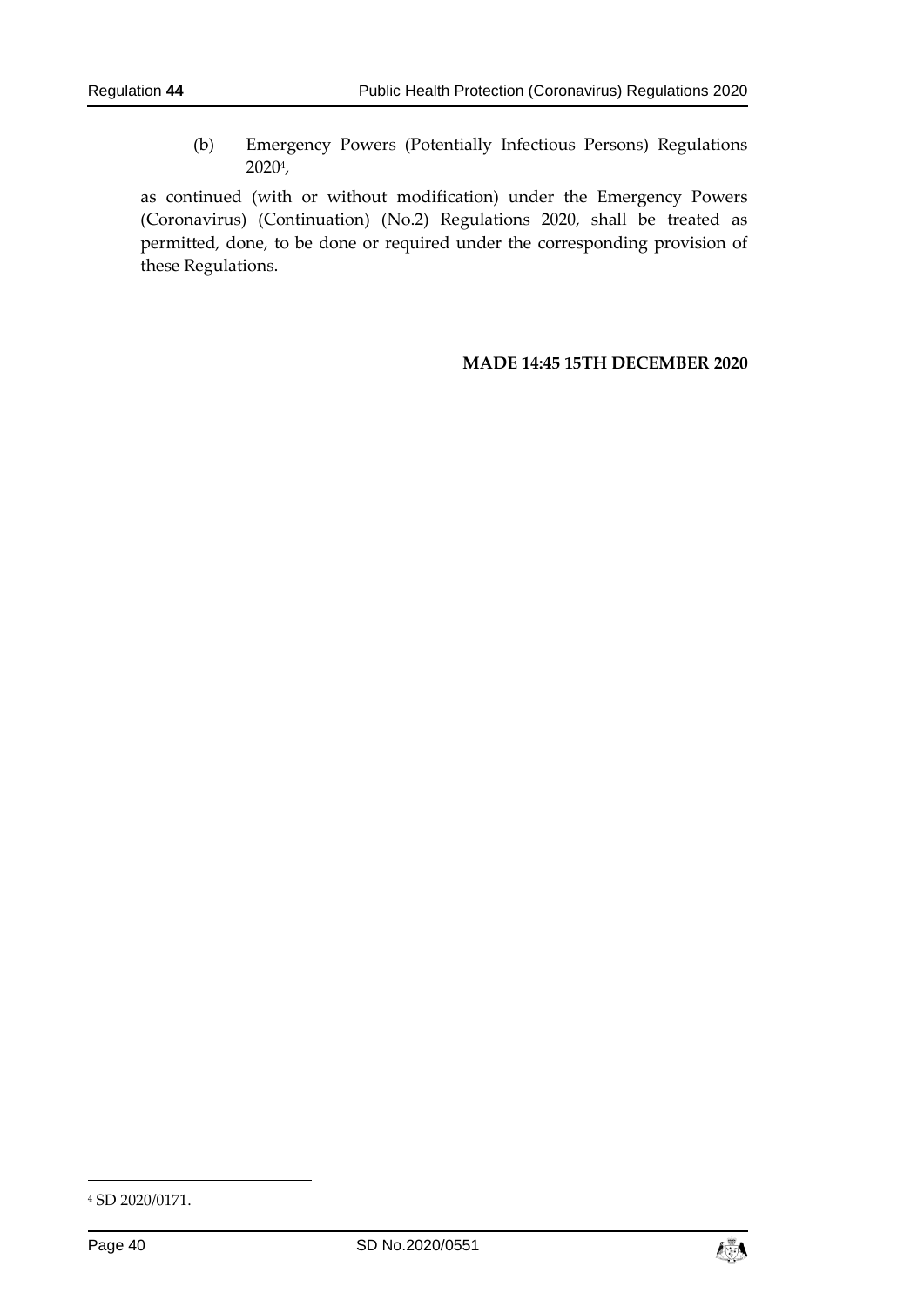(b) Emergency Powers (Potentially Infectious Persons) Regulations 2020[4],

as continued (with or without modification) under the Emergency Powers (Coronavirus) (Continuation) (No.2) Regulations 2020, shall be treated as permitted, done, to be done or required under the corresponding provision of these Regulations.

**MADE 14:45 15TH DECEMBER 2020**

[4] SD 2020/0171.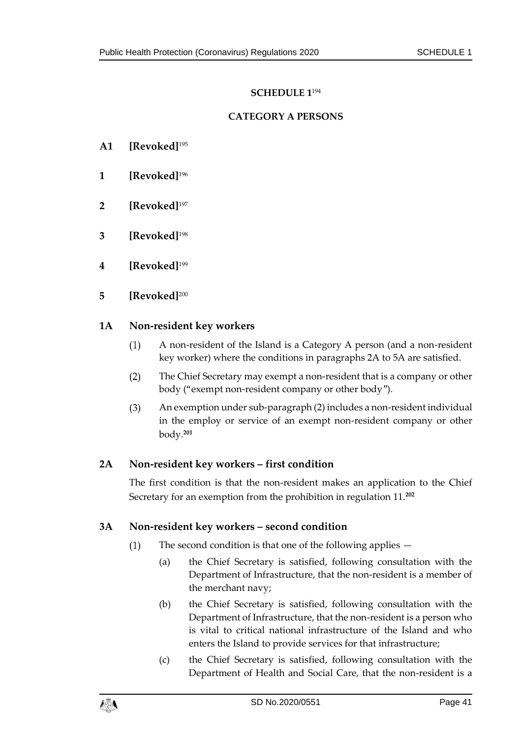## SCHEDULE 1[194]

## CATEGORY A PERSONS

**A1 [Revoked]**[195]

**1 [Revoked]**[196]

**2 [Revoked]**[197]

**3 [Revoked]**[198]

**4 [Revoked]**[199]

**5 [Revoked]**[200]

### 1A Non-resident key workers

(1) A non-resident of the Island is a Category A person (and a non-resident key worker) where the conditions in paragraphs 2A to 5A are satisfied.

(2) The Chief Secretary may exempt a non-resident that is a company or other body ("exempt non-resident company or other body").

(3) An exemption under sub-paragraph (2) includes a non-resident individual in the employ or service of an exempt non-resident company or other body.[201]

### 2A Non-resident key workers – first condition

The first condition is that the non-resident makes an application to the Chief Secretary for an exemption from the prohibition in regulation 11.[202]

### 3A Non-resident key workers – second condition

(1) The second condition is that one of the following applies —

(a) the Chief Secretary is satisfied, following consultation with the Department of Infrastructure, that the non-resident is a member of the merchant navy;

(b) the Chief Secretary is satisfied, following consultation with the Department of Infrastructure, that the non-resident is a person who is vital to critical national infrastructure of the Island and who enters the Island to provide services for that infrastructure;

(c) the Chief Secretary is satisfied, following consultation with the Department of Health and Social Care, that the non-resident is a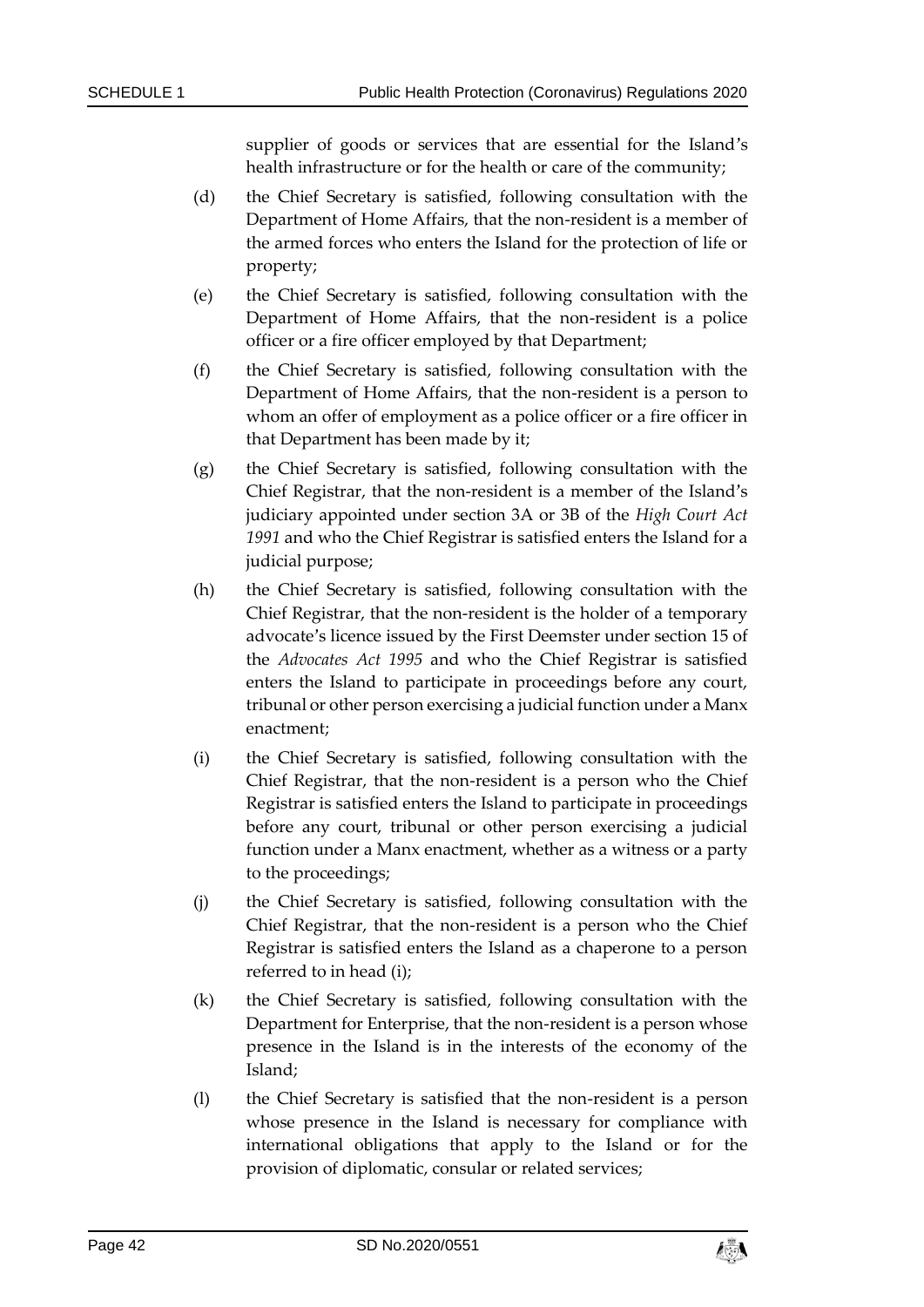supplier of goods or services that are essential for the Island's health infrastructure or for the health or care of the community;

(d) the Chief Secretary is satisfied, following consultation with the Department of Home Affairs, that the non-resident is a member of the armed forces who enters the Island for the protection of life or property;

(e) the Chief Secretary is satisfied, following consultation with the Department of Home Affairs, that the non-resident is a police officer or a fire officer employed by that Department;

(f) the Chief Secretary is satisfied, following consultation with the Department of Home Affairs, that the non-resident is a person to whom an offer of employment as a police officer or a fire officer in that Department has been made by it;

(g) the Chief Secretary is satisfied, following consultation with the Chief Registrar, that the non-resident is a member of the Island's judiciary appointed under section 3A or 3B of the *High Court Act 1991* and who the Chief Registrar is satisfied enters the Island for a judicial purpose;

(h) the Chief Secretary is satisfied, following consultation with the Chief Registrar, that the non-resident is the holder of a temporary advocate's licence issued by the First Deemster under section 15 of the *Advocates Act 1995* and who the Chief Registrar is satisfied enters the Island to participate in proceedings before any court, tribunal or other person exercising a judicial function under a Manx enactment;

(i) the Chief Secretary is satisfied, following consultation with the Chief Registrar, that the non-resident is a person who the Chief Registrar is satisfied enters the Island to participate in proceedings before any court, tribunal or other person exercising a judicial function under a Manx enactment, whether as a witness or a party to the proceedings;

(j) the Chief Secretary is satisfied, following consultation with the Chief Registrar, that the non-resident is a person who the Chief Registrar is satisfied enters the Island as a chaperone to a person referred to in head (i);

(k) the Chief Secretary is satisfied, following consultation with the Department for Enterprise, that the non-resident is a person whose presence in the Island is in the interests of the economy of the Island;

(l) the Chief Secretary is satisfied that the non-resident is a person whose presence in the Island is necessary for compliance with international obligations that apply to the Island or for the provision of diplomatic, consular or related services;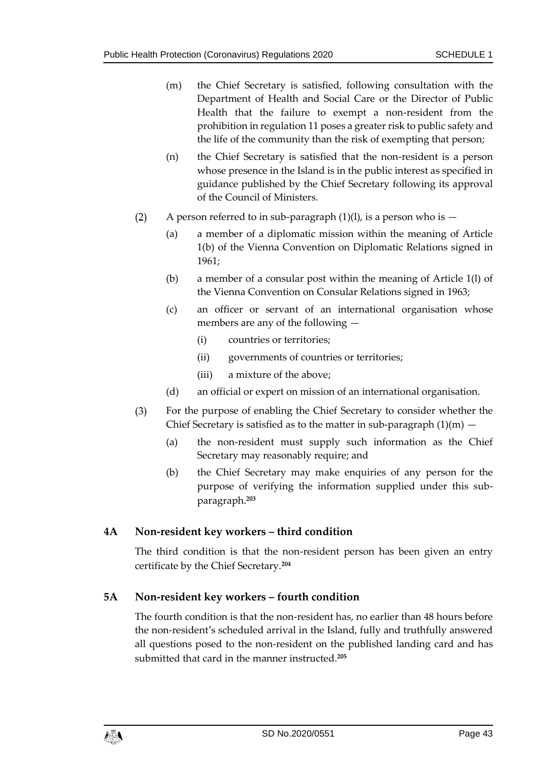(m) the Chief Secretary is satisfied, following consultation with the Department of Health and Social Care or the Director of Public Health that the failure to exempt a non-resident from the prohibition in regulation 11 poses a greater risk to public safety and the life of the community than the risk of exempting that person;

(n) the Chief Secretary is satisfied that the non-resident is a person whose presence in the Island is in the public interest as specified in guidance published by the Chief Secretary following its approval of the Council of Ministers.

(2) A person referred to in sub-paragraph (1)(l), is a person who is —

(a) a member of a diplomatic mission within the meaning of Article 1(b) of the Vienna Convention on Diplomatic Relations signed in 1961;

(b) a member of a consular post within the meaning of Article 1(l) of the Vienna Convention on Consular Relations signed in 1963;

(c) an officer or servant of an international organisation whose members are any of the following —

(i) countries or territories;

(ii) governments of countries or territories;

(iii) a mixture of the above;

(d) an official or expert on mission of an international organisation.

(3) For the purpose of enabling the Chief Secretary to consider whether the Chief Secretary is satisfied as to the matter in sub-paragraph (1)(m) —

(a) the non-resident must supply such information as the Chief Secretary may reasonably require; and

(b) the Chief Secretary may make enquiries of any person for the purpose of verifying the information supplied under this sub-paragraph.[203]

## 4A Non-resident key workers – third condition

The third condition is that the non-resident person has been given an entry certificate by the Chief Secretary.[204]

## 5A Non-resident key workers – fourth condition

The fourth condition is that the non-resident has, no earlier than 48 hours before the non-resident's scheduled arrival in the Island, fully and truthfully answered all questions posed to the non-resident on the published landing card and has submitted that card in the manner instructed.[205]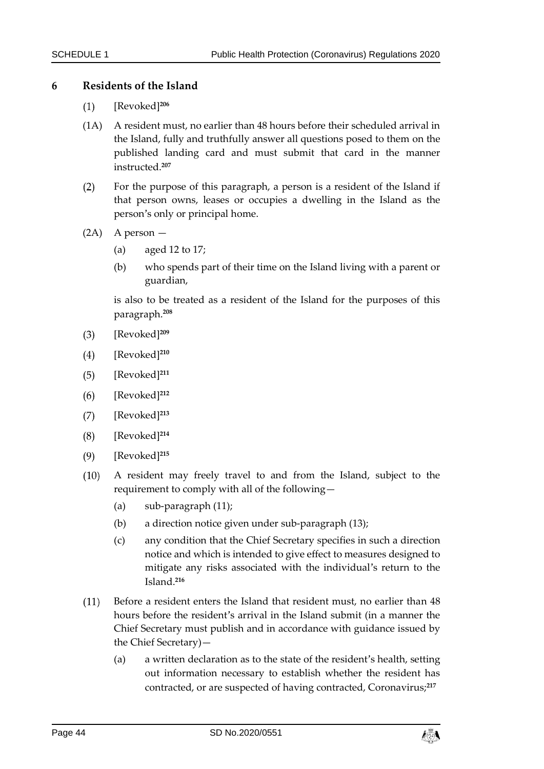## 6 Residents of the Island

(1) [Revoked][206]

(1A) A resident must, no earlier than 48 hours before their scheduled arrival in the Island, fully and truthfully answer all questions posed to them on the published landing card and must submit that card in the manner instructed.[207]

(2) For the purpose of this paragraph, a person is a resident of the Island if that person owns, leases or occupies a dwelling in the Island as the person's only or principal home.

(2A) A person —

  (a) aged 12 to 17;

  (b) who spends part of their time on the Island living with a parent or guardian,

is also to be treated as a resident of the Island for the purposes of this paragraph.[208]

(3) [Revoked][209]

(4) [Revoked][210]

(5) [Revoked][211]

(6) [Revoked][212]

(7) [Revoked][213]

(8) [Revoked][214]

(9) [Revoked][215]

(10) A resident may freely travel to and from the Island, subject to the requirement to comply with all of the following—

  (a) sub-paragraph (11);

  (b) a direction notice given under sub-paragraph (13);

  (c) any condition that the Chief Secretary specifies in such a direction notice and which is intended to give effect to measures designed to mitigate any risks associated with the individual's return to the Island.[216]

(11) Before a resident enters the Island that resident must, no earlier than 48 hours before the resident's arrival in the Island submit (in a manner the Chief Secretary must publish and in accordance with guidance issued by the Chief Secretary)—

  (a) a written declaration as to the state of the resident's health, setting out information necessary to establish whether the resident has contracted, or are suspected of having contracted, Coronavirus;[217]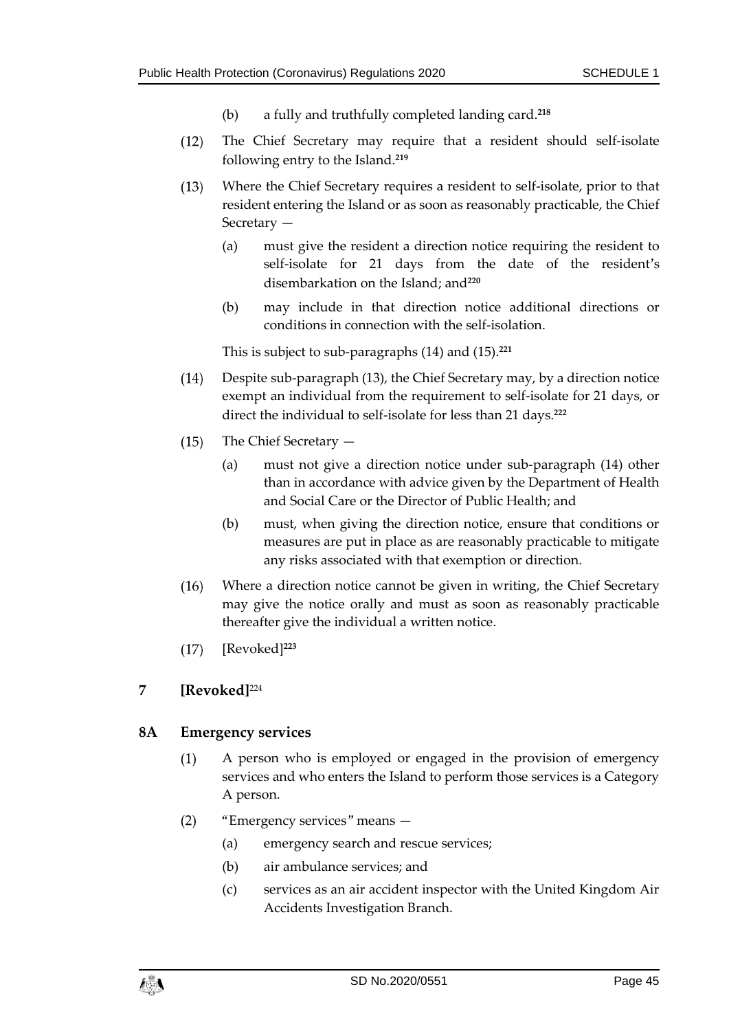(b) a fully and truthfully completed landing card.[218]

(12) The Chief Secretary may require that a resident should self-isolate following entry to the Island.[219]

(13) Where the Chief Secretary requires a resident to self-isolate, prior to that resident entering the Island or as soon as reasonably practicable, the Chief Secretary —

(a) must give the resident a direction notice requiring the resident to self-isolate for 21 days from the date of the resident's disembarkation on the Island; and[220]

(b) may include in that direction notice additional directions or conditions in connection with the self-isolation.

This is subject to sub-paragraphs (14) and (15).[221]

(14) Despite sub-paragraph (13), the Chief Secretary may, by a direction notice exempt an individual from the requirement to self-isolate for 21 days, or direct the individual to self-isolate for less than 21 days.[222]

(15) The Chief Secretary —

(a) must not give a direction notice under sub-paragraph (14) other than in accordance with advice given by the Department of Health and Social Care or the Director of Public Health; and

(b) must, when giving the direction notice, ensure that conditions or measures are put in place as are reasonably practicable to mitigate any risks associated with that exemption or direction.

(16) Where a direction notice cannot be given in writing, the Chief Secretary may give the notice orally and must as soon as reasonably practicable thereafter give the individual a written notice.

(17) [Revoked][223]

## 7 [Revoked][224]

## 8A Emergency services

(1) A person who is employed or engaged in the provision of emergency services and who enters the Island to perform those services is a Category A person.

(2) "Emergency services" means —

(a) emergency search and rescue services;

(b) air ambulance services; and

(c) services as an air accident inspector with the United Kingdom Air Accidents Investigation Branch.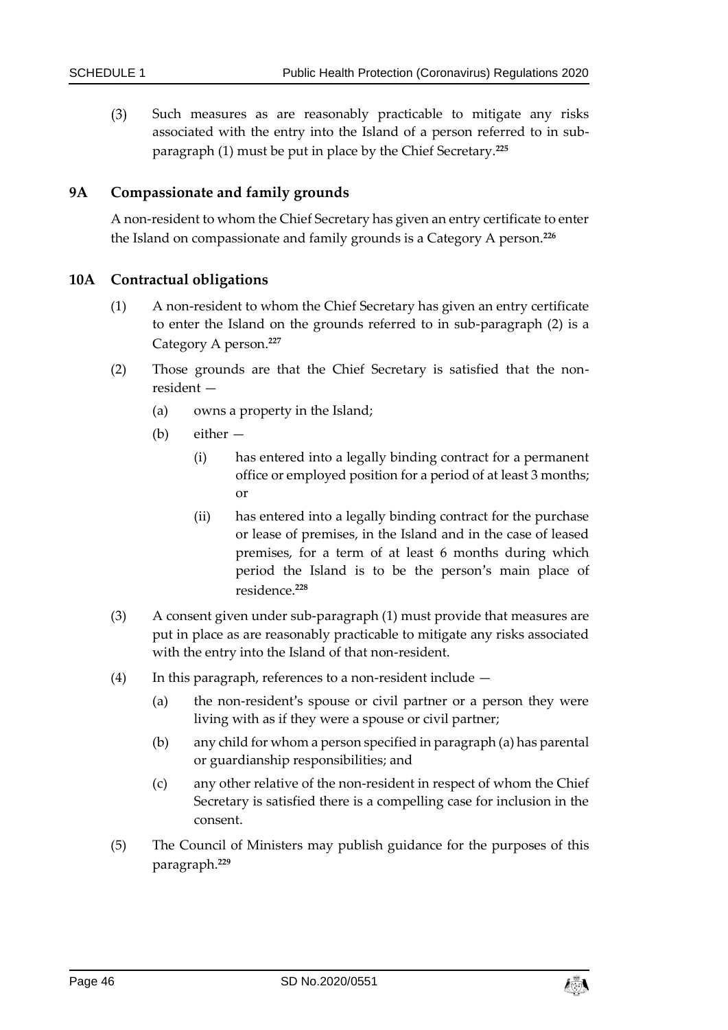(3) Such measures as are reasonably practicable to mitigate any risks associated with the entry into the Island of a person referred to in sub-paragraph (1) must be put in place by the Chief Secretary.[225]

## 9A Compassionate and family grounds

A non-resident to whom the Chief Secretary has given an entry certificate to enter the Island on compassionate and family grounds is a Category A person.[226]

## 10A Contractual obligations

(1) A non-resident to whom the Chief Secretary has given an entry certificate to enter the Island on the grounds referred to in sub-paragraph (2) is a Category A person.[227]

(2) Those grounds are that the Chief Secretary is satisfied that the non-resident —

(a) owns a property in the Island;

(b) either —

(i) has entered into a legally binding contract for a permanent office or employed position for a period of at least 3 months; or

(ii) has entered into a legally binding contract for the purchase or lease of premises, in the Island and in the case of leased premises, for a term of at least 6 months during which period the Island is to be the person's main place of residence.[228]

(3) A consent given under sub-paragraph (1) must provide that measures are put in place as are reasonably practicable to mitigate any risks associated with the entry into the Island of that non-resident.

(4) In this paragraph, references to a non-resident include —

(a) the non-resident's spouse or civil partner or a person they were living with as if they were a spouse or civil partner;

(b) any child for whom a person specified in paragraph (a) has parental or guardianship responsibilities; and

(c) any other relative of the non-resident in respect of whom the Chief Secretary is satisfied there is a compelling case for inclusion in the consent.

(5) The Council of Ministers may publish guidance for the purposes of this paragraph.[229]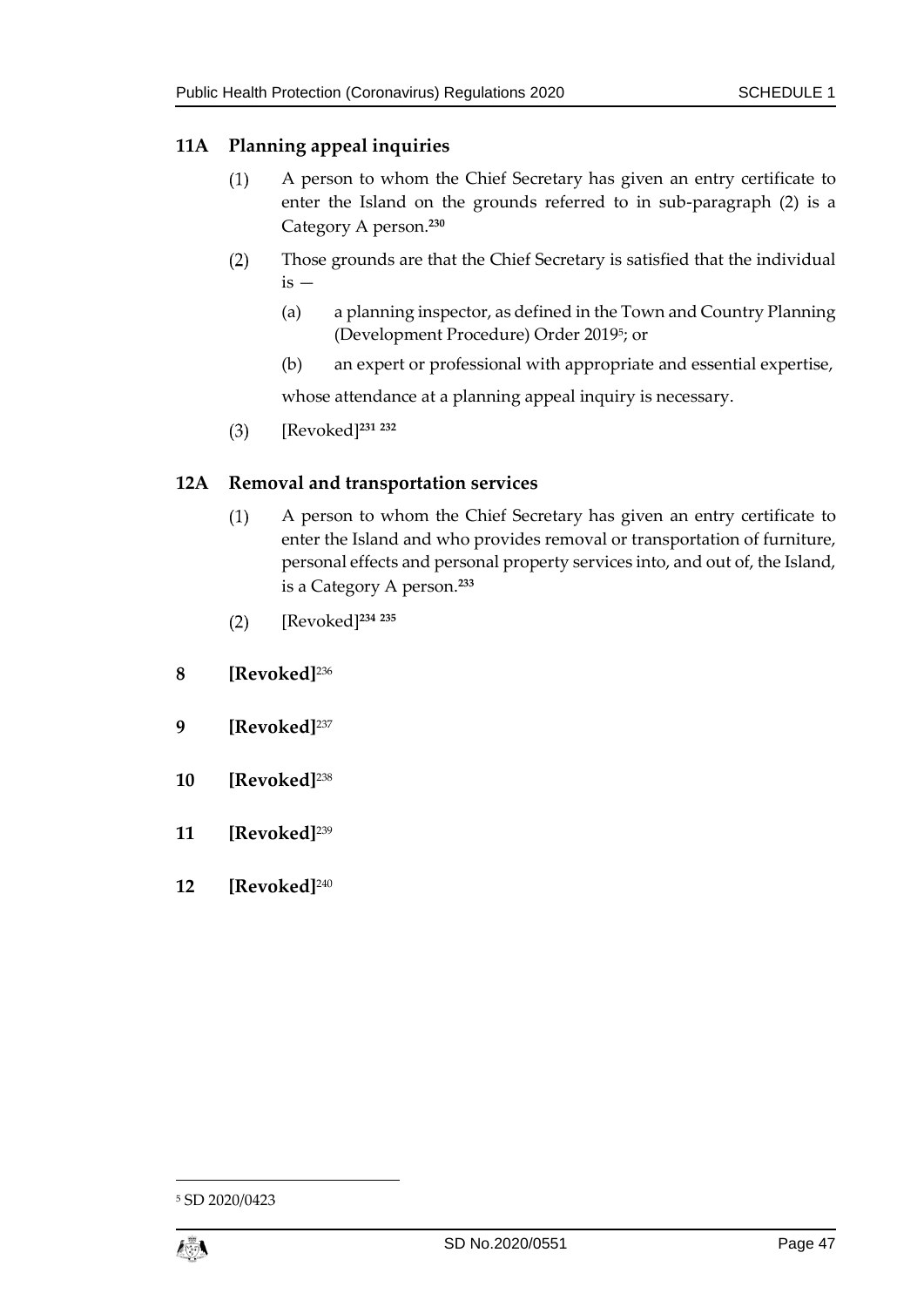## 11A Planning appeal inquiries

(1) A person to whom the Chief Secretary has given an entry certificate to enter the Island on the grounds referred to in sub-paragraph (2) is a Category A person.[230]

(2) Those grounds are that the Chief Secretary is satisfied that the individual is —

(a) a planning inspector, as defined in the Town and Country Planning (Development Procedure) Order 2019[5]; or

(b) an expert or professional with appropriate and essential expertise,

whose attendance at a planning appeal inquiry is necessary.

(3) [Revoked][231] [232]

## 12A Removal and transportation services

(1) A person to whom the Chief Secretary has given an entry certificate to enter the Island and who provides removal or transportation of furniture, personal effects and personal property services into, and out of, the Island, is a Category A person.[233]

(2) [Revoked][234] [235]

## 8 [Revoked][236]

## 9 [Revoked][237]

## 10 [Revoked][238]

## 11 [Revoked][239]

## 12 [Revoked][240]

[5] SD 2020/0423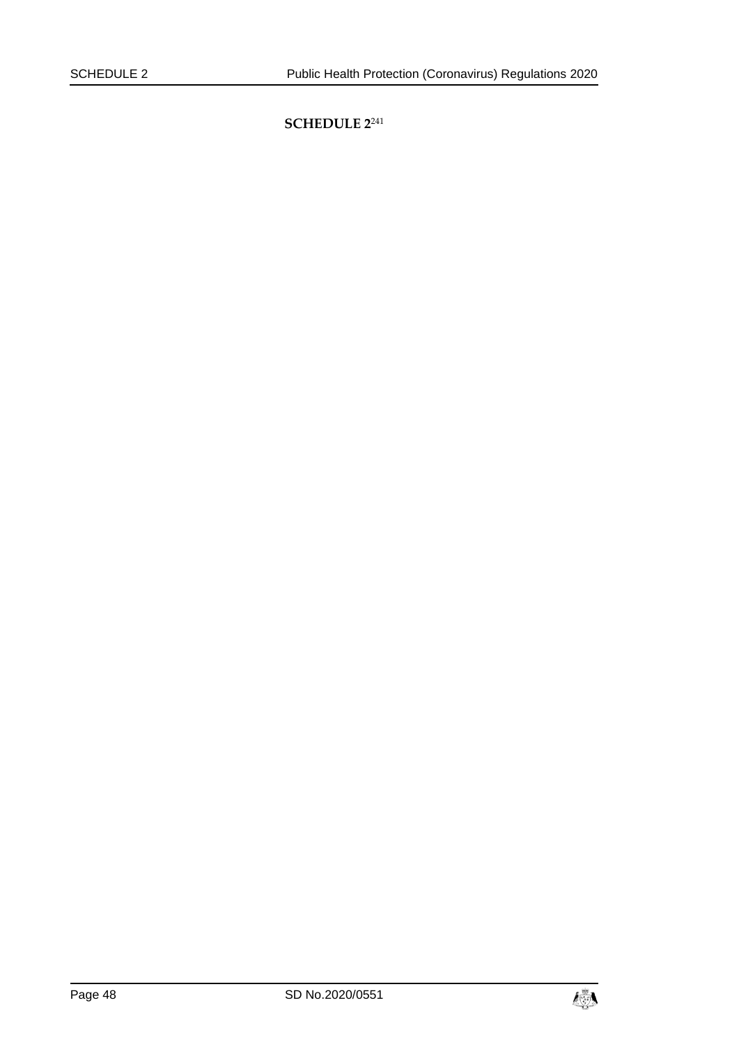# SCHEDULE 2[241]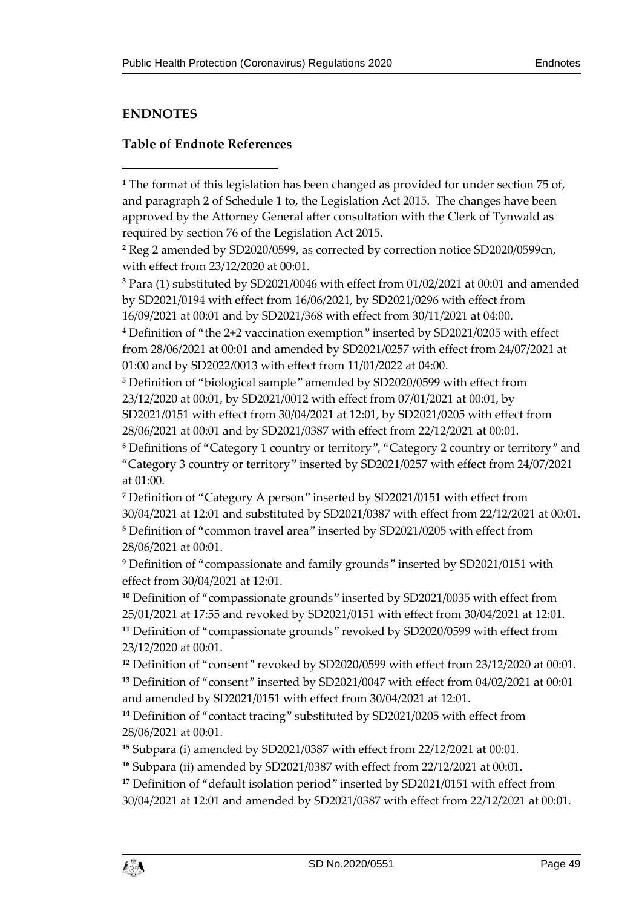## ENDNOTES

### Table of Endnote References

[1] The format of this legislation has been changed as provided for under section 75 of, and paragraph 2 of Schedule 1 to, the Legislation Act 2015. The changes have been approved by the Attorney General after consultation with the Clerk of Tynwald as required by section 76 of the Legislation Act 2015.

[2] Reg 2 amended by SD2020/0599, as corrected by correction notice SD2020/0599cn, with effect from 23/12/2020 at 00:01.

[3] Para (1) substituted by SD2021/0046 with effect from 01/02/2021 at 00:01 and amended by SD2021/0194 with effect from 16/06/2021, by SD2021/0296 with effect from 16/09/2021 at 00:01 and by SD2021/368 with effect from 30/11/2021 at 04:00.

[4] Definition of "the 2+2 vaccination exemption" inserted by SD2021/0205 with effect from 28/06/2021 at 00:01 and amended by SD2021/0257 with effect from 24/07/2021 at 01:00 and by SD2022/0013 with effect from 11/01/2022 at 04:00.

[5] Definition of "biological sample" amended by SD2020/0599 with effect from 23/12/2020 at 00:01, by SD2021/0012 with effect from 07/01/2021 at 00:01, by SD2021/0151 with effect from 30/04/2021 at 12:01, by SD2021/0205 with effect from 28/06/2021 at 00:01 and by SD2021/0387 with effect from 22/12/2021 at 00:01.

[6] Definitions of "Category 1 country or territory", "Category 2 country or territory" and "Category 3 country or territory" inserted by SD2021/0257 with effect from 24/07/2021 at 01:00.

[7] Definition of "Category A person" inserted by SD2021/0151 with effect from 30/04/2021 at 12:01 and substituted by SD2021/0387 with effect from 22/12/2021 at 00:01.

[8] Definition of "common travel area" inserted by SD2021/0205 with effect from 28/06/2021 at 00:01.

[9] Definition of "compassionate and family grounds" inserted by SD2021/0151 with effect from 30/04/2021 at 12:01.

[10] Definition of "compassionate grounds" inserted by SD2021/0035 with effect from 25/01/2021 at 17:55 and revoked by SD2021/0151 with effect from 30/04/2021 at 12:01.

[11] Definition of "compassionate grounds" revoked by SD2020/0599 with effect from 23/12/2020 at 00:01.

[12] Definition of "consent" revoked by SD2020/0599 with effect from 23/12/2020 at 00:01.

[13] Definition of "consent" inserted by SD2021/0047 with effect from 04/02/2021 at 00:01 and amended by SD2021/0151 with effect from 30/04/2021 at 12:01.

[14] Definition of "contact tracing" substituted by SD2021/0205 with effect from 28/06/2021 at 00:01.

[15] Subpara (i) amended by SD2021/0387 with effect from 22/12/2021 at 00:01.

[16] Subpara (ii) amended by SD2021/0387 with effect from 22/12/2021 at 00:01.

[17] Definition of "default isolation period" inserted by SD2021/0151 with effect from 30/04/2021 at 12:01 and amended by SD2021/0387 with effect from 22/12/2021 at 00:01.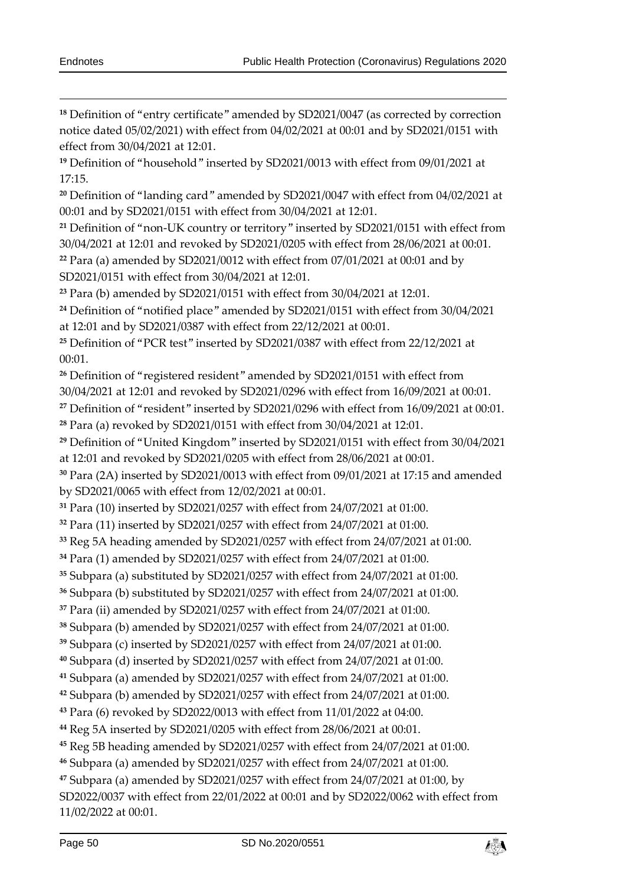[18] Definition of "entry certificate" amended by SD2021/0047 (as corrected by correction notice dated 05/02/2021) with effect from 04/02/2021 at 00:01 and by SD2021/0151 with effect from 30/04/2021 at 12:01.

[19] Definition of "household" inserted by SD2021/0013 with effect from 09/01/2021 at 17:15.

[20] Definition of "landing card" amended by SD2021/0047 with effect from 04/02/2021 at 00:01 and by SD2021/0151 with effect from 30/04/2021 at 12:01.

[21] Definition of "non-UK country or territory" inserted by SD2021/0151 with effect from 30/04/2021 at 12:01 and revoked by SD2021/0205 with effect from 28/06/2021 at 00:01.

[22] Para (a) amended by SD2021/0012 with effect from 07/01/2021 at 00:01 and by SD2021/0151 with effect from 30/04/2021 at 12:01.

[23] Para (b) amended by SD2021/0151 with effect from 30/04/2021 at 12:01.

[24] Definition of "notified place" amended by SD2021/0151 with effect from 30/04/2021 at 12:01 and by SD2021/0387 with effect from 22/12/2021 at 00:01.

[25] Definition of "PCR test" inserted by SD2021/0387 with effect from 22/12/2021 at 00:01.

[26] Definition of "registered resident" amended by SD2021/0151 with effect from 30/04/2021 at 12:01 and revoked by SD2021/0296 with effect from 16/09/2021 at 00:01.

[27] Definition of "resident" inserted by SD2021/0296 with effect from 16/09/2021 at 00:01.

[28] Para (a) revoked by SD2021/0151 with effect from 30/04/2021 at 12:01.

[29] Definition of "United Kingdom" inserted by SD2021/0151 with effect from 30/04/2021 at 12:01 and revoked by SD2021/0205 with effect from 28/06/2021 at 00:01.

[30] Para (2A) inserted by SD2021/0013 with effect from 09/01/2021 at 17:15 and amended by SD2021/0065 with effect from 12/02/2021 at 00:01.

[31] Para (10) inserted by SD2021/0257 with effect from 24/07/2021 at 01:00.

[32] Para (11) inserted by SD2021/0257 with effect from 24/07/2021 at 01:00.

[33] Reg 5A heading amended by SD2021/0257 with effect from 24/07/2021 at 01:00.

[34] Para (1) amended by SD2021/0257 with effect from 24/07/2021 at 01:00.

[35] Subpara (a) substituted by SD2021/0257 with effect from 24/07/2021 at 01:00.

[36] Subpara (b) substituted by SD2021/0257 with effect from 24/07/2021 at 01:00.

[37] Para (ii) amended by SD2021/0257 with effect from 24/07/2021 at 01:00.

[38] Subpara (b) amended by SD2021/0257 with effect from 24/07/2021 at 01:00.

[39] Subpara (c) inserted by SD2021/0257 with effect from 24/07/2021 at 01:00.

[40] Subpara (d) inserted by SD2021/0257 with effect from 24/07/2021 at 01:00.

[41] Subpara (a) amended by SD2021/0257 with effect from 24/07/2021 at 01:00.

[42] Subpara (b) amended by SD2021/0257 with effect from 24/07/2021 at 01:00.

[43] Para (6) revoked by SD2022/0013 with effect from 11/01/2022 at 04:00.

[44] Reg 5A inserted by SD2021/0205 with effect from 28/06/2021 at 00:01.

[45] Reg 5B heading amended by SD2021/0257 with effect from 24/07/2021 at 01:00.

[46] Subpara (a) amended by SD2021/0257 with effect from 24/07/2021 at 01:00.

[47] Subpara (a) amended by SD2021/0257 with effect from 24/07/2021 at 01:00, by SD2022/0037 with effect from 22/01/2022 at 00:01 and by SD2022/0062 with effect from 11/02/2022 at 00:01.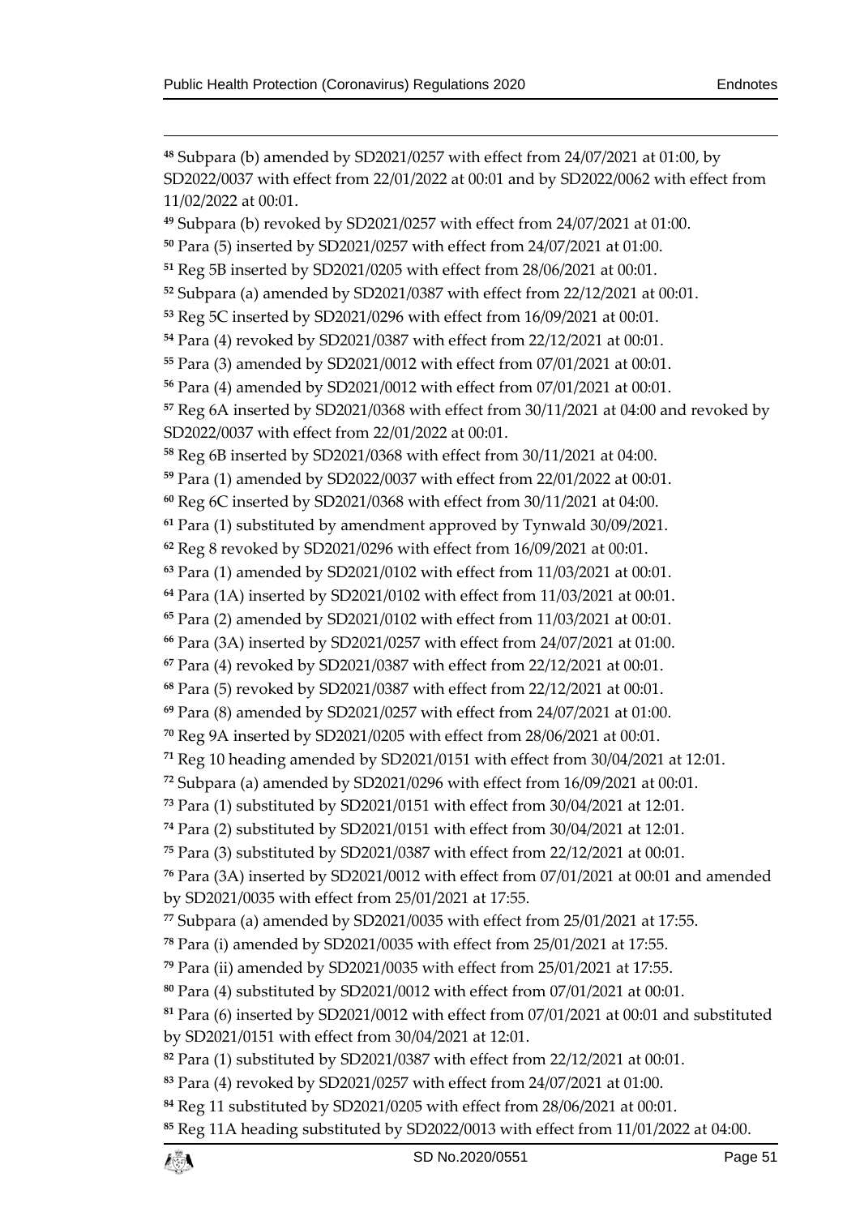[48] Subpara (b) amended by SD2021/0257 with effect from 24/07/2021 at 01:00, by SD2022/0037 with effect from 22/01/2022 at 00:01 and by SD2022/0062 with effect from 11/02/2022 at 00:01.

[49] Subpara (b) revoked by SD2021/0257 with effect from 24/07/2021 at 01:00.

[50] Para (5) inserted by SD2021/0257 with effect from 24/07/2021 at 01:00.

[51] Reg 5B inserted by SD2021/0205 with effect from 28/06/2021 at 00:01.

[52] Subpara (a) amended by SD2021/0387 with effect from 22/12/2021 at 00:01.

[53] Reg 5C inserted by SD2021/0296 with effect from 16/09/2021 at 00:01.

[54] Para (4) revoked by SD2021/0387 with effect from 22/12/2021 at 00:01.

[55] Para (3) amended by SD2021/0012 with effect from 07/01/2021 at 00:01.

[56] Para (4) amended by SD2021/0012 with effect from 07/01/2021 at 00:01.

[57] Reg 6A inserted by SD2021/0368 with effect from 30/11/2021 at 04:00 and revoked by SD2022/0037 with effect from 22/01/2022 at 00:01.

[58] Reg 6B inserted by SD2021/0368 with effect from 30/11/2021 at 04:00.

[59] Para (1) amended by SD2022/0037 with effect from 22/01/2022 at 00:01.

[60] Reg 6C inserted by SD2021/0368 with effect from 30/11/2021 at 04:00.

[61] Para (1) substituted by amendment approved by Tynwald 30/09/2021.

[62] Reg 8 revoked by SD2021/0296 with effect from 16/09/2021 at 00:01.

[63] Para (1) amended by SD2021/0102 with effect from 11/03/2021 at 00:01.

[64] Para (1A) inserted by SD2021/0102 with effect from 11/03/2021 at 00:01.

[65] Para (2) amended by SD2021/0102 with effect from 11/03/2021 at 00:01.

[66] Para (3A) inserted by SD2021/0257 with effect from 24/07/2021 at 01:00.

[67] Para (4) revoked by SD2021/0387 with effect from 22/12/2021 at 00:01.

[68] Para (5) revoked by SD2021/0387 with effect from 22/12/2021 at 00:01.

[69] Para (8) amended by SD2021/0257 with effect from 24/07/2021 at 01:00.

[70] Reg 9A inserted by SD2021/0205 with effect from 28/06/2021 at 00:01.

[71] Reg 10 heading amended by SD2021/0151 with effect from 30/04/2021 at 12:01.

[72] Subpara (a) amended by SD2021/0296 with effect from 16/09/2021 at 00:01.

[73] Para (1) substituted by SD2021/0151 with effect from 30/04/2021 at 12:01.

[74] Para (2) substituted by SD2021/0151 with effect from 30/04/2021 at 12:01.

[75] Para (3) substituted by SD2021/0387 with effect from 22/12/2021 at 00:01.

[76] Para (3A) inserted by SD2021/0012 with effect from 07/01/2021 at 00:01 and amended by SD2021/0035 with effect from 25/01/2021 at 17:55.

[77] Subpara (a) amended by SD2021/0035 with effect from 25/01/2021 at 17:55.

[78] Para (i) amended by SD2021/0035 with effect from 25/01/2021 at 17:55.

[79] Para (ii) amended by SD2021/0035 with effect from 25/01/2021 at 17:55.

[80] Para (4) substituted by SD2021/0012 with effect from 07/01/2021 at 00:01.

[81] Para (6) inserted by SD2021/0012 with effect from 07/01/2021 at 00:01 and substituted by SD2021/0151 with effect from 30/04/2021 at 12:01.

[82] Para (1) substituted by SD2021/0387 with effect from 22/12/2021 at 00:01.

[83] Para (4) revoked by SD2021/0257 with effect from 24/07/2021 at 01:00.

[84] Reg 11 substituted by SD2021/0205 with effect from 28/06/2021 at 00:01.

[85] Reg 11A heading substituted by SD2022/0013 with effect from 11/01/2022 at 04:00.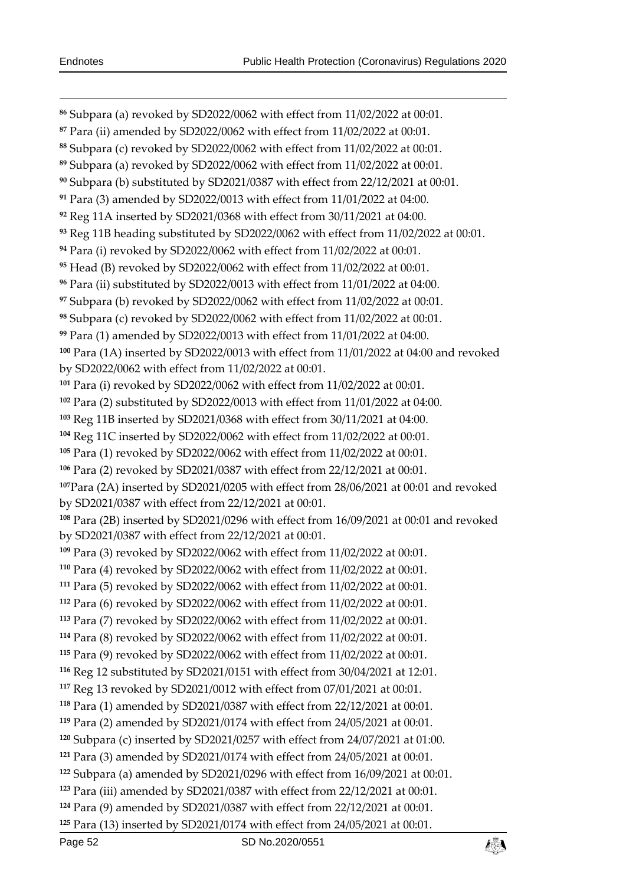[86] Subpara (a) revoked by SD2022/0062 with effect from 11/02/2022 at 00:01.

[87] Para (ii) amended by SD2022/0062 with effect from 11/02/2022 at 00:01.

[88] Subpara (c) revoked by SD2022/0062 with effect from 11/02/2022 at 00:01.

[89] Subpara (a) revoked by SD2022/0062 with effect from 11/02/2022 at 00:01.

[90] Subpara (b) substituted by SD2021/0387 with effect from 22/12/2021 at 00:01.

[91] Para (3) amended by SD2022/0013 with effect from 11/01/2022 at 04:00.

[92] Reg 11A inserted by SD2021/0368 with effect from 30/11/2021 at 04:00.

[93] Reg 11B heading substituted by SD2022/0062 with effect from 11/02/2022 at 00:01.

[94] Para (i) revoked by SD2022/0062 with effect from 11/02/2022 at 00:01.

[95] Head (B) revoked by SD2022/0062 with effect from 11/02/2022 at 00:01.

[96] Para (ii) substituted by SD2022/0013 with effect from 11/01/2022 at 04:00.

[97] Subpara (b) revoked by SD2022/0062 with effect from 11/02/2022 at 00:01.

[98] Subpara (c) revoked by SD2022/0062 with effect from 11/02/2022 at 00:01.

[99] Para (1) amended by SD2022/0013 with effect from 11/01/2022 at 04:00.

[100] Para (1A) inserted by SD2022/0013 with effect from 11/01/2022 at 04:00 and revoked by SD2022/0062 with effect from 11/02/2022 at 00:01.

[101] Para (i) revoked by SD2022/0062 with effect from 11/02/2022 at 00:01.

[102] Para (2) substituted by SD2022/0013 with effect from 11/01/2022 at 04:00.

[103] Reg 11B inserted by SD2021/0368 with effect from 30/11/2021 at 04:00.

[104] Reg 11C inserted by SD2022/0062 with effect from 11/02/2022 at 00:01.

[105] Para (1) revoked by SD2022/0062 with effect from 11/02/2022 at 00:01.

[106] Para (2) revoked by SD2021/0387 with effect from 22/12/2021 at 00:01.

[107] Para (2A) inserted by SD2021/0205 with effect from 28/06/2021 at 00:01 and revoked by SD2021/0387 with effect from 22/12/2021 at 00:01.

[108] Para (2B) inserted by SD2021/0296 with effect from 16/09/2021 at 00:01 and revoked by SD2021/0387 with effect from 22/12/2021 at 00:01.

[109] Para (3) revoked by SD2022/0062 with effect from 11/02/2022 at 00:01.

[110] Para (4) revoked by SD2022/0062 with effect from 11/02/2022 at 00:01.

[111] Para (5) revoked by SD2022/0062 with effect from 11/02/2022 at 00:01.

[112] Para (6) revoked by SD2022/0062 with effect from 11/02/2022 at 00:01.

[113] Para (7) revoked by SD2022/0062 with effect from 11/02/2022 at 00:01.

[114] Para (8) revoked by SD2022/0062 with effect from 11/02/2022 at 00:01.

[115] Para (9) revoked by SD2022/0062 with effect from 11/02/2022 at 00:01.

[116] Reg 12 substituted by SD2021/0151 with effect from 30/04/2021 at 12:01.

[117] Reg 13 revoked by SD2021/0012 with effect from 07/01/2021 at 00:01.

[118] Para (1) amended by SD2021/0387 with effect from 22/12/2021 at 00:01.

[119] Para (2) amended by SD2021/0174 with effect from 24/05/2021 at 00:01.

[120] Subpara (c) inserted by SD2021/0257 with effect from 24/07/2021 at 01:00.

[121] Para (3) amended by SD2021/0174 with effect from 24/05/2021 at 00:01.

[122] Subpara (a) amended by SD2021/0296 with effect from 16/09/2021 at 00:01.

[123] Para (iii) amended by SD2021/0387 with effect from 22/12/2021 at 00:01.

[124] Para (9) amended by SD2021/0387 with effect from 22/12/2021 at 00:01.

[125] Para (13) inserted by SD2021/0174 with effect from 24/05/2021 at 00:01.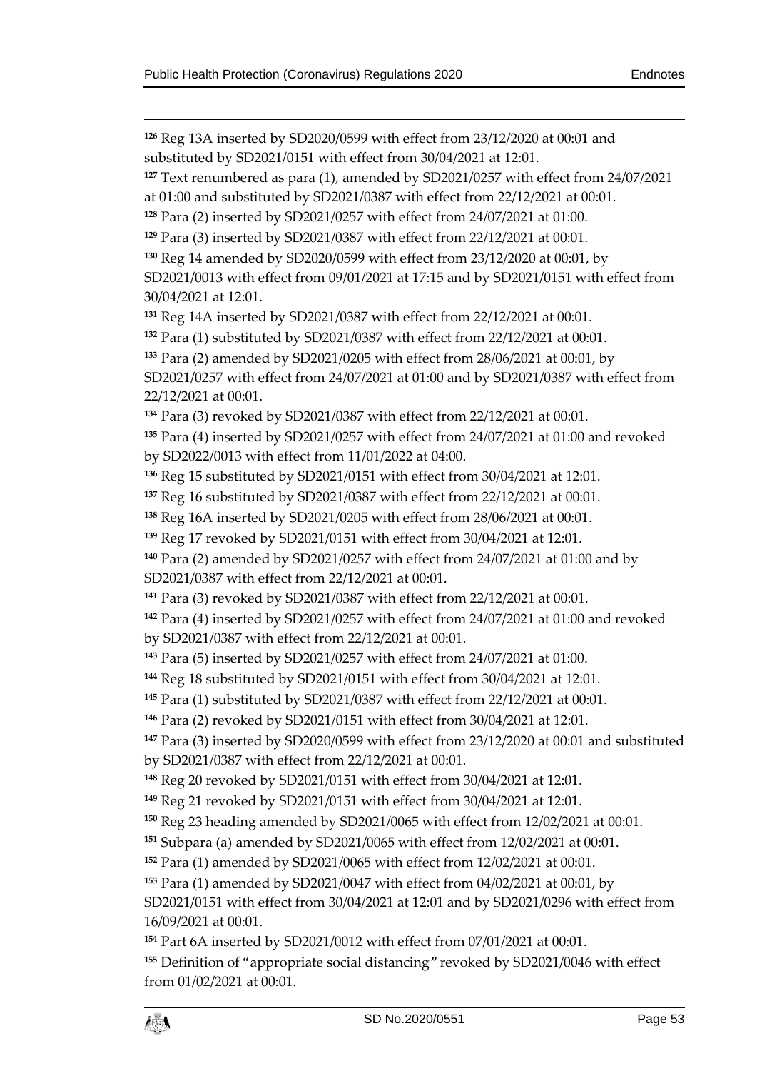[126] Reg 13A inserted by SD2020/0599 with effect from 23/12/2020 at 00:01 and substituted by SD2021/0151 with effect from 30/04/2021 at 12:01.

[127] Text renumbered as para (1), amended by SD2021/0257 with effect from 24/07/2021 at 01:00 and substituted by SD2021/0387 with effect from 22/12/2021 at 00:01.

[128] Para (2) inserted by SD2021/0257 with effect from 24/07/2021 at 01:00.

[129] Para (3) inserted by SD2021/0387 with effect from 22/12/2021 at 00:01.

[130] Reg 14 amended by SD2020/0599 with effect from 23/12/2020 at 00:01, by SD2021/0013 with effect from 09/01/2021 at 17:15 and by SD2021/0151 with effect from 30/04/2021 at 12:01.

[131] Reg 14A inserted by SD2021/0387 with effect from 22/12/2021 at 00:01.

[132] Para (1) substituted by SD2021/0387 with effect from 22/12/2021 at 00:01.

[133] Para (2) amended by SD2021/0205 with effect from 28/06/2021 at 00:01, by SD2021/0257 with effect from 24/07/2021 at 01:00 and by SD2021/0387 with effect from 22/12/2021 at 00:01.

[134] Para (3) revoked by SD2021/0387 with effect from 22/12/2021 at 00:01.

[135] Para (4) inserted by SD2021/0257 with effect from 24/07/2021 at 01:00 and revoked by SD2022/0013 with effect from 11/01/2022 at 04:00.

[136] Reg 15 substituted by SD2021/0151 with effect from 30/04/2021 at 12:01.

[137] Reg 16 substituted by SD2021/0387 with effect from 22/12/2021 at 00:01.

[138] Reg 16A inserted by SD2021/0205 with effect from 28/06/2021 at 00:01.

[139] Reg 17 revoked by SD2021/0151 with effect from 30/04/2021 at 12:01.

[140] Para (2) amended by SD2021/0257 with effect from 24/07/2021 at 01:00 and by SD2021/0387 with effect from 22/12/2021 at 00:01.

[141] Para (3) revoked by SD2021/0387 with effect from 22/12/2021 at 00:01.

[142] Para (4) inserted by SD2021/0257 with effect from 24/07/2021 at 01:00 and revoked by SD2021/0387 with effect from 22/12/2021 at 00:01.

[143] Para (5) inserted by SD2021/0257 with effect from 24/07/2021 at 01:00.

[144] Reg 18 substituted by SD2021/0151 with effect from 30/04/2021 at 12:01.

[145] Para (1) substituted by SD2021/0387 with effect from 22/12/2021 at 00:01.

[146] Para (2) revoked by SD2021/0151 with effect from 30/04/2021 at 12:01.

[147] Para (3) inserted by SD2020/0599 with effect from 23/12/2020 at 00:01 and substituted by SD2021/0387 with effect from 22/12/2021 at 00:01.

[148] Reg 20 revoked by SD2021/0151 with effect from 30/04/2021 at 12:01.

[149] Reg 21 revoked by SD2021/0151 with effect from 30/04/2021 at 12:01.

[150] Reg 23 heading amended by SD2021/0065 with effect from 12/02/2021 at 00:01.

[151] Subpara (a) amended by SD2021/0065 with effect from 12/02/2021 at 00:01.

[152] Para (1) amended by SD2021/0065 with effect from 12/02/2021 at 00:01.

[153] Para (1) amended by SD2021/0047 with effect from 04/02/2021 at 00:01, by SD2021/0151 with effect from 30/04/2021 at 12:01 and by SD2021/0296 with effect from 16/09/2021 at 00:01.

[154] Part 6A inserted by SD2021/0012 with effect from 07/01/2021 at 00:01.

[155] Definition of "appropriate social distancing" revoked by SD2021/0046 with effect from 01/02/2021 at 00:01.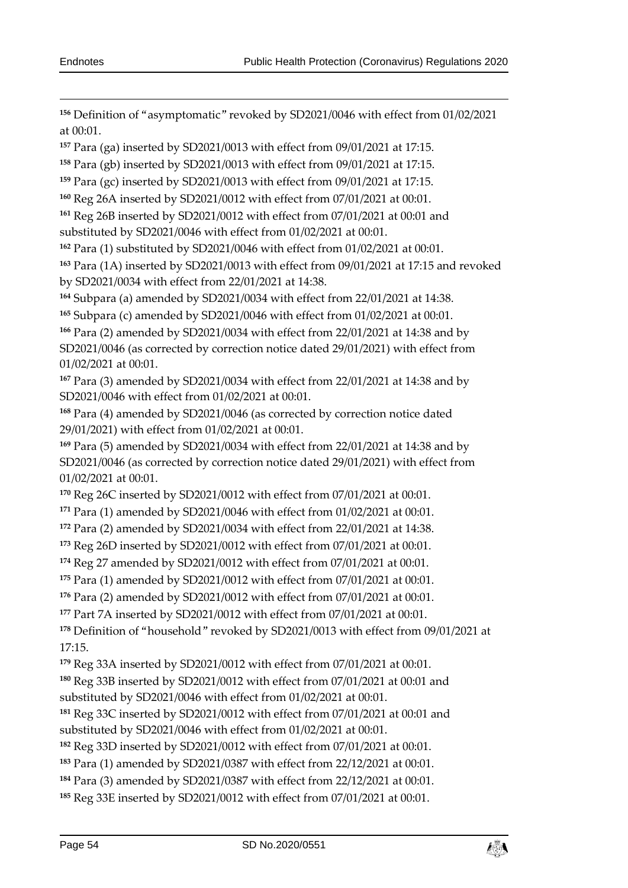[156] Definition of "asymptomatic" revoked by SD2021/0046 with effect from 01/02/2021 at 00:01.

[157] Para (ga) inserted by SD2021/0013 with effect from 09/01/2021 at 17:15.

[158] Para (gb) inserted by SD2021/0013 with effect from 09/01/2021 at 17:15.

[159] Para (gc) inserted by SD2021/0013 with effect from 09/01/2021 at 17:15.

[160] Reg 26A inserted by SD2021/0012 with effect from 07/01/2021 at 00:01.

[161] Reg 26B inserted by SD2021/0012 with effect from 07/01/2021 at 00:01 and substituted by SD2021/0046 with effect from 01/02/2021 at 00:01.

[162] Para (1) substituted by SD2021/0046 with effect from 01/02/2021 at 00:01.

[163] Para (1A) inserted by SD2021/0013 with effect from 09/01/2021 at 17:15 and revoked by SD2021/0034 with effect from 22/01/2021 at 14:38.

[164] Subpara (a) amended by SD2021/0034 with effect from 22/01/2021 at 14:38.

[165] Subpara (c) amended by SD2021/0046 with effect from 01/02/2021 at 00:01.

[166] Para (2) amended by SD2021/0034 with effect from 22/01/2021 at 14:38 and by SD2021/0046 (as corrected by correction notice dated 29/01/2021) with effect from 01/02/2021 at 00:01.

[167] Para (3) amended by SD2021/0034 with effect from 22/01/2021 at 14:38 and by SD2021/0046 with effect from 01/02/2021 at 00:01.

[168] Para (4) amended by SD2021/0046 (as corrected by correction notice dated 29/01/2021) with effect from 01/02/2021 at 00:01.

[169] Para (5) amended by SD2021/0034 with effect from 22/01/2021 at 14:38 and by SD2021/0046 (as corrected by correction notice dated 29/01/2021) with effect from 01/02/2021 at 00:01.

[170] Reg 26C inserted by SD2021/0012 with effect from 07/01/2021 at 00:01.

[171] Para (1) amended by SD2021/0046 with effect from 01/02/2021 at 00:01.

[172] Para (2) amended by SD2021/0034 with effect from 22/01/2021 at 14:38.

[173] Reg 26D inserted by SD2021/0012 with effect from 07/01/2021 at 00:01.

[174] Reg 27 amended by SD2021/0012 with effect from 07/01/2021 at 00:01.

[175] Para (1) amended by SD2021/0012 with effect from 07/01/2021 at 00:01.

[176] Para (2) amended by SD2021/0012 with effect from 07/01/2021 at 00:01.

[177] Part 7A inserted by SD2021/0012 with effect from 07/01/2021 at 00:01.

[178] Definition of "household" revoked by SD2021/0013 with effect from 09/01/2021 at 17:15.

[179] Reg 33A inserted by SD2021/0012 with effect from 07/01/2021 at 00:01.

[180] Reg 33B inserted by SD2021/0012 with effect from 07/01/2021 at 00:01 and substituted by SD2021/0046 with effect from 01/02/2021 at 00:01.

[181] Reg 33C inserted by SD2021/0012 with effect from 07/01/2021 at 00:01 and substituted by SD2021/0046 with effect from 01/02/2021 at 00:01.

[182] Reg 33D inserted by SD2021/0012 with effect from 07/01/2021 at 00:01.

[183] Para (1) amended by SD2021/0387 with effect from 22/12/2021 at 00:01.

[184] Para (3) amended by SD2021/0387 with effect from 22/12/2021 at 00:01.

[185] Reg 33E inserted by SD2021/0012 with effect from 07/01/2021 at 00:01.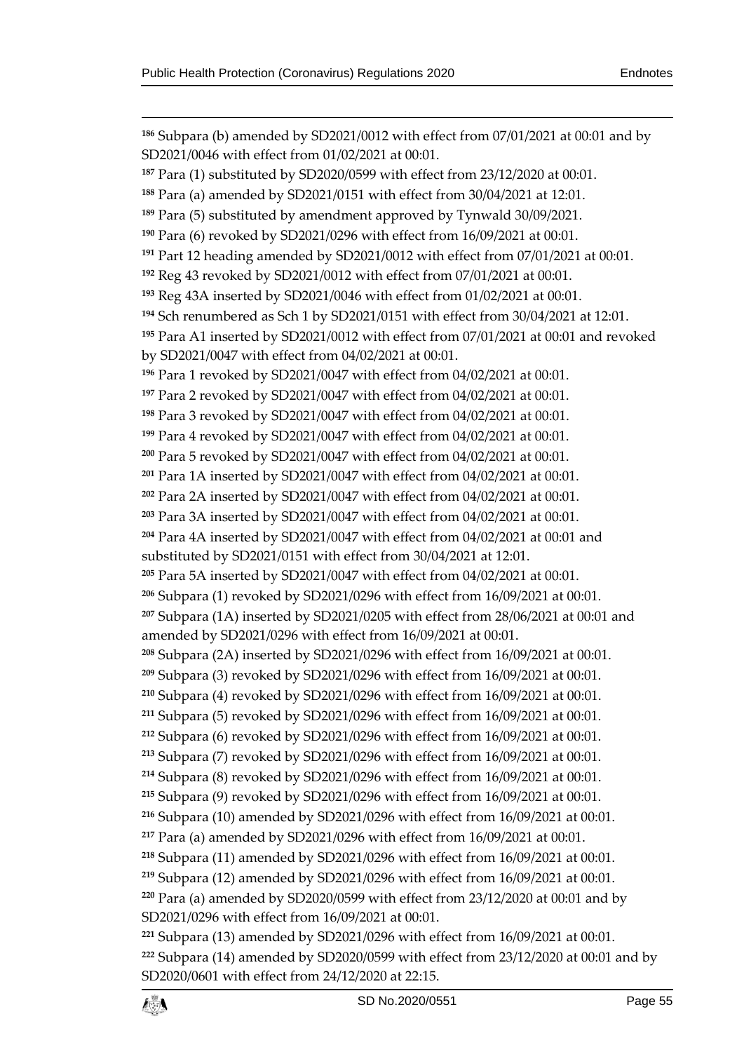[186] Subpara (b) amended by SD2021/0012 with effect from 07/01/2021 at 00:01 and by SD2021/0046 with effect from 01/02/2021 at 00:01.

[187] Para (1) substituted by SD2020/0599 with effect from 23/12/2020 at 00:01.

[188] Para (a) amended by SD2021/0151 with effect from 30/04/2021 at 12:01.

[189] Para (5) substituted by amendment approved by Tynwald 30/09/2021.

[190] Para (6) revoked by SD2021/0296 with effect from 16/09/2021 at 00:01.

[191] Part 12 heading amended by SD2021/0012 with effect from 07/01/2021 at 00:01.

[192] Reg 43 revoked by SD2021/0012 with effect from 07/01/2021 at 00:01.

[193] Reg 43A inserted by SD2021/0046 with effect from 01/02/2021 at 00:01.

[194] Sch renumbered as Sch 1 by SD2021/0151 with effect from 30/04/2021 at 12:01.

[195] Para A1 inserted by SD2021/0012 with effect from 07/01/2021 at 00:01 and revoked by SD2021/0047 with effect from 04/02/2021 at 00:01.

[196] Para 1 revoked by SD2021/0047 with effect from 04/02/2021 at 00:01.

[197] Para 2 revoked by SD2021/0047 with effect from 04/02/2021 at 00:01.

[198] Para 3 revoked by SD2021/0047 with effect from 04/02/2021 at 00:01.

[199] Para 4 revoked by SD2021/0047 with effect from 04/02/2021 at 00:01.

[200] Para 5 revoked by SD2021/0047 with effect from 04/02/2021 at 00:01.

[201] Para 1A inserted by SD2021/0047 with effect from 04/02/2021 at 00:01.

[202] Para 2A inserted by SD2021/0047 with effect from 04/02/2021 at 00:01.

[203] Para 3A inserted by SD2021/0047 with effect from 04/02/2021 at 00:01.

[204] Para 4A inserted by SD2021/0047 with effect from 04/02/2021 at 00:01 and substituted by SD2021/0151 with effect from 30/04/2021 at 12:01.

[205] Para 5A inserted by SD2021/0047 with effect from 04/02/2021 at 00:01.

[206] Subpara (1) revoked by SD2021/0296 with effect from 16/09/2021 at 00:01.

[207] Subpara (1A) inserted by SD2021/0205 with effect from 28/06/2021 at 00:01 and amended by SD2021/0296 with effect from 16/09/2021 at 00:01.

[208] Subpara (2A) inserted by SD2021/0296 with effect from 16/09/2021 at 00:01.

[209] Subpara (3) revoked by SD2021/0296 with effect from 16/09/2021 at 00:01.

[210] Subpara (4) revoked by SD2021/0296 with effect from 16/09/2021 at 00:01.

[211] Subpara (5) revoked by SD2021/0296 with effect from 16/09/2021 at 00:01.

[212] Subpara (6) revoked by SD2021/0296 with effect from 16/09/2021 at 00:01.

[213] Subpara (7) revoked by SD2021/0296 with effect from 16/09/2021 at 00:01.

[214] Subpara (8) revoked by SD2021/0296 with effect from 16/09/2021 at 00:01.

[215] Subpara (9) revoked by SD2021/0296 with effect from 16/09/2021 at 00:01.

[216] Subpara (10) amended by SD2021/0296 with effect from 16/09/2021 at 00:01.

[217] Para (a) amended by SD2021/0296 with effect from 16/09/2021 at 00:01.

[218] Subpara (11) amended by SD2021/0296 with effect from 16/09/2021 at 00:01.

[219] Subpara (12) amended by SD2021/0296 with effect from 16/09/2021 at 00:01.

[220] Para (a) amended by SD2020/0599 with effect from 23/12/2020 at 00:01 and by SD2021/0296 with effect from 16/09/2021 at 00:01.

[221] Subpara (13) amended by SD2021/0296 with effect from 16/09/2021 at 00:01.

[222] Subpara (14) amended by SD2020/0599 with effect from 23/12/2020 at 00:01 and by SD2020/0601 with effect from 24/12/2020 at 22:15.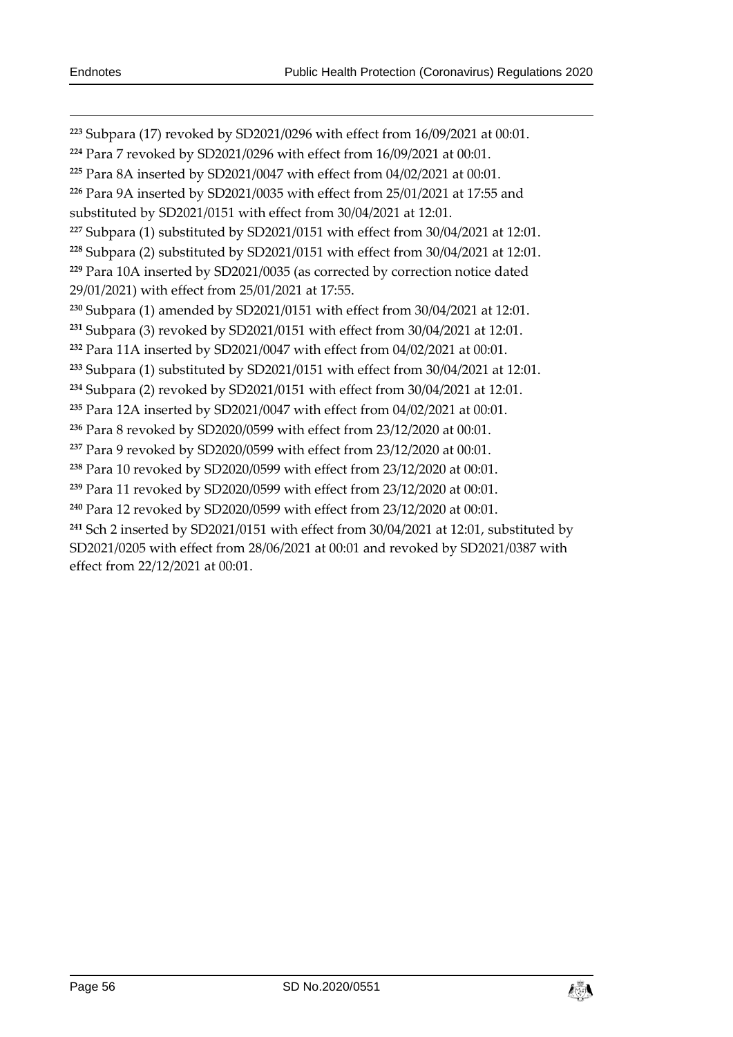[223] Subpara (17) revoked by SD2021/0296 with effect from 16/09/2021 at 00:01.

[224] Para 7 revoked by SD2021/0296 with effect from 16/09/2021 at 00:01.

[225] Para 8A inserted by SD2021/0047 with effect from 04/02/2021 at 00:01.

[226] Para 9A inserted by SD2021/0035 with effect from 25/01/2021 at 17:55 and substituted by SD2021/0151 with effect from 30/04/2021 at 12:01.

[227] Subpara (1) substituted by SD2021/0151 with effect from 30/04/2021 at 12:01.

[228] Subpara (2) substituted by SD2021/0151 with effect from 30/04/2021 at 12:01.

[229] Para 10A inserted by SD2021/0035 (as corrected by correction notice dated 29/01/2021) with effect from 25/01/2021 at 17:55.

[230] Subpara (1) amended by SD2021/0151 with effect from 30/04/2021 at 12:01.

[231] Subpara (3) revoked by SD2021/0151 with effect from 30/04/2021 at 12:01.

[232] Para 11A inserted by SD2021/0047 with effect from 04/02/2021 at 00:01.

[233] Subpara (1) substituted by SD2021/0151 with effect from 30/04/2021 at 12:01.

[234] Subpara (2) revoked by SD2021/0151 with effect from 30/04/2021 at 12:01.

[235] Para 12A inserted by SD2021/0047 with effect from 04/02/2021 at 00:01.

[236] Para 8 revoked by SD2020/0599 with effect from 23/12/2020 at 00:01.

[237] Para 9 revoked by SD2020/0599 with effect from 23/12/2020 at 00:01.

[238] Para 10 revoked by SD2020/0599 with effect from 23/12/2020 at 00:01.

[239] Para 11 revoked by SD2020/0599 with effect from 23/12/2020 at 00:01.

[240] Para 12 revoked by SD2020/0599 with effect from 23/12/2020 at 00:01.

[241] Sch 2 inserted by SD2021/0151 with effect from 30/04/2021 at 12:01, substituted by SD2021/0205 with effect from 28/06/2021 at 00:01 and revoked by SD2021/0387 with effect from 22/12/2021 at 00:01.